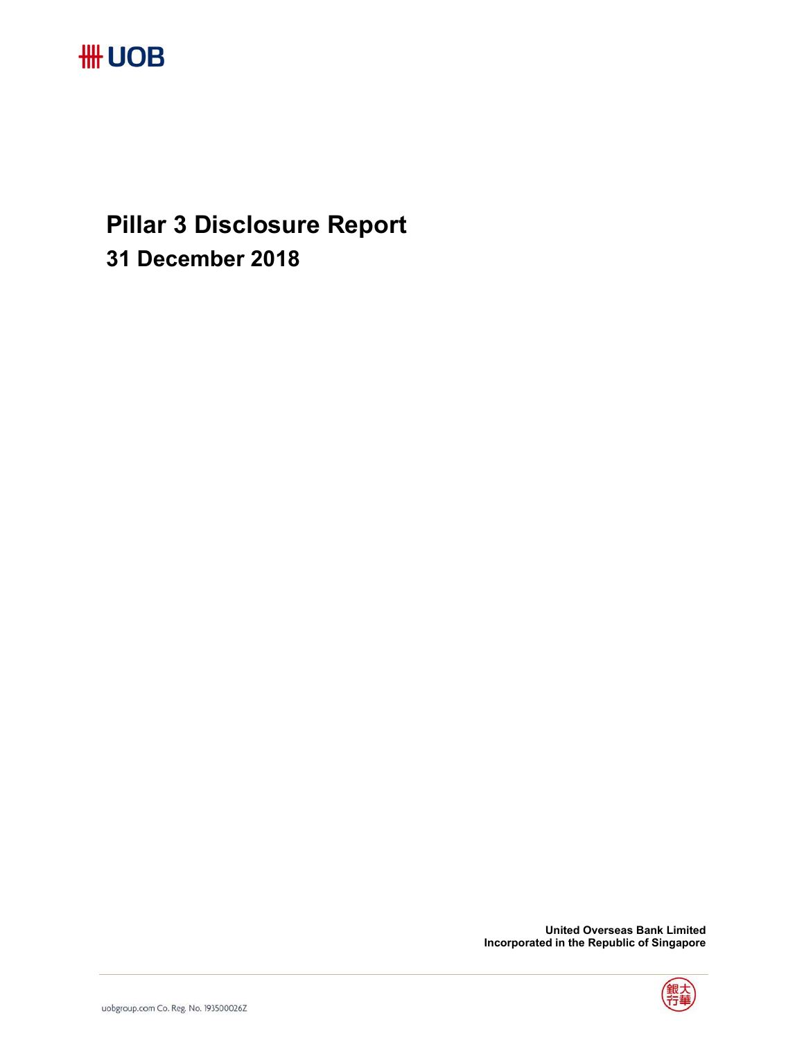UOB

# Pillar 3 Disclosure Report

## 31 December 2018

**United Overseas Bank Limited**
**Incorporated in the Republic of Singapore**

uobgroup.com Co. Reg. No. 193500026Z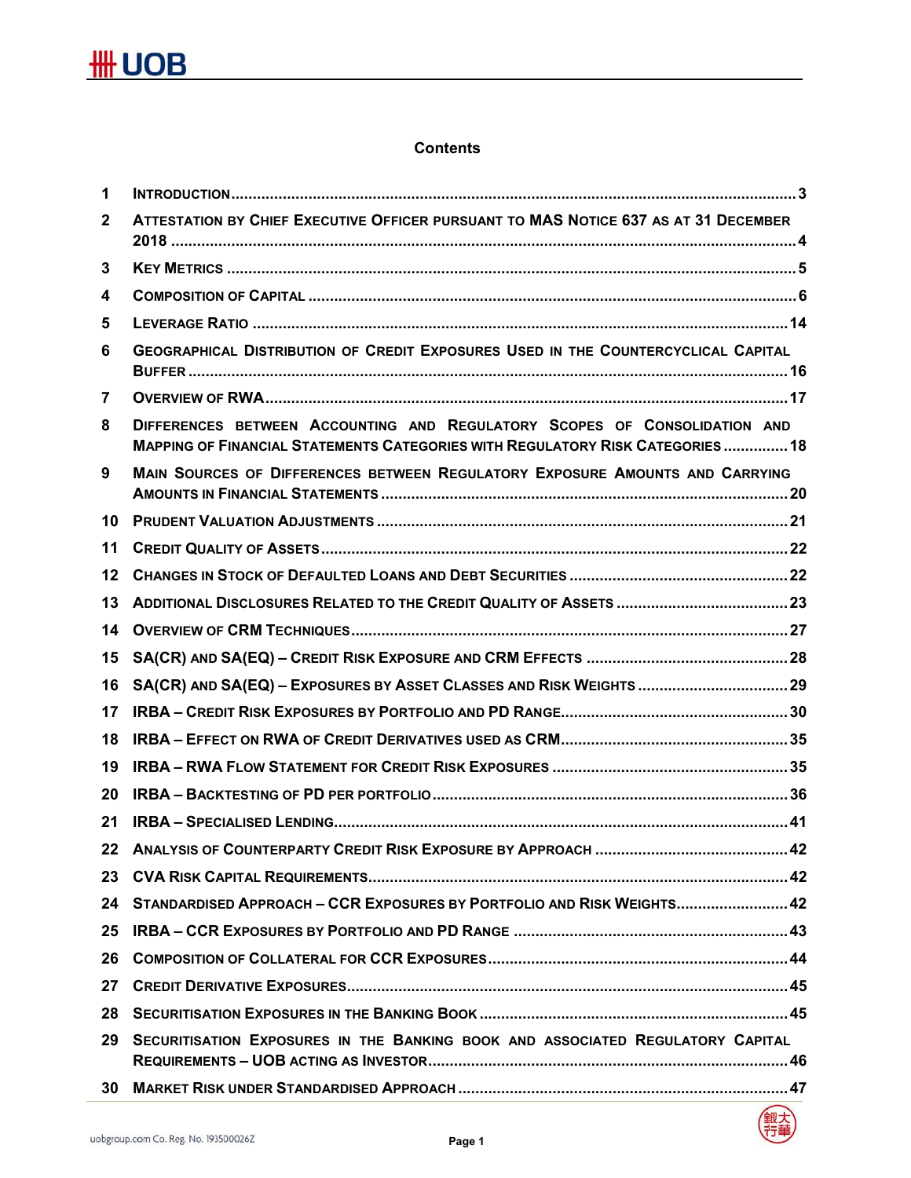# Contents

| | | |
|---|---|---|
| 1 | Introduction | 3 |
| 2 | Attestation by Chief Executive Officer pursuant to MAS Notice 637 as at 31 December 2018 | 4 |
| 3 | Key Metrics | 5 |
| 4 | Composition of Capital | 6 |
| 5 | Leverage Ratio | 14 |
| 6 | Geographical Distribution of Credit Exposures Used in the Countercyclical Capital Buffer | 16 |
| 7 | Overview of RWA | 17 |
| 8 | Differences between Accounting and Regulatory Scopes of Consolidation and Mapping of Financial Statements Categories with Regulatory Risk Categories | 18 |
| 9 | Main Sources of Differences between Regulatory Exposure Amounts and Carrying Amounts in Financial Statements | 20 |
| 10 | Prudent Valuation Adjustments | 21 |
| 11 | Credit Quality of Assets | 22 |
| 12 | Changes in Stock of Defaulted Loans and Debt Securities | 22 |
| 13 | Additional Disclosures Related to the Credit Quality of Assets | 23 |
| 14 | Overview of CRM Techniques | 27 |
| 15 | SA(CR) and SA(EQ) – Credit Risk Exposure and CRM Effects | 28 |
| 16 | SA(CR) and SA(EQ) – Exposures by Asset Classes and Risk Weights | 29 |
| 17 | IRBA – Credit Risk Exposures by Portfolio and PD Range | 30 |
| 18 | IRBA – Effect on RWA of Credit Derivatives used as CRM | 35 |
| 19 | IRBA – RWA Flow Statement for Credit Risk Exposures | 35 |
| 20 | IRBA – Backtesting of PD per Portfolio | 36 |
| 21 | IRBA – Specialised Lending | 41 |
| 22 | Analysis of Counterparty Credit Risk Exposure by Approach | 42 |
| 23 | CVA Risk Capital Requirements | 42 |
| 24 | Standardised Approach – CCR Exposures by Portfolio and Risk Weights | 42 |
| 25 | IRBA – CCR Exposures by Portfolio and PD Range | 43 |
| 26 | Composition of Collateral for CCR Exposures | 44 |
| 27 | Credit Derivative Exposures | 45 |
| 28 | Securitisation Exposures in the Banking Book | 45 |
| 29 | Securitisation Exposures in the Banking book and associated Regulatory Capital Requirements – UOB acting as Investor | 46 |
| 30 | Market Risk under Standardised Approach | 47 |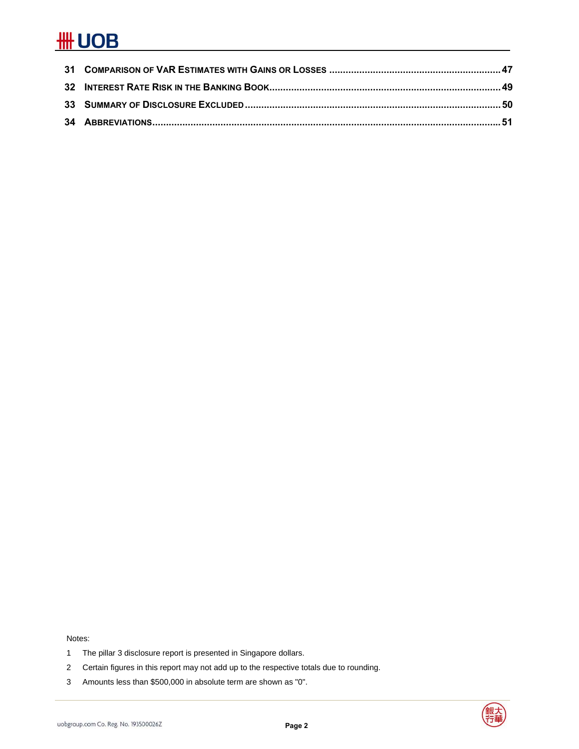| | | |
|---|---|---|
| 31 | COMPARISON OF VAR ESTIMATES WITH GAINS OR LOSSES | 47 |
| 32 | INTEREST RATE RISK IN THE BANKING BOOK | 49 |
| 33 | SUMMARY OF DISCLOSURE EXCLUDED | 50 |
| 34 | ABBREVIATIONS | 51 |

Notes:

1 The pillar 3 disclosure report is presented in Singapore dollars.

2 Certain figures in this report may not add up to the respective totals due to rounding.

3 Amounts less than $500,000 in absolute term are shown as "0".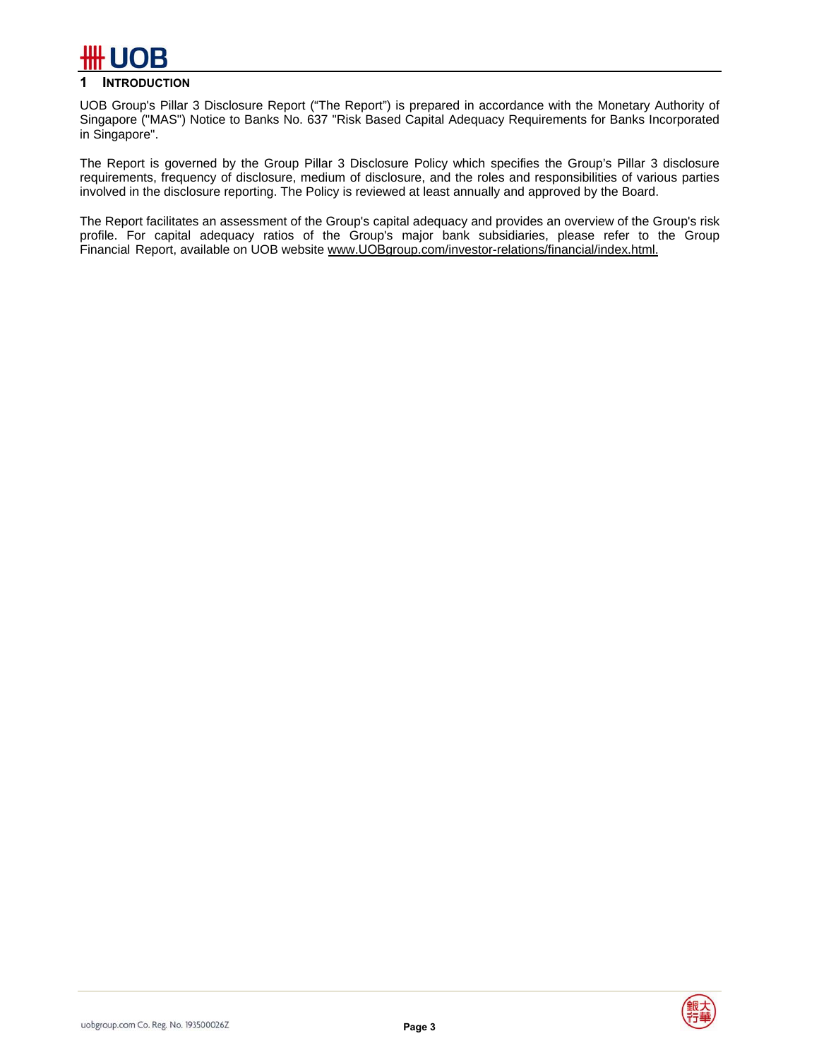# 1 INTRODUCTION

UOB Group's Pillar 3 Disclosure Report ("The Report") is prepared in accordance with the Monetary Authority of Singapore ("MAS") Notice to Banks No. 637 "Risk Based Capital Adequacy Requirements for Banks Incorporated in Singapore".

The Report is governed by the Group Pillar 3 Disclosure Policy which specifies the Group's Pillar 3 disclosure requirements, frequency of disclosure, medium of disclosure, and the roles and responsibilities of various parties involved in the disclosure reporting. The Policy is reviewed at least annually and approved by the Board.

The Report facilitates an assessment of the Group's capital adequacy and provides an overview of the Group's risk profile. For capital adequacy ratios of the Group's major bank subsidiaries, please refer to the Group Financial Report, available on UOB website www.UOBgroup.com/investor-relations/financial/index.html.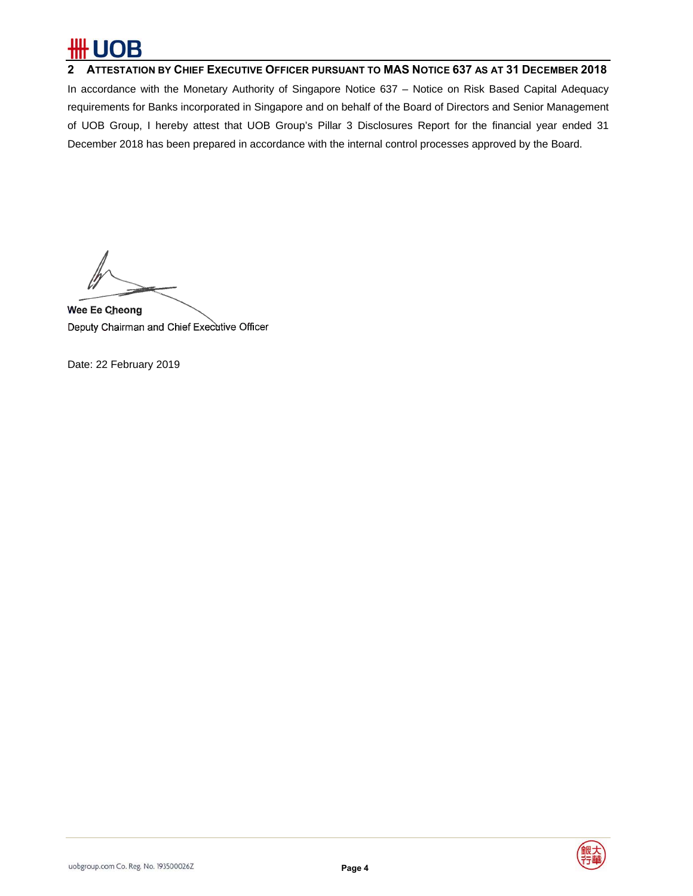## 2 ATTESTATION BY CHIEF EXECUTIVE OFFICER PURSUANT TO MAS NOTICE 637 AS AT 31 DECEMBER 2018

In accordance with the Monetary Authority of Singapore Notice 637 – Notice on Risk Based Capital Adequacy requirements for Banks incorporated in Singapore and on behalf of the Board of Directors and Senior Management of UOB Group, I hereby attest that UOB Group's Pillar 3 Disclosures Report for the financial year ended 31 December 2018 has been prepared in accordance with the internal control processes approved by the Board.

**Wee Ee Cheong**
Deputy Chairman and Chief Executive Officer

Date: 22 February 2019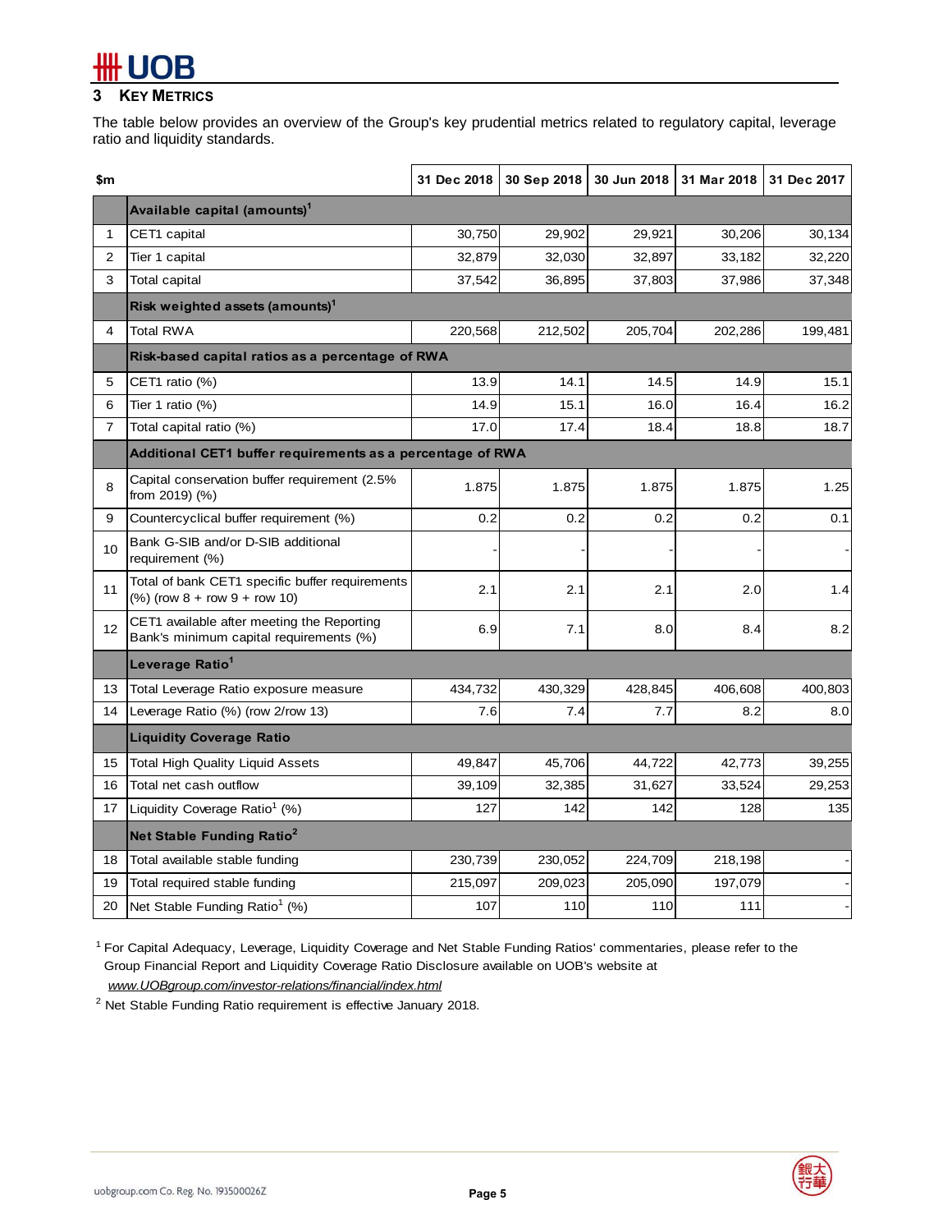## 3 KEY METRICS

The table below provides an overview of the Group's key prudential metrics related to regulatory capital, leverage ratio and liquidity standards.

| | $m | 31 Dec 2018 | 30 Sep 2018 | 30 Jun 2018 | 31 Mar 2018 | 31 Dec 2017 |
|---|---|---|---|---|---|---|
| | **Available capital (amounts)[1]** | | | | | |
| 1 | CET1 capital | 30,750 | 29,902 | 29,921 | 30,206 | 30,134 |
| 2 | Tier 1 capital | 32,879 | 32,030 | 32,897 | 33,182 | 32,220 |
| 3 | Total capital | 37,542 | 36,895 | 37,803 | 37,986 | 37,348 |
| | **Risk weighted assets (amounts)[1]** | | | | | |
| 4 | Total RWA | 220,568 | 212,502 | 205,704 | 202,286 | 199,481 |
| | **Risk-based capital ratios as a percentage of RWA** | | | | | |
| 5 | CET1 ratio (%) | 13.9 | 14.1 | 14.5 | 14.9 | 15.1 |
| 6 | Tier 1 ratio (%) | 14.9 | 15.1 | 16.0 | 16.4 | 16.2 |
| 7 | Total capital ratio (%) | 17.0 | 17.4 | 18.4 | 18.8 | 18.7 |
| | **Additional CET1 buffer requirements as a percentage of RWA** | | | | | |
| 8 | Capital conservation buffer requirement (2.5% from 2019) (%) | 1.875 | 1.875 | 1.875 | 1.875 | 1.25 |
| 9 | Countercyclical buffer requirement (%) | 0.2 | 0.2 | 0.2 | 0.2 | 0.1 |
| 10 | Bank G-SIB and/or D-SIB additional requirement (%) | - | - | - | - | - |
| 11 | Total of bank CET1 specific buffer requirements (%) (row 8 + row 9 + row 10) | 2.1 | 2.1 | 2.1 | 2.0 | 1.4 |
| 12 | CET1 available after meeting the Reporting Bank's minimum capital requirements (%) | 6.9 | 7.1 | 8.0 | 8.4 | 8.2 |
| | **Leverage Ratio[1]** | | | | | |
| 13 | Total Leverage Ratio exposure measure | 434,732 | 430,329 | 428,845 | 406,608 | 400,803 |
| 14 | Leverage Ratio (%) (row 2/row 13) | 7.6 | 7.4 | 7.7 | 8.2 | 8.0 |
| | **Liquidity Coverage Ratio** | | | | | |
| 15 | Total High Quality Liquid Assets | 49,847 | 45,706 | 44,722 | 42,773 | 39,255 |
| 16 | Total net cash outflow | 39,109 | 32,385 | 31,627 | 33,524 | 29,253 |
| 17 | Liquidity Coverage Ratio[1] (%) | 127 | 142 | 142 | 128 | 135 |
| | **Net Stable Funding Ratio[2]** | | | | | |
| 18 | Total available stable funding | 230,739 | 230,052 | 224,709 | 218,198 | - |
| 19 | Total required stable funding | 215,097 | 209,023 | 205,090 | 197,079 | - |
| 20 | Net Stable Funding Ratio[1] (%) | 107 | 110 | 110 | 111 | - |

[1] For Capital Adequacy, Leverage, Liquidity Coverage and Net Stable Funding Ratios' commentaries, please refer to the Group Financial Report and Liquidity Coverage Ratio Disclosure available on UOB's website at *www.UOBgroup.com/investor-relations/financial/index.html*

[2] Net Stable Funding Ratio requirement is effective January 2018.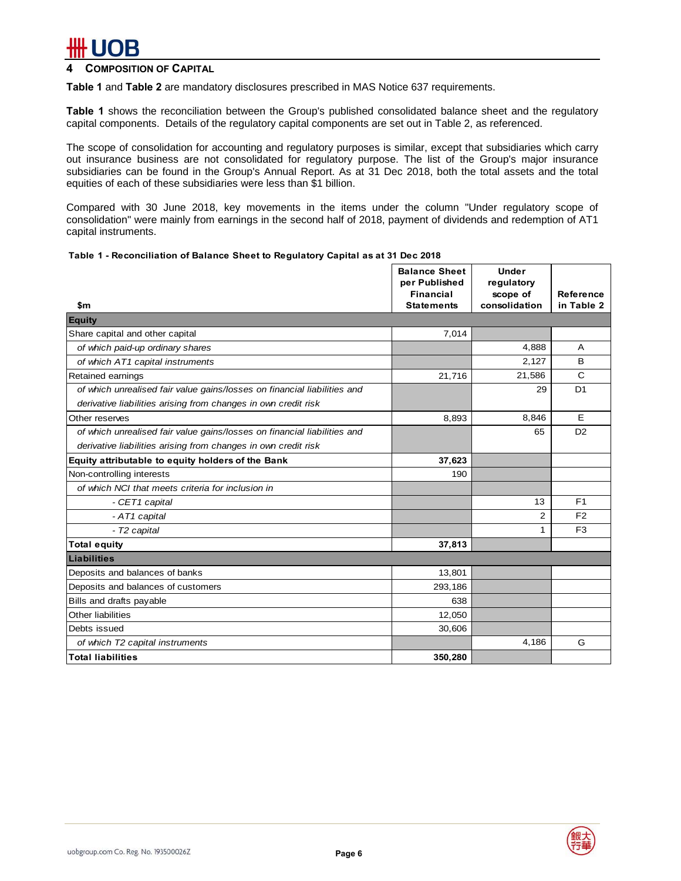## 4 Composition of Capital

**Table 1** and **Table 2** are mandatory disclosures prescribed in MAS Notice 637 requirements.

**Table 1** shows the reconciliation between the Group's published consolidated balance sheet and the regulatory capital components. Details of the regulatory capital components are set out in Table 2, as referenced.

The scope of consolidation for accounting and regulatory purposes is similar, except that subsidiaries which carry out insurance business are not consolidated for regulatory purpose. The list of the Group's major insurance subsidiaries can be found in the Group's Annual Report. As at 31 Dec 2018, both the total assets and the total equities of each of these subsidiaries were less than $1 billion.

Compared with 30 June 2018, key movements in the items under the column "Under regulatory scope of consolidation" were mainly from earnings in the second half of 2018, payment of dividends and redemption of AT1 capital instruments.

**Table 1 - Reconciliation of Balance Sheet to Regulatory Capital as at 31 Dec 2018**

| $m | Balance Sheet per Published Financial Statements | Under regulatory scope of consolidation | Reference in Table 2 |
|---|---|---|---|
| **Equity** | | | |
| Share capital and other capital | 7,014 | | |
| *of which paid-up ordinary shares* | | 4,888 | A |
| *of which AT1 capital instruments* | | 2,127 | B |
| Retained earnings | 21,716 | 21,586 | C |
| *of which unrealised fair value gains/losses on financial liabilities and derivative liabilities arising from changes in own credit risk* | | 29 | D1 |
| Other reserves | 8,893 | 8,846 | E |
| *of which unrealised fair value gains/losses on financial liabilities and derivative liabilities arising from changes in own credit risk* | | 65 | D2 |
| **Equity attributable to equity holders of the Bank** | **37,623** | | |
| Non-controlling interests | 190 | | |
| *of which NCI that meets criteria for inclusion in* | | | |
| *- CET1 capital* | | 13 | F1 |
| *- AT1 capital* | | 2 | F2 |
| *- T2 capital* | | 1 | F3 |
| **Total equity** | **37,813** | | |
| **Liabilities** | | | |
| Deposits and balances of banks | 13,801 | | |
| Deposits and balances of customers | 293,186 | | |
| Bills and drafts payable | 638 | | |
| Other liabilities | 12,050 | | |
| Debts issued | 30,606 | | |
| *of which T2 capital instruments* | | 4,186 | G |
| **Total liabilities** | **350,280** | | |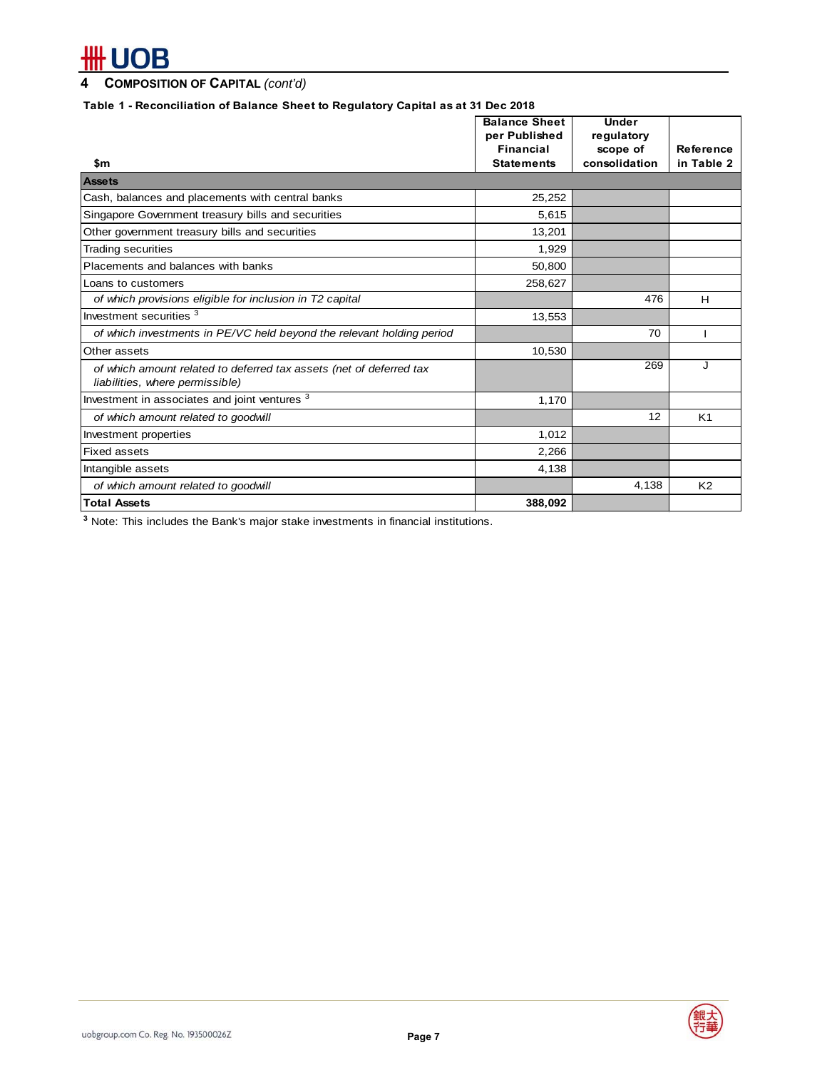## 4 COMPOSITION OF CAPITAL *(cont'd)*

**Table 1 - Reconciliation of Balance Sheet to Regulatory Capital as at 31 Dec 2018**

| $m | Balance Sheet per Published Financial Statements | Under regulatory scope of consolidation | Reference in Table 2 |
|---|---|---|---|
| **Assets** | | | |
| Cash, balances and placements with central banks | 25,252 | | |
| Singapore Government treasury bills and securities | 5,615 | | |
| Other government treasury bills and securities | 13,201 | | |
| Trading securities | 1,929 | | |
| Placements and balances with banks | 50,800 | | |
| Loans to customers | 258,627 | | |
| *of which provisions eligible for inclusion in T2 capital* | | 476 | H |
| Investment securities [3] | 13,553 | | |
| *of which investments in PE/VC held beyond the relevant holding period* | | 70 | I |
| Other assets | 10,530 | | |
| *of which amount related to deferred tax assets (net of deferred tax liabilities, where permissible)* | | 269 | J |
| Investment in associates and joint ventures [3] | 1,170 | | |
| *of which amount related to goodwill* | | 12 | K1 |
| Investment properties | 1,012 | | |
| Fixed assets | 2,266 | | |
| Intangible assets | 4,138 | | |
| *of which amount related to goodwill* | | 4,138 | K2 |
| **Total Assets** | **388,092** | | |

[3] Note: This includes the Bank's major stake investments in financial institutions.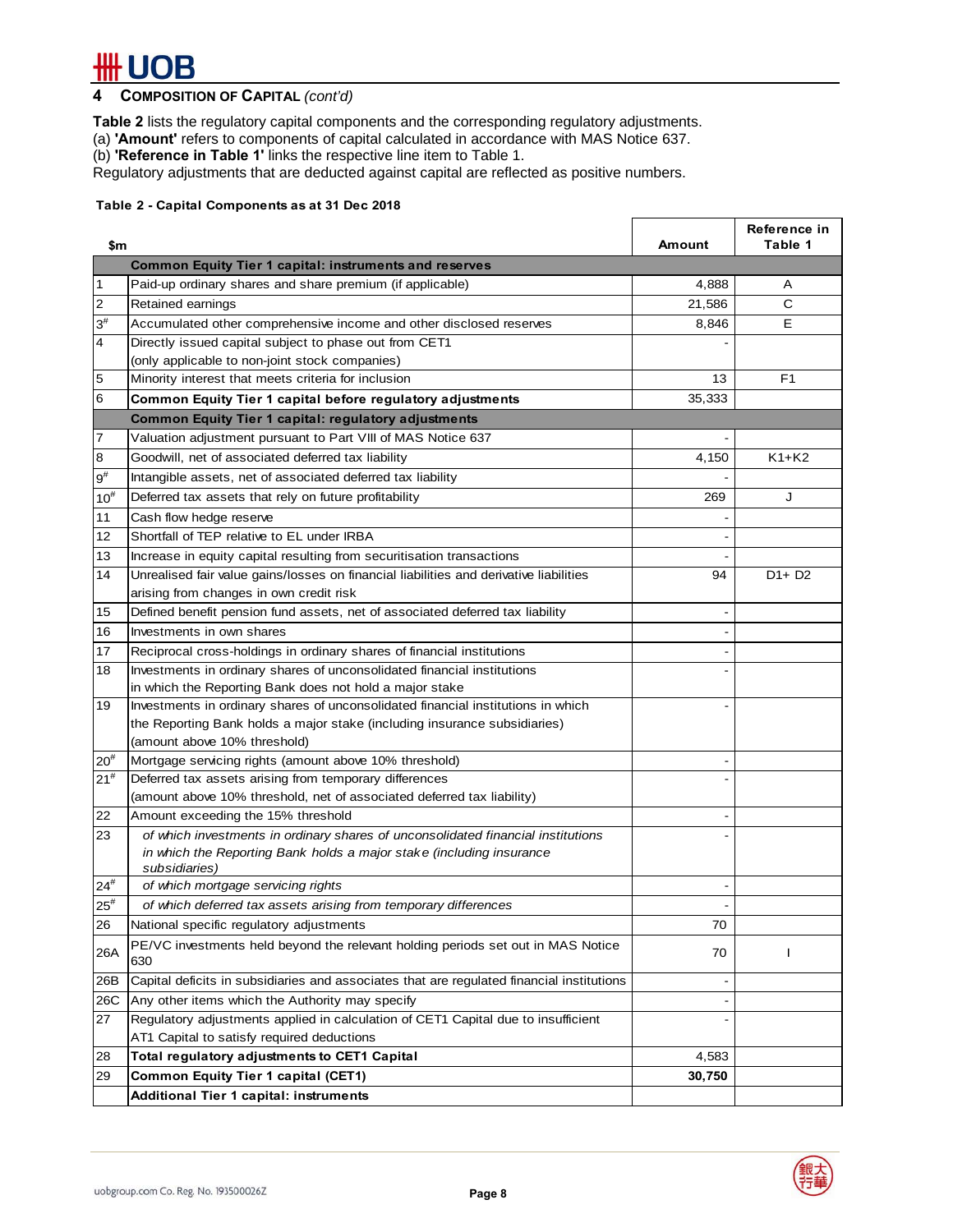## 4 COMPOSITION OF CAPITAL *(cont'd)*

**Table 2** lists the regulatory capital components and the corresponding regulatory adjustments.
(a) **'Amount'** refers to components of capital calculated in accordance with MAS Notice 637.
(b) **'Reference in Table 1'** links the respective line item to Table 1.
Regulatory adjustments that are deducted against capital are reflected as positive numbers.

**Table 2 - Capital Components as at 31 Dec 2018**

| | $m | Amount | Reference in Table 1 |
|---|---|---|---|
| | **Common Equity Tier 1 capital: instruments and reserves** | | |
| 1 | Paid-up ordinary shares and share premium (if applicable) | 4,888 | A |
| 2 | Retained earnings | 21,586 | C |
| 3# | Accumulated other comprehensive income and other disclosed reserves | 8,846 | E |
| 4 | Directly issued capital subject to phase out from CET1 (only applicable to non-joint stock companies) | - | |
| 5 | Minority interest that meets criteria for inclusion | 13 | F1 |
| 6 | **Common Equity Tier 1 capital before regulatory adjustments** | 35,333 | |
| | **Common Equity Tier 1 capital: regulatory adjustments** | | |
| 7 | Valuation adjustment pursuant to Part VIII of MAS Notice 637 | - | |
| 8 | Goodwill, net of associated deferred tax liability | 4,150 | K1+K2 |
| 9# | Intangible assets, net of associated deferred tax liability | - | |
| 10# | Deferred tax assets that rely on future profitability | 269 | J |
| 11 | Cash flow hedge reserve | - | |
| 12 | Shortfall of TEP relative to EL under IRBA | - | |
| 13 | Increase in equity capital resulting from securitisation transactions | - | |
| 14 | Unrealised fair value gains/losses on financial liabilities and derivative liabilities arising from changes in own credit risk | 94 | D1+ D2 |
| 15 | Defined benefit pension fund assets, net of associated deferred tax liability | - | |
| 16 | Investments in own shares | - | |
| 17 | Reciprocal cross-holdings in ordinary shares of financial institutions | - | |
| 18 | Investments in ordinary shares of unconsolidated financial institutions in which the Reporting Bank does not hold a major stake | - | |
| 19 | Investments in ordinary shares of unconsolidated financial institutions in which the Reporting Bank holds a major stake (including insurance subsidiaries) (amount above 10% threshold) | - | |
| 20# | Mortgage servicing rights (amount above 10% threshold) | - | |
| 21# | Deferred tax assets arising from temporary differences (amount above 10% threshold, net of associated deferred tax liability) | - | |
| 22 | Amount exceeding the 15% threshold | - | |
| 23 | *of which investments in ordinary shares of unconsolidated financial institutions in which the Reporting Bank holds a major stake (including insurance subsidiaries)* | - | |
| 24# | *of which mortgage servicing rights* | - | |
| 25# | *of which deferred tax assets arising from temporary differences* | - | |
| 26 | National specific regulatory adjustments | 70 | |
| 26A | PE/VC investments held beyond the relevant holding periods set out in MAS Notice 630 | 70 | I |
| 26B | Capital deficits in subsidiaries and associates that are regulated financial institutions | - | |
| 26C | Any other items which the Authority may specify | - | |
| 27 | Regulatory adjustments applied in calculation of CET1 Capital due to insufficient AT1 Capital to satisfy required deductions | - | |
| 28 | **Total regulatory adjustments to CET1 Capital** | 4,583 | |
| 29 | **Common Equity Tier 1 capital (CET1)** | **30,750** | |
| | **Additional Tier 1 capital: instruments** | | |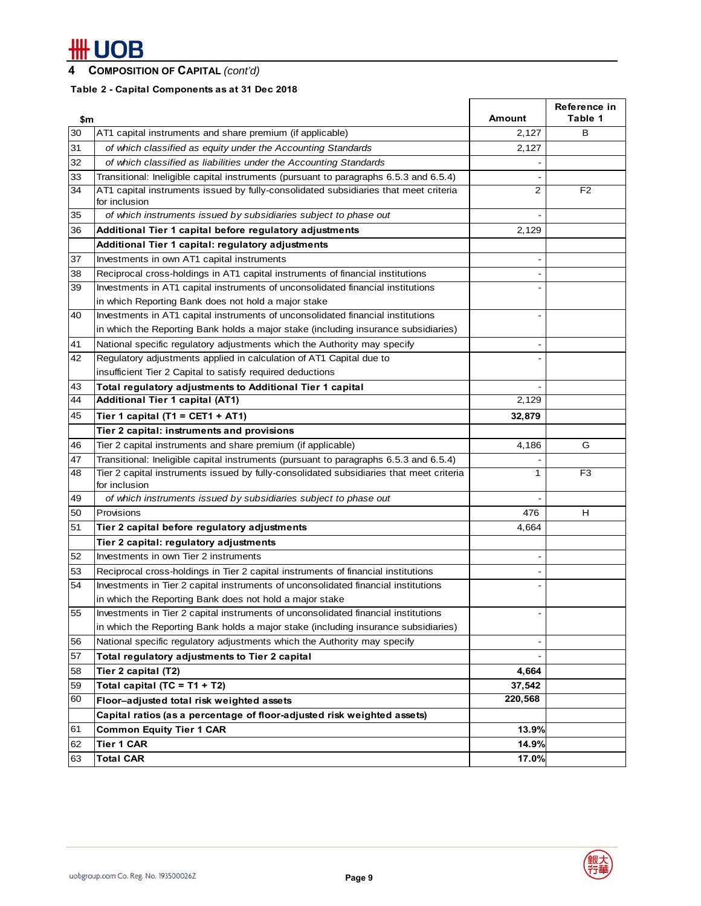## 4 COMPOSITION OF CAPITAL *(cont'd)*

**Table 2 - Capital Components as at 31 Dec 2018**

| | $m | Amount | Reference in Table 1 |
|---|---|---|---|
| 30 | AT1 capital instruments and share premium (if applicable) | 2,127 | B |
| 31 | *of which classified as equity under the Accounting Standards* | 2,127 | |
| 32 | *of which classified as liabilities under the Accounting Standards* | - | |
| 33 | Transitional: Ineligible capital instruments (pursuant to paragraphs 6.5.3 and 6.5.4) | - | |
| 34 | AT1 capital instruments issued by fully-consolidated subsidiaries that meet criteria for inclusion | 2 | F2 |
| 35 | *of which instruments issued by subsidiaries subject to phase out* | - | |
| 36 | **Additional Tier 1 capital before regulatory adjustments** | 2,129 | |
| | **Additional Tier 1 capital: regulatory adjustments** | | |
| 37 | Investments in own AT1 capital instruments | - | |
| 38 | Reciprocal cross-holdings in AT1 capital instruments of financial institutions | - | |
| 39 | Investments in AT1 capital instruments of unconsolidated financial institutions in which Reporting Bank does not hold a major stake | - | |
| 40 | Investments in AT1 capital instruments of unconsolidated financial institutions in which the Reporting Bank holds a major stake (including insurance subsidiaries) | - | |
| 41 | National specific regulatory adjustments which the Authority may specify | - | |
| 42 | Regulatory adjustments applied in calculation of AT1 Capital due to insufficient Tier 2 Capital to satisfy required deductions | - | |
| 43 | **Total regulatory adjustments to Additional Tier 1 capital** | - | |
| 44 | **Additional Tier 1 capital (AT1)** | 2,129 | |
| 45 | **Tier 1 capital (T1 = CET1 + AT1)** | **32,879** | |
| | **Tier 2 capital: instruments and provisions** | | |
| 46 | Tier 2 capital instruments and share premium (if applicable) | 4,186 | G |
| 47 | Transitional: Ineligible capital instruments (pursuant to paragraphs 6.5.3 and 6.5.4) | - | |
| 48 | Tier 2 capital instruments issued by fully-consolidated subsidiaries that meet criteria for inclusion | 1 | F3 |
| 49 | *of which instruments issued by subsidiaries subject to phase out* | - | |
| 50 | Provisions | 476 | H |
| 51 | **Tier 2 capital before regulatory adjustments** | 4,664 | |
| | **Tier 2 capital: regulatory adjustments** | | |
| 52 | Investments in own Tier 2 instruments | - | |
| 53 | Reciprocal cross-holdings in Tier 2 capital instruments of financial institutions | - | |
| 54 | Investments in Tier 2 capital instruments of unconsolidated financial institutions in which the Reporting Bank does not hold a major stake | - | |
| 55 | Investments in Tier 2 capital instruments of unconsolidated financial institutions in which the Reporting Bank holds a major stake (including insurance subsidiaries) | - | |
| 56 | National specific regulatory adjustments which the Authority may specify | - | |
| 57 | **Total regulatory adjustments to Tier 2 capital** | - | |
| 58 | **Tier 2 capital (T2)** | **4,664** | |
| 59 | **Total capital (TC = T1 + T2)** | **37,542** | |
| 60 | **Floor–adjusted total risk weighted assets** | **220,568** | |
| | **Capital ratios (as a percentage of floor-adjusted risk weighted assets)** | | |
| 61 | **Common Equity Tier 1 CAR** | **13.9%** | |
| 62 | **Tier 1 CAR** | **14.9%** | |
| 63 | **Total CAR** | **17.0%** | |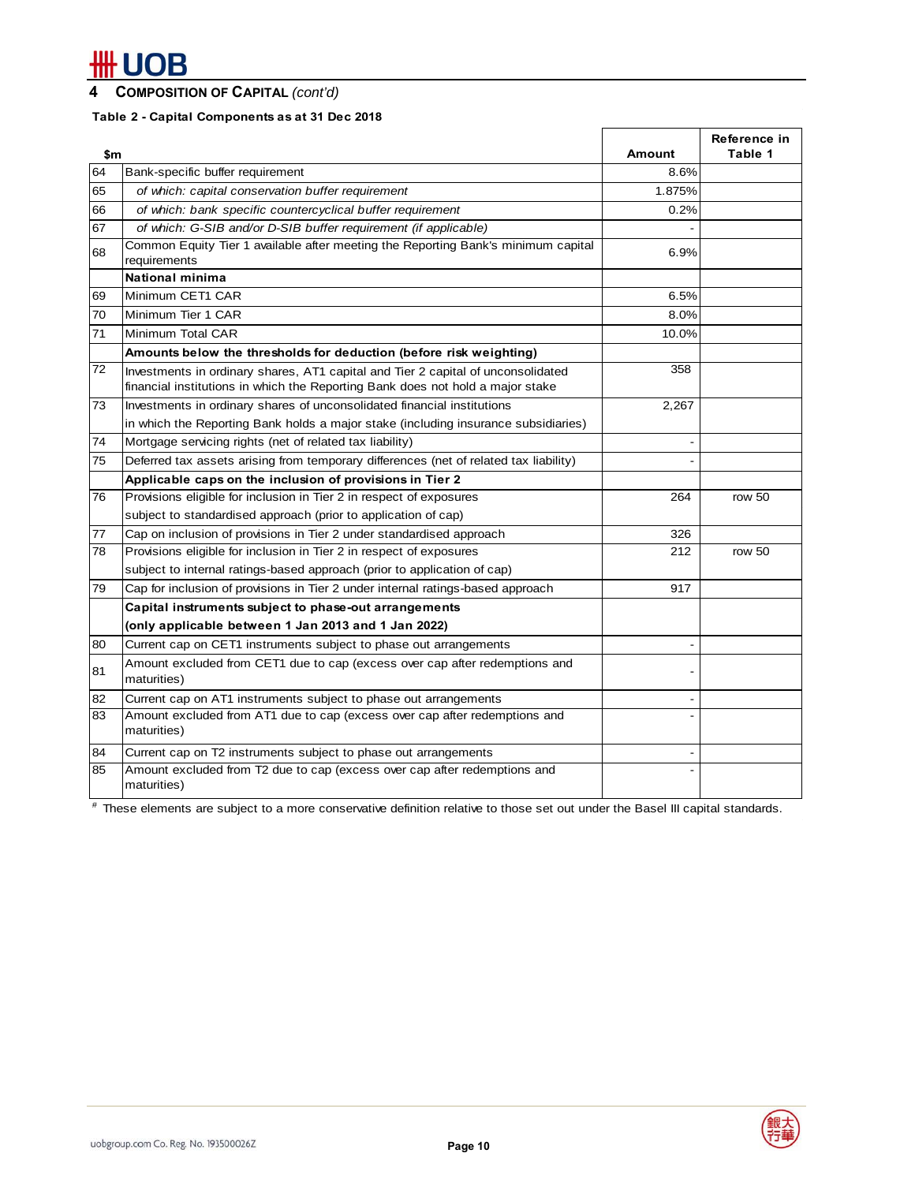## 4 COMPOSITION OF CAPITAL *(cont'd)*

**Table 2 - Capital Components as at 31 Dec 2018**

| $m | | Amount | Reference in Table 1 |
|---|---|---|---|
| 64 | Bank-specific buffer requirement | 8.6% | |
| 65 | *of which: capital conservation buffer requirement* | 1.875% | |
| 66 | *of which: bank specific countercyclical buffer requirement* | 0.2% | |
| 67 | *of which: G-SIB and/or D-SIB buffer requirement (if applicable)* | - | |
| 68 | Common Equity Tier 1 available after meeting the Reporting Bank's minimum capital requirements | 6.9% | |
| | **National minima** | | |
| 69 | Minimum CET1 CAR | 6.5% | |
| 70 | Minimum Tier 1 CAR | 8.0% | |
| 71 | Minimum Total CAR | 10.0% | |
| | **Amounts below the thresholds for deduction (before risk weighting)** | | |
| 72 | Investments in ordinary shares, AT1 capital and Tier 2 capital of unconsolidated financial institutions in which the Reporting Bank does not hold a major stake | 358 | |
| 73 | Investments in ordinary shares of unconsolidated financial institutions in which the Reporting Bank holds a major stake (including insurance subsidiaries) | 2,267 | |
| 74 | Mortgage servicing rights (net of related tax liability) | - | |
| 75 | Deferred tax assets arising from temporary differences (net of related tax liability) | - | |
| | **Applicable caps on the inclusion of provisions in Tier 2** | | |
| 76 | Provisions eligible for inclusion in Tier 2 in respect of exposures subject to standardised approach (prior to application of cap) | 264 | row 50 |
| 77 | Cap on inclusion of provisions in Tier 2 under standardised approach | 326 | |
| 78 | Provisions eligible for inclusion in Tier 2 in respect of exposures subject to internal ratings-based approach (prior to application of cap) | 212 | row 50 |
| 79 | Cap for inclusion of provisions in Tier 2 under internal ratings-based approach | 917 | |
| | **Capital instruments subject to phase-out arrangements (only applicable between 1 Jan 2013 and 1 Jan 2022)** | | |
| 80 | Current cap on CET1 instruments subject to phase out arrangements | - | |
| 81 | Amount excluded from CET1 due to cap (excess over cap after redemptions and maturities) | - | |
| 82 | Current cap on AT1 instruments subject to phase out arrangements | - | |
| 83 | Amount excluded from AT1 due to cap (excess over cap after redemptions and maturities) | - | |
| 84 | Current cap on T2 instruments subject to phase out arrangements | - | |
| 85 | Amount excluded from T2 due to cap (excess over cap after redemptions and maturities) | - | |

[#] These elements are subject to a more conservative definition relative to those set out under the Basel III capital standards.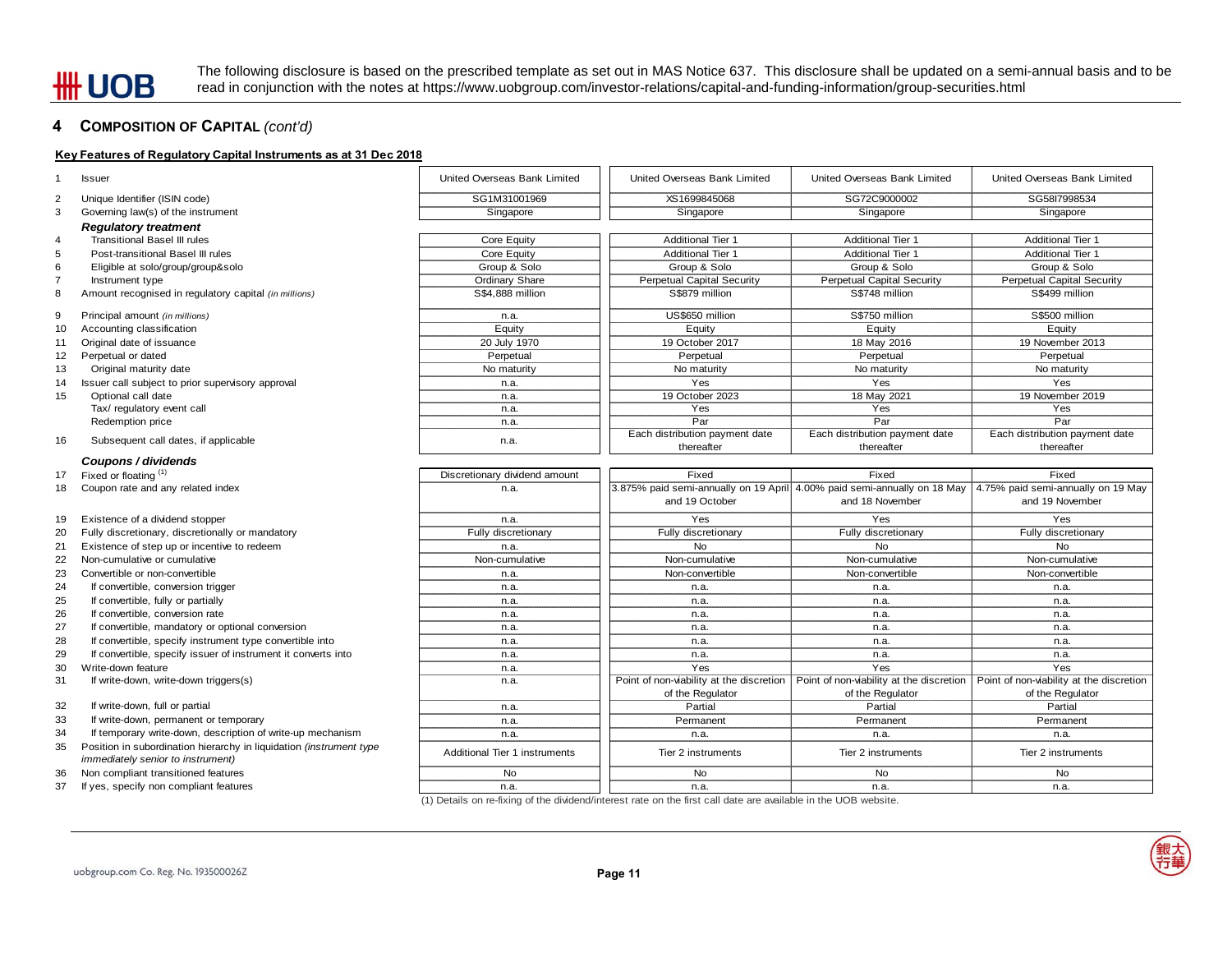The following disclosure is based on the prescribed template as set out in MAS Notice 637. This disclosure shall be updated on a semi-annual basis and to be read in conjunction with the notes at https://www.uobgroup.com/investor-relations/capital-and-funding-information/group-securities.html

## 4 COMPOSITION OF CAPITAL *(cont'd)*

**Key Features of Regulatory Capital Instruments as at 31 Dec 2018**

| | | | | | |
|---|---|---|---|---|---|
| 1 | Issuer | United Overseas Bank Limited | United Overseas Bank Limited | United Overseas Bank Limited | United Overseas Bank Limited |
| 2 | Unique Identifier (ISIN code) | SG1M31001969 | XS1699845068 | SG72C9000002 | SG58I7998534 |
| 3 | Governing law(s) of the instrument | Singapore | Singapore | Singapore | Singapore |
| | ***Regulatory treatment*** | | | | |
| 4 | Transitional Basel III rules | Core Equity | Additional Tier 1 | Additional Tier 1 | Additional Tier 1 |
| 5 | Post-transitional Basel III rules | Core Equity | Additional Tier 1 | Additional Tier 1 | Additional Tier 1 |
| 6 | Eligible at solo/group/group&solo | Group & Solo | Group & Solo | Group & Solo | Group & Solo |
| 7 | Instrument type | Ordinary Share | Perpetual Capital Security | Perpetual Capital Security | Perpetual Capital Security |
| 8 | Amount recognised in regulatory capital *(in millions)* | S$4,888 million | S$879 million | S$748 million | S$499 million |
| 9 | Principal amount *(in millions)* | n.a. | US$650 million | S$750 million | S$500 million |
| 10 | Accounting classification | Equity | Equity | Equity | Equity |
| 11 | Original date of issuance | 20 July 1970 | 19 October 2017 | 18 May 2016 | 19 November 2013 |
| 12 | Perpetual or dated | Perpetual | Perpetual | Perpetual | Perpetual |
| 13 | Original maturity date | No maturity | No maturity | No maturity | No maturity |
| 14 | Issuer call subject to prior supervisory approval | n.a. | Yes | Yes | Yes |
| 15 | Optional call date | n.a. | 19 October 2023 | 18 May 2021 | 19 November 2019 |
| | Tax/ regulatory event call | n.a. | Yes | Yes | Yes |
| | Redemption price | n.a. | Par | Par | Par |
| 16 | Subsequent call dates, if applicable | n.a. | Each distribution payment date thereafter | Each distribution payment date thereafter | Each distribution payment date thereafter |
| | ***Coupons / dividends*** | | | | |
| 17 | Fixed or floating [1] | Discretionary dividend amount | Fixed | Fixed | Fixed |
| 18 | Coupon rate and any related index | n.a. | 3.875% paid semi-annually on 19 April and 19 October | 4.00% paid semi-annually on 18 May and 18 November | 4.75% paid semi-annually on 19 May and 19 November |
| 19 | Existence of a dividend stopper | n.a. | Yes | Yes | Yes |
| 20 | Fully discretionary, discretionally or mandatory | Fully discretionary | Fully discretionary | Fully discretionary | Fully discretionary |
| 21 | Existence of step up or incentive to redeem | n.a. | No | No | No |
| 22 | Non-cumulative or cumulative | Non-cumulative | Non-cumulative | Non-cumulative | Non-cumulative |
| 23 | Convertible or non-convertible | n.a. | Non-convertible | Non-convertible | Non-convertible |
| 24 | If convertible, conversion trigger | n.a. | n.a. | n.a. | n.a. |
| 25 | If convertible, fully or partially | n.a. | n.a. | n.a. | n.a. |
| 26 | If convertible, conversion rate | n.a. | n.a. | n.a. | n.a. |
| 27 | If convertible, mandatory or optional conversion | n.a. | n.a. | n.a. | n.a. |
| 28 | If convertible, specify instrument type convertible into | n.a. | n.a. | n.a. | n.a. |
| 29 | If convertible, specify issuer of instrument it converts into | n.a. | n.a. | n.a. | n.a. |
| 30 | Write-down feature | n.a. | Yes | Yes | Yes |
| 31 | If write-down, write-down triggers(s) | n.a. | Point of non-viability at the discretion of the Regulator | Point of non-viability at the discretion of the Regulator | Point of non-viability at the discretion of the Regulator |
| 32 | If write-down, full or partial | n.a. | Partial | Partial | Partial |
| 33 | If write-down, permanent or temporary | n.a. | Permanent | Permanent | Permanent |
| 34 | If temporary write-down, description of write-up mechanism | n.a. | n.a. | n.a. | n.a. |
| 35 | Position in subordination hierarchy in liquidation *(instrument type immediately senior to instrument)* | Additional Tier 1 instruments | Tier 2 instruments | Tier 2 instruments | Tier 2 instruments |
| 36 | Non compliant transitioned features | No | No | No | No |
| 37 | If yes, specify non compliant features | n.a. | n.a. | n.a. | n.a. |

(1) Details on re-fixing of the dividend/interest rate on the first call date are available in the UOB website.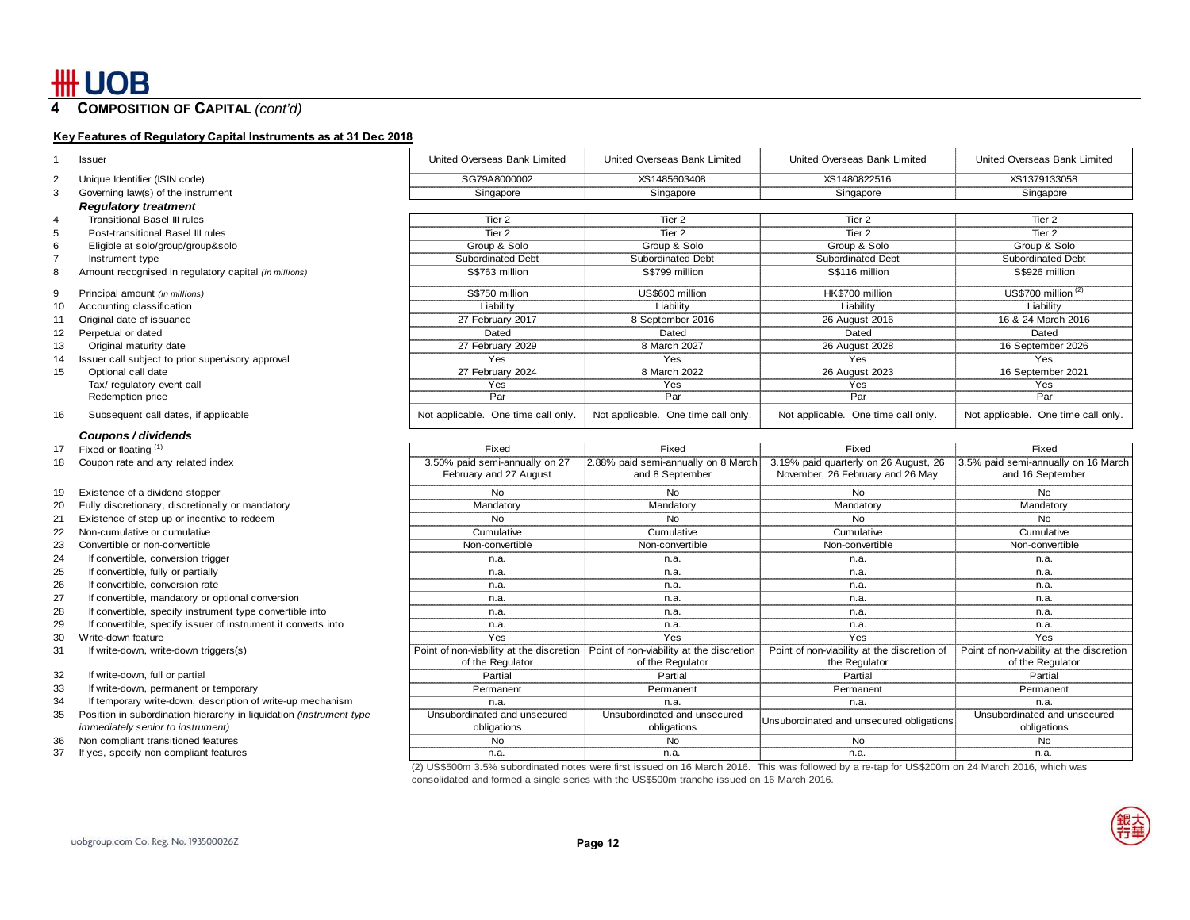## 4 COMPOSITION OF CAPITAL *(cont'd)*

**Key Features of Regulatory Capital Instruments as at 31 Dec 2018**

| | | | | | |
|---|---|---|---|---|---|
| 1 | Issuer | United Overseas Bank Limited | United Overseas Bank Limited | United Overseas Bank Limited | United Overseas Bank Limited |
| 2 | Unique Identifier (ISIN code) | SG79A8000002 | XS1485603408 | XS1480822516 | XS1379133058 |
| 3 | Governing law(s) of the instrument | Singapore | Singapore | Singapore | Singapore |
| | ***Regulatory treatment*** | | | | |
| 4 | Transitional Basel III rules | Tier 2 | Tier 2 | Tier 2 | Tier 2 |
| 5 | Post-transitional Basel III rules | Tier 2 | Tier 2 | Tier 2 | Tier 2 |
| 6 | Eligible at solo/group/group&solo | Group & Solo | Group & Solo | Group & Solo | Group & Solo |
| 7 | Instrument type | Subordinated Debt | Subordinated Debt | Subordinated Debt | Subordinated Debt |
| 8 | Amount recognised in regulatory capital *(in millions)* | S$763 million | S$799 million | S$116 million | S$926 million |
| 9 | Principal amount *(in millions)* | S$750 million | US$600 million | HK$700 million | US$700 million [(2)] |
| 10 | Accounting classification | Liability | Liability | Liability | Liability |
| 11 | Original date of issuance | 27 February 2017 | 8 September 2016 | 26 August 2016 | 16 & 24 March 2016 |
| 12 | Perpetual or dated | Dated | Dated | Dated | Dated |
| 13 | Original maturity date | 27 February 2029 | 8 March 2027 | 26 August 2028 | 16 September 2026 |
| 14 | Issuer call subject to prior supervisory approval | Yes | Yes | Yes | Yes |
| 15 | Optional call date | 27 February 2024 | 8 March 2022 | 26 August 2023 | 16 September 2021 |
| | Tax/ regulatory event call | Yes | Yes | Yes | Yes |
| | Redemption price | Par | Par | Par | Par |
| 16 | Subsequent call dates, if applicable | Not applicable. One time call only. | Not applicable. One time call only. | Not applicable. One time call only. | Not applicable. One time call only. |
| | ***Coupons / dividends*** | | | | |
| 17 | Fixed or floating [(1)] | Fixed | Fixed | Fixed | Fixed |
| 18 | Coupon rate and any related index | 3.50% paid semi-annually on 27 February and 27 August | 2.88% paid semi-annually on 8 March and 8 September | 3.19% paid quarterly on 26 August, 26 November, 26 February and 26 May | 3.5% paid semi-annually on 16 March and 16 September |
| 19 | Existence of a dividend stopper | No | No | No | No |
| 20 | Fully discretionary, discretionally or mandatory | Mandatory | Mandatory | Mandatory | Mandatory |
| 21 | Existence of step up or incentive to redeem | No | No | No | No |
| 22 | Non-cumulative or cumulative | Cumulative | Cumulative | Cumulative | Cumulative |
| 23 | Convertible or non-convertible | Non-convertible | Non-convertible | Non-convertible | Non-convertible |
| 24 | If convertible, conversion trigger | n.a. | n.a. | n.a. | n.a. |
| 25 | If convertible, fully or partially | n.a. | n.a. | n.a. | n.a. |
| 26 | If convertible, conversion rate | n.a. | n.a. | n.a. | n.a. |
| 27 | If convertible, mandatory or optional conversion | n.a. | n.a. | n.a. | n.a. |
| 28 | If convertible, specify instrument type convertible into | n.a. | n.a. | n.a. | n.a. |
| 29 | If convertible, specify issuer of instrument it converts into | n.a. | n.a. | n.a. | n.a. |
| 30 | Write-down feature | Yes | Yes | Yes | Yes |
| 31 | If write-down, write-down triggers(s) | Point of non-viability at the discretion of the Regulator | Point of non-viability at the discretion of the Regulator | Point of non-viability at the discretion of the Regulator | Point of non-viability at the discretion of the Regulator |
| 32 | If write-down, full or partial | Partial | Partial | Partial | Partial |
| 33 | If write-down, permanent or temporary | Permanent | Permanent | Permanent | Permanent |
| 34 | If temporary write-down, description of write-up mechanism | n.a. | n.a. | n.a. | n.a. |
| 35 | Position in subordination hierarchy in liquidation *(instrument type immediately senior to instrument)* | Unsubordinated and unsecured obligations | Unsubordinated and unsecured obligations | Unsubordinated and unsecured obligations | Unsubordinated and unsecured obligations |
| 36 | Non compliant transitioned features | No | No | No | No |
| 37 | If yes, specify non compliant features | n.a. | n.a. | n.a. | n.a. |

(2) US$500m 3.5% subordinated notes were first issued on 16 March 2016. This was followed by a re-tap for US$200m on 24 March 2016, which was consolidated and formed a single series with the US$500m tranche issued on 16 March 2016.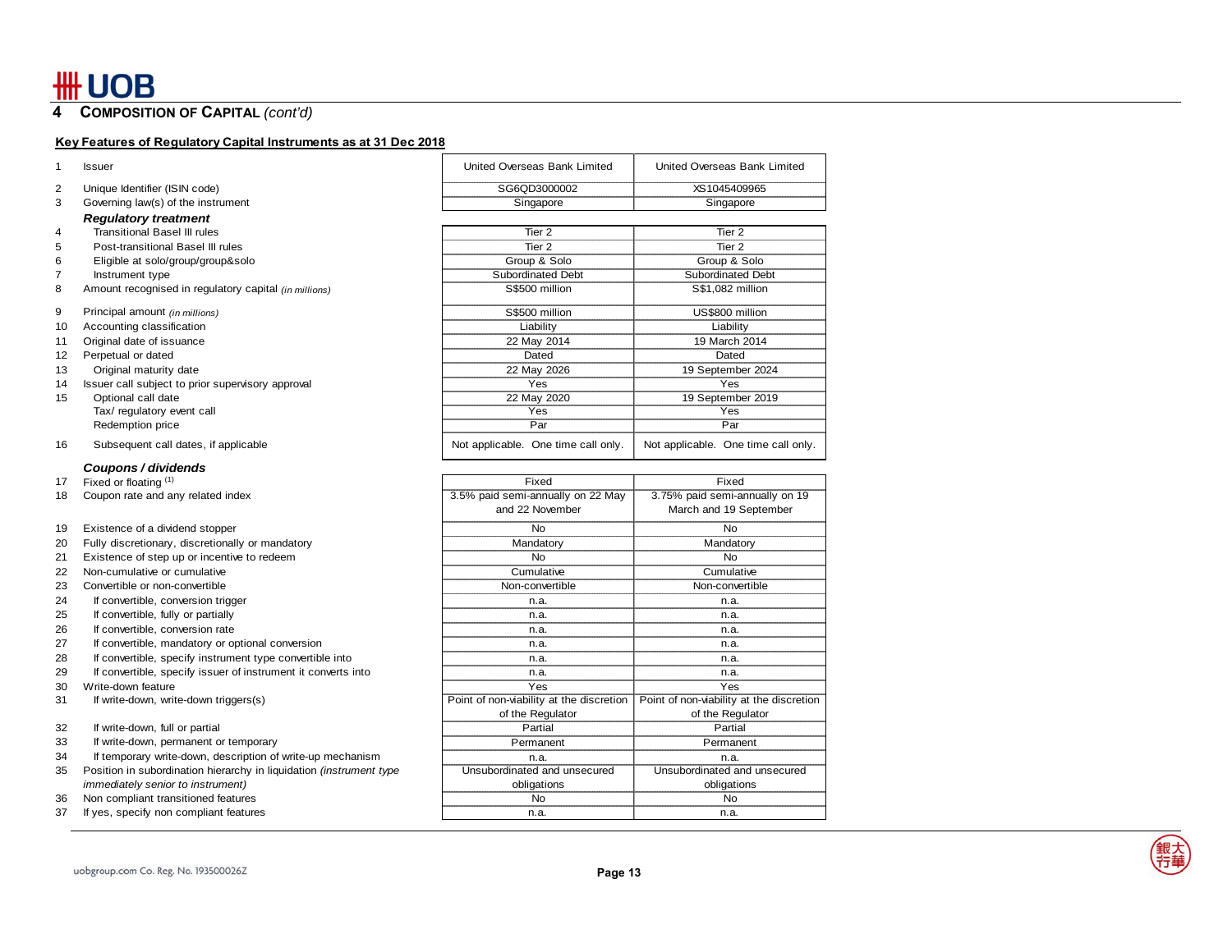## 4 COMPOSITION OF CAPITAL *(cont'd)*

**Key Features of Regulatory Capital Instruments as at 31 Dec 2018**

| | | | |
|---|---|---|---|
| 1 | Issuer | United Overseas Bank Limited | United Overseas Bank Limited |
| 2 | Unique Identifier (ISIN code) | SG6QD3000002 | XS1045409965 |
| 3 | Governing law(s) of the instrument | Singapore | Singapore |
| | ***Regulatory treatment*** | | |
| 4 | Transitional Basel III rules | Tier 2 | Tier 2 |
| 5 | Post-transitional Basel III rules | Tier 2 | Tier 2 |
| 6 | Eligible at solo/group/group&solo | Group & Solo | Group & Solo |
| 7 | Instrument type | Subordinated Debt | Subordinated Debt |
| 8 | Amount recognised in regulatory capital *(in millions)* | S$500 million | S$1,082 million |
| 9 | Principal amount *(in millions)* | S$500 million | US$800 million |
| 10 | Accounting classification | Liability | Liability |
| 11 | Original date of issuance | 22 May 2014 | 19 March 2014 |
| 12 | Perpetual or dated | Dated | Dated |
| 13 | Original maturity date | 22 May 2026 | 19 September 2024 |
| 14 | Issuer call subject to prior supervisory approval | Yes | Yes |
| 15 | Optional call date | 22 May 2020 | 19 September 2019 |
| | Tax/ regulatory event call | Yes | Yes |
| | Redemption price | Par | Par |
| 16 | Subsequent call dates, if applicable | Not applicable. One time call only. | Not applicable. One time call only. |
| | ***Coupons / dividends*** | | |
| 17 | Fixed or floating [(1)] | Fixed | Fixed |
| 18 | Coupon rate and any related index | 3.5% paid semi-annually on 22 May and 22 November | 3.75% paid semi-annually on 19 March and 19 September |
| 19 | Existence of a dividend stopper | No | No |
| 20 | Fully discretionary, discretionally or mandatory | Mandatory | Mandatory |
| 21 | Existence of step up or incentive to redeem | No | No |
| 22 | Non-cumulative or cumulative | Cumulative | Cumulative |
| 23 | Convertible or non-convertible | Non-convertible | Non-convertible |
| 24 | If convertible, conversion trigger | n.a. | n.a. |
| 25 | If convertible, fully or partially | n.a. | n.a. |
| 26 | If convertible, conversion rate | n.a. | n.a. |
| 27 | If convertible, mandatory or optional conversion | n.a. | n.a. |
| 28 | If convertible, specify instrument type convertible into | n.a. | n.a. |
| 29 | If convertible, specify issuer of instrument it converts into | n.a. | n.a. |
| 30 | Write-down feature | Yes | Yes |
| 31 | If write-down, write-down triggers(s) | Point of non-viability at the discretion of the Regulator | Point of non-viability at the discretion of the Regulator |
| 32 | If write-down, full or partial | Partial | Partial |
| 33 | If write-down, permanent or temporary | Permanent | Permanent |
| 34 | If temporary write-down, description of write-up mechanism | n.a. | n.a. |
| 35 | Position in subordination hierarchy in liquidation *(instrument type immediately senior to instrument)* | Unsubordinated and unsecured obligations | Unsubordinated and unsecured obligations |
| 36 | Non compliant transitioned features | No | No |
| 37 | If yes, specify non compliant features | n.a. | n.a. |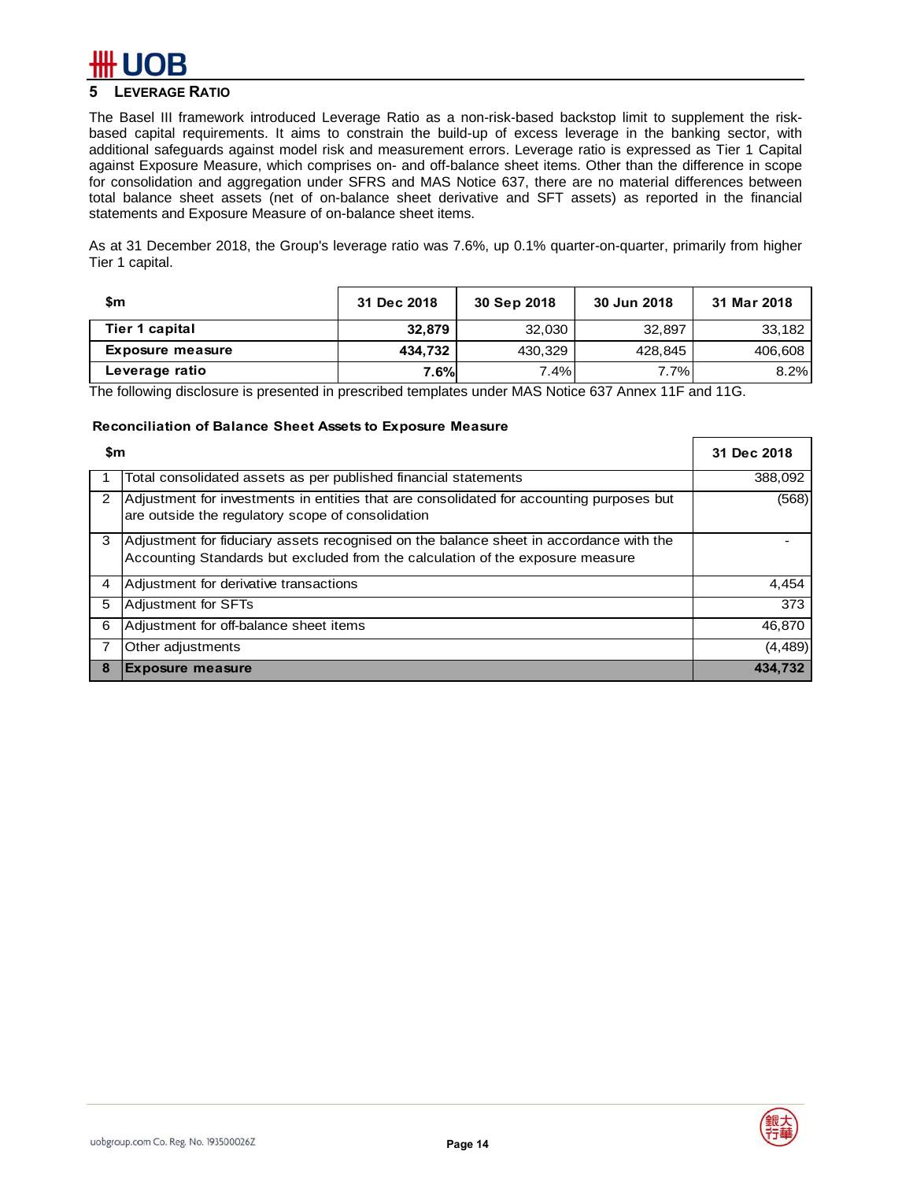## 5 LEVERAGE RATIO

The Basel III framework introduced Leverage Ratio as a non-risk-based backstop limit to supplement the risk-based capital requirements. It aims to constrain the build-up of excess leverage in the banking sector, with additional safeguards against model risk and measurement errors. Leverage ratio is expressed as Tier 1 Capital against Exposure Measure, which comprises on- and off-balance sheet items. Other than the difference in scope for consolidation and aggregation under SFRS and MAS Notice 637, there are no material differences between total balance sheet assets (net of on-balance sheet derivative and SFT assets) as reported in the financial statements and Exposure Measure of on-balance sheet items.

As at 31 December 2018, the Group's leverage ratio was 7.6%, up 0.1% quarter-on-quarter, primarily from higher Tier 1 capital.

| $m | 31 Dec 2018 | 30 Sep 2018 | 30 Jun 2018 | 31 Mar 2018 |
|---|---|---|---|---|
| **Tier 1 capital** | **32,879** | 32,030 | 32,897 | 33,182 |
| **Exposure measure** | **434,732** | 430,329 | 428,845 | 406,608 |
| **Leverage ratio** | **7.6%** | 7.4% | 7.7% | 8.2% |

The following disclosure is presented in prescribed templates under MAS Notice 637 Annex 11F and 11G.

**Reconciliation of Balance Sheet Assets to Exposure Measure**

| | $m | 31 Dec 2018 |
|---|---|---|
| 1 | Total consolidated assets as per published financial statements | 388,092 |
| 2 | Adjustment for investments in entities that are consolidated for accounting purposes but are outside the regulatory scope of consolidation | (568) |
| 3 | Adjustment for fiduciary assets recognised on the balance sheet in accordance with the Accounting Standards but excluded from the calculation of the exposure measure | - |
| 4 | Adjustment for derivative transactions | 4,454 |
| 5 | Adjustment for SFTs | 373 |
| 6 | Adjustment for off-balance sheet items | 46,870 |
| 7 | Other adjustments | (4,489) |
| **8** | **Exposure measure** | **434,732** |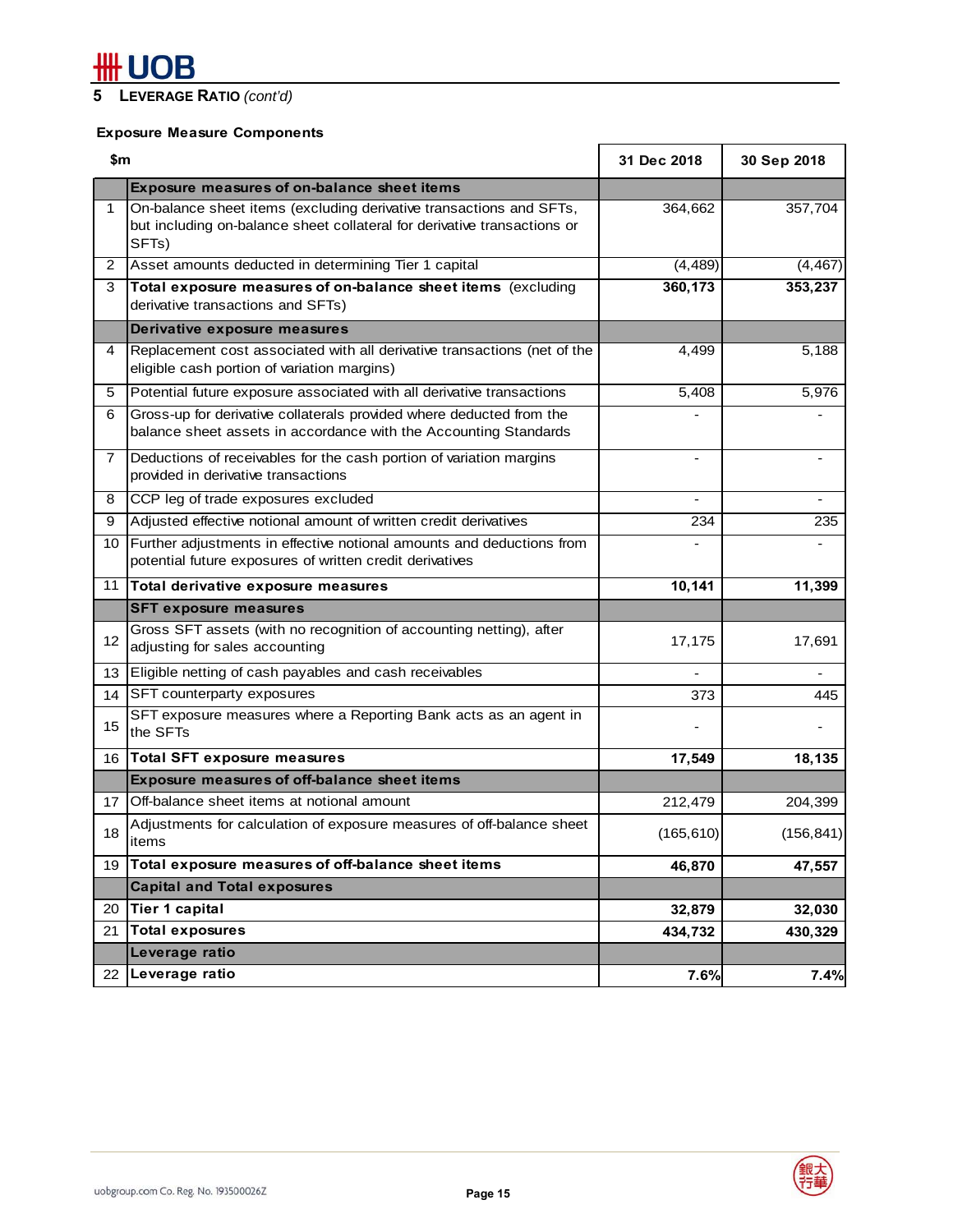## 5 LEVERAGE RATIO *(cont'd)*

**Exposure Measure Components**

| | $m | 31 Dec 2018 | 30 Sep 2018 |
|---|---|---|---|
| | **Exposure measures of on-balance sheet items** | | |
| 1 | On-balance sheet items (excluding derivative transactions and SFTs, but including on-balance sheet collateral for derivative transactions or SFTs) | 364,662 | 357,704 |
| 2 | Asset amounts deducted in determining Tier 1 capital | (4,489) | (4,467) |
| 3 | **Total exposure measures of on-balance sheet items** (excluding derivative transactions and SFTs) | **360,173** | **353,237** |
| | **Derivative exposure measures** | | |
| 4 | Replacement cost associated with all derivative transactions (net of the eligible cash portion of variation margins) | 4,499 | 5,188 |
| 5 | Potential future exposure associated with all derivative transactions | 5,408 | 5,976 |
| 6 | Gross-up for derivative collaterals provided where deducted from the balance sheet assets in accordance with the Accounting Standards | - | - |
| 7 | Deductions of receivables for the cash portion of variation margins provided in derivative transactions | - | - |
| 8 | CCP leg of trade exposures excluded | - | - |
| 9 | Adjusted effective notional amount of written credit derivatives | 234 | 235 |
| 10 | Further adjustments in effective notional amounts and deductions from potential future exposures of written credit derivatives | - | - |
| 11 | **Total derivative exposure measures** | **10,141** | **11,399** |
| | **SFT exposure measures** | | |
| 12 | Gross SFT assets (with no recognition of accounting netting), after adjusting for sales accounting | 17,175 | 17,691 |
| 13 | Eligible netting of cash payables and cash receivables | - | - |
| 14 | SFT counterparty exposures | 373 | 445 |
| 15 | SFT exposure measures where a Reporting Bank acts as an agent in the SFTs | - | - |
| 16 | **Total SFT exposure measures** | **17,549** | **18,135** |
| | **Exposure measures of off-balance sheet items** | | |
| 17 | Off-balance sheet items at notional amount | 212,479 | 204,399 |
| 18 | Adjustments for calculation of exposure measures of off-balance sheet items | (165,610) | (156,841) |
| 19 | **Total exposure measures of off-balance sheet items** | **46,870** | **47,557** |
| | **Capital and Total exposures** | | |
| 20 | **Tier 1 capital** | **32,879** | **32,030** |
| 21 | **Total exposures** | **434,732** | **430,329** |
| | **Leverage ratio** | | |
| 22 | **Leverage ratio** | **7.6%** | **7.4%** |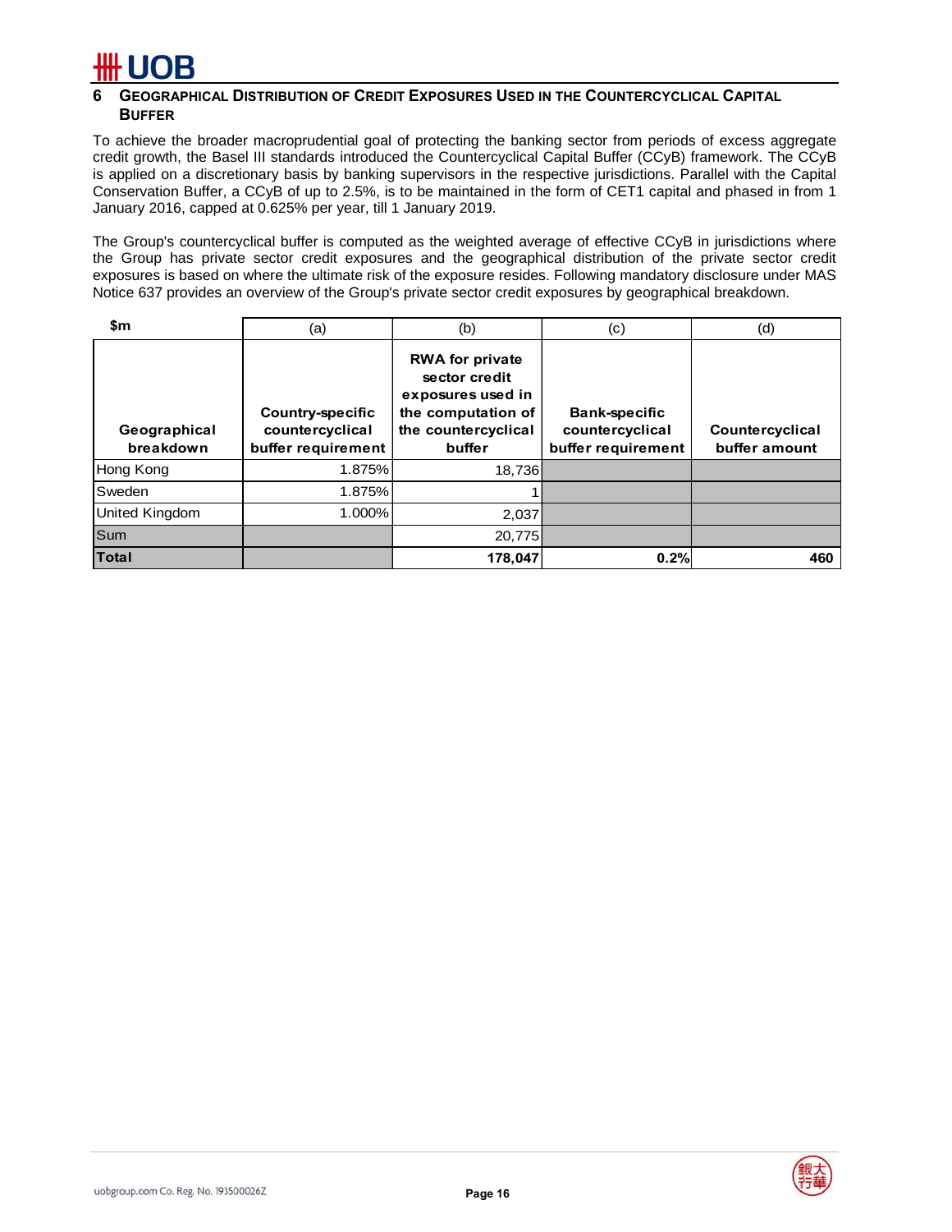## 6 GEOGRAPHICAL DISTRIBUTION OF CREDIT EXPOSURES USED IN THE COUNTERCYCLICAL CAPITAL BUFFER

To achieve the broader macroprudential goal of protecting the banking sector from periods of excess aggregate credit growth, the Basel III standards introduced the Countercyclical Capital Buffer (CCyB) framework. The CCyB is applied on a discretionary basis by banking supervisors in the respective jurisdictions. Parallel with the Capital Conservation Buffer, a CCyB of up to 2.5%, is to be maintained in the form of CET1 capital and phased in from 1 January 2016, capped at 0.625% per year, till 1 January 2019.

The Group's countercyclical buffer is computed as the weighted average of effective CCyB in jurisdictions where the Group has private sector credit exposures and the geographical distribution of the private sector credit exposures is based on where the ultimate risk of the exposure resides. Following mandatory disclosure under MAS Notice 637 provides an overview of the Group's private sector credit exposures by geographical breakdown.

| $m | (a) | (b) | (c) | (d) |
|---|---|---|---|---|
| **Geographical breakdown** | **Country-specific countercyclical buffer requirement** | **RWA for private sector credit exposures used in the computation of the countercyclical buffer** | **Bank-specific countercyclical buffer requirement** | **Countercyclical buffer amount** |
| Hong Kong | 1.875% | 18,736 | | |
| Sweden | 1.875% | 1 | | |
| United Kingdom | 1.000% | 2,037 | | |
| Sum | | 20,775 | | |
| **Total** | | **178,047** | **0.2%** | **460** |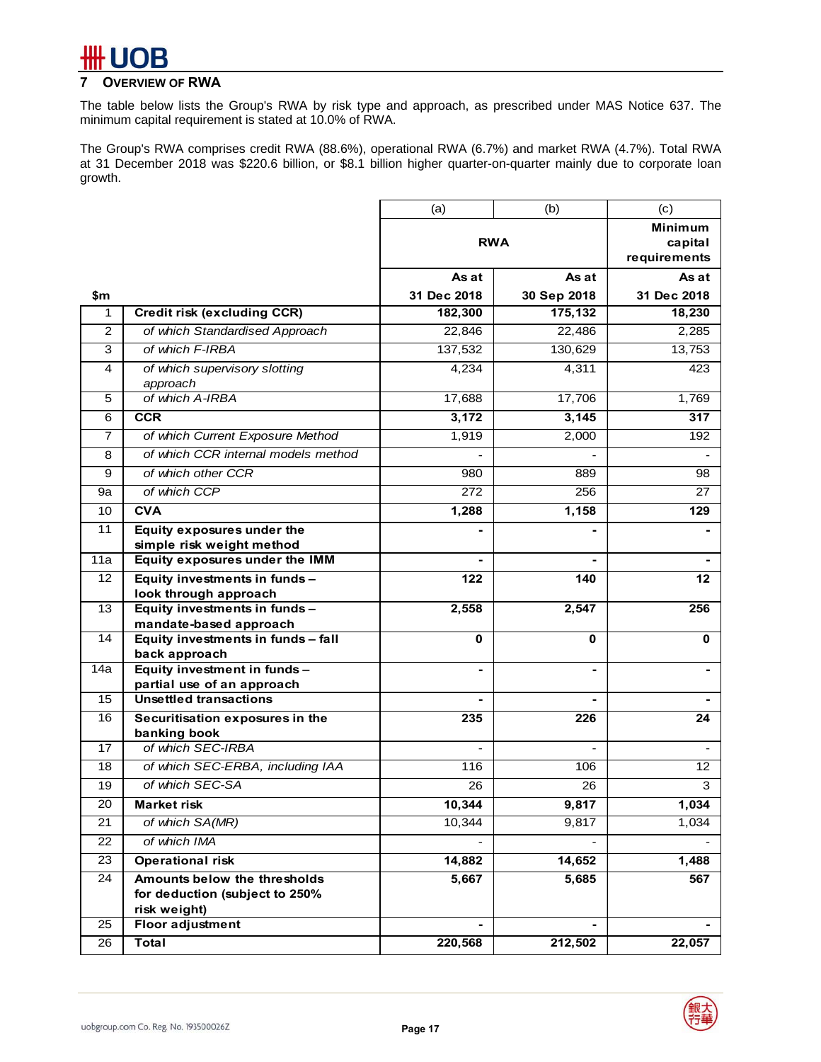## 7 OVERVIEW OF RWA

The table below lists the Group's RWA by risk type and approach, as prescribed under MAS Notice 637. The minimum capital requirement is stated at 10.0% of RWA.

The Group's RWA comprises credit RWA (88.6%), operational RWA (6.7%) and market RWA (4.7%). Total RWA at 31 December 2018 was $220.6 billion, or $8.1 billion higher quarter-on-quarter mainly due to corporate loan growth.

| | | (a) | (b) | (c) |
|---|---|---|---|---|
| | | **RWA** | | **Minimum capital requirements** |
| **$m** | | **As at 31 Dec 2018** | **As at 30 Sep 2018** | **As at 31 Dec 2018** |
| 1 | **Credit risk (excluding CCR)** | **182,300** | **175,132** | **18,230** |
| 2 | *of which Standardised Approach* | 22,846 | 22,486 | 2,285 |
| 3 | *of which F-IRBA* | 137,532 | 130,629 | 13,753 |
| 4 | *of which supervisory slotting approach* | 4,234 | 4,311 | 423 |
| 5 | *of which A-IRBA* | 17,688 | 17,706 | 1,769 |
| 6 | **CCR** | **3,172** | **3,145** | **317** |
| 7 | *of which Current Exposure Method* | 1,919 | 2,000 | 192 |
| 8 | *of which CCR internal models method* | - | - | - |
| 9 | *of which other CCR* | 980 | 889 | 98 |
| 9a | *of which CCP* | 272 | 256 | 27 |
| 10 | **CVA** | **1,288** | **1,158** | **129** |
| 11 | **Equity exposures under the simple risk weight method** | **-** | **-** | **-** |
| 11a | **Equity exposures under the IMM** | **-** | **-** | **-** |
| 12 | **Equity investments in funds – look through approach** | **122** | **140** | **12** |
| 13 | **Equity investments in funds – mandate-based approach** | **2,558** | **2,547** | **256** |
| 14 | **Equity investments in funds – fall back approach** | **0** | **0** | **0** |
| 14a | **Equity investment in funds – partial use of an approach** | **-** | **-** | **-** |
| 15 | **Unsettled transactions** | **-** | **-** | **-** |
| 16 | **Securitisation exposures in the banking book** | **235** | **226** | **24** |
| 17 | *of which SEC-IRBA* | - | - | - |
| 18 | *of which SEC-ERBA, including IAA* | 116 | 106 | 12 |
| 19 | *of which SEC-SA* | 26 | 26 | 3 |
| 20 | **Market risk** | **10,344** | **9,817** | **1,034** |
| 21 | *of which SA(MR)* | 10,344 | 9,817 | 1,034 |
| 22 | *of which IMA* | - | - | - |
| 23 | **Operational risk** | **14,882** | **14,652** | **1,488** |
| 24 | **Amounts below the thresholds for deduction (subject to 250% risk weight)** | **5,667** | **5,685** | **567** |
| 25 | **Floor adjustment** | **-** | **-** | **-** |
| 26 | **Total** | **220,568** | **212,502** | **22,057** |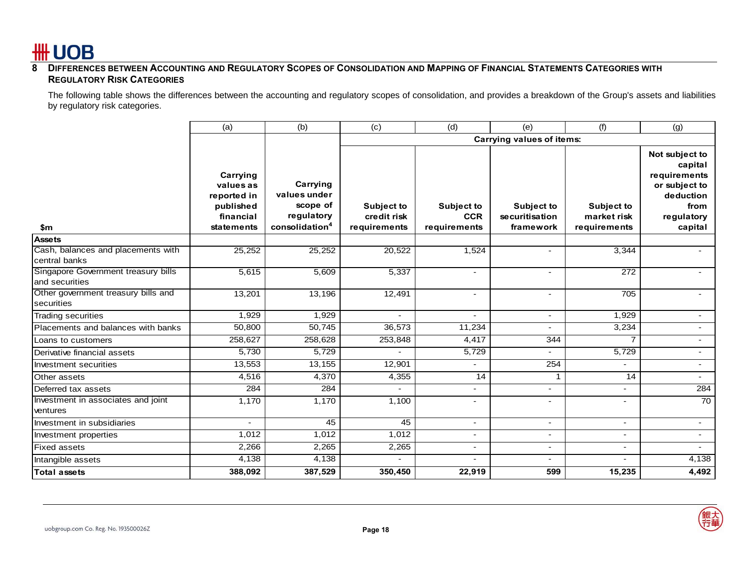## 8 Differences between Accounting and Regulatory Scopes of Consolidation and Mapping of Financial Statements Categories with Regulatory Risk Categories

The following table shows the differences between the accounting and regulatory scopes of consolidation, and provides a breakdown of the Group's assets and liabilities by regulatory risk categories.

| | (a) | (b) | (c) | (d) | (e) | (f) | (g) |
|---|---|---|---|---|---|---|---|
| | | | Carrying values of items: | | | | |
| $m | Carrying values as reported in published financial statements | Carrying values under scope of regulatory consolidation[4] | Subject to credit risk requirements | Subject to CCR requirements | Subject to securitisation framework | Subject to market risk requirements | Not subject to capital requirements or subject to deduction from regulatory capital |
| **Assets** | | | | | | | |
| Cash, balances and placements with central banks | 25,252 | 25,252 | 20,522 | 1,524 | - | 3,344 | - |
| Singapore Government treasury bills and securities | 5,615 | 5,609 | 5,337 | - | - | 272 | - |
| Other government treasury bills and securities | 13,201 | 13,196 | 12,491 | - | - | 705 | - |
| Trading securities | 1,929 | 1,929 | - | - | - | 1,929 | - |
| Placements and balances with banks | 50,800 | 50,745 | 36,573 | 11,234 | - | 3,234 | - |
| Loans to customers | 258,627 | 258,628 | 253,848 | 4,417 | 344 | 7 | - |
| Derivative financial assets | 5,730 | 5,729 | - | 5,729 | - | 5,729 | - |
| Investment securities | 13,553 | 13,155 | 12,901 | - | 254 | - | - |
| Other assets | 4,516 | 4,370 | 4,355 | 14 | 1 | 14 | - |
| Deferred tax assets | 284 | 284 | - | - | - | - | 284 |
| Investment in associates and joint ventures | 1,170 | 1,170 | 1,100 | - | - | - | 70 |
| Investment in subsidiaries | - | 45 | 45 | - | - | - | - |
| Investment properties | 1,012 | 1,012 | 1,012 | - | - | - | - |
| Fixed assets | 2,266 | 2,265 | 2,265 | - | - | - | - |
| Intangible assets | 4,138 | 4,138 | - | - | - | - | 4,138 |
| **Total assets** | **388,092** | **387,529** | **350,450** | **22,919** | **599** | **15,235** | **4,492** |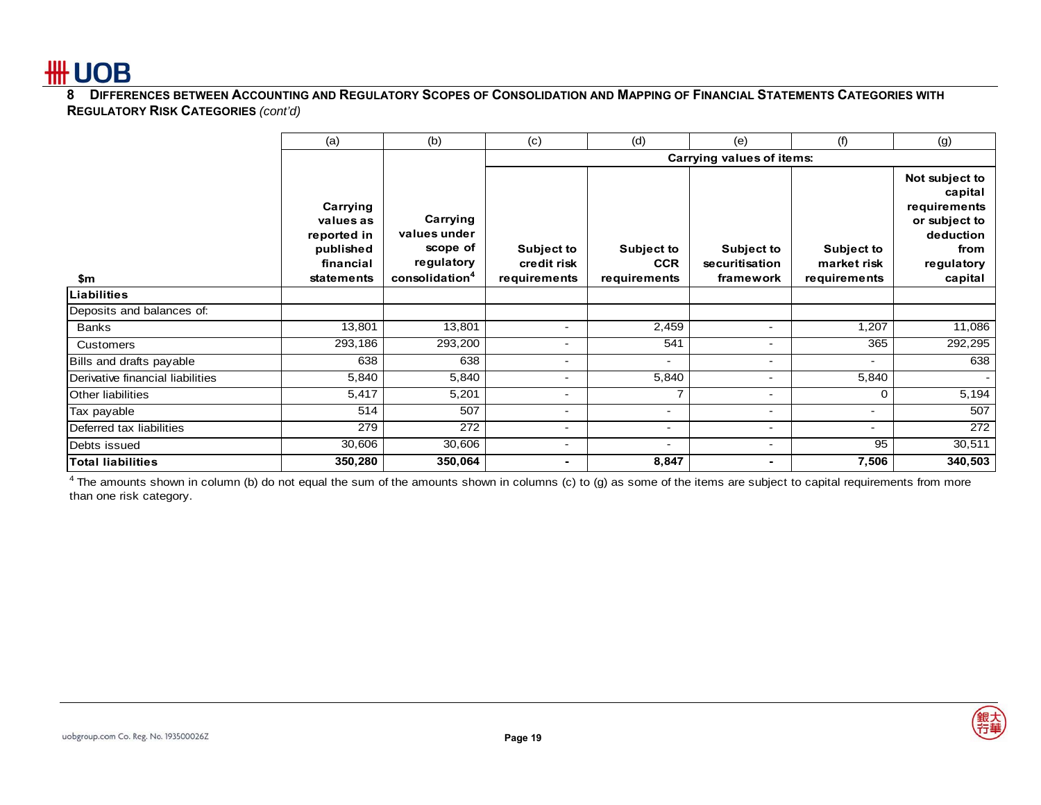## 8 DIFFERENCES BETWEEN ACCOUNTING AND REGULATORY SCOPES OF CONSOLIDATION AND MAPPING OF FINANCIAL STATEMENTS CATEGORIES WITH REGULATORY RISK CATEGORIES *(cont'd)*

| | (a) | (b) | (c) | (d) | (e) | (f) | (g) |
|---|---|---|---|---|---|---|---|
| | | | Carrying values of items: | | | | |
| $m | Carrying values as reported in published financial statements | Carrying values under scope of regulatory consolidation[4] | Subject to credit risk requirements | Subject to CCR requirements | Subject to securitisation framework | Subject to market risk requirements | Not subject to capital requirements or subject to deduction from regulatory capital |
| **Liabilities** | | | | | | | |
| Deposits and balances of: | | | | | | | |
| Banks | 13,801 | 13,801 | - | 2,459 | - | 1,207 | 11,086 |
| Customers | 293,186 | 293,200 | - | 541 | - | 365 | 292,295 |
| Bills and drafts payable | 638 | 638 | - | - | - | - | 638 |
| Derivative financial liabilities | 5,840 | 5,840 | - | 5,840 | - | 5,840 | - |
| Other liabilities | 5,417 | 5,201 | - | 7 | - | 0 | 5,194 |
| Tax payable | 514 | 507 | - | - | - | - | 507 |
| Deferred tax liabilities | 279 | 272 | - | - | - | - | 272 |
| Debts issued | 30,606 | 30,606 | - | - | - | 95 | 30,511 |
| **Total liabilities** | **350,280** | **350,064** | **-** | **8,847** | **-** | **7,506** | **340,503** |

[4] The amounts shown in column (b) do not equal the sum of the amounts shown in columns (c) to (g) as some of the items are subject to capital requirements from more than one risk category.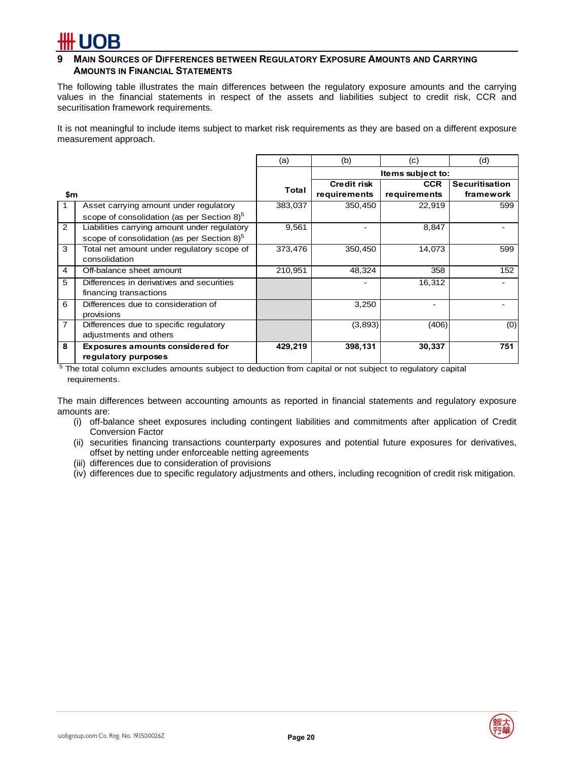## 9 Main Sources of Differences between Regulatory Exposure Amounts and Carrying Amounts in Financial Statements

The following table illustrates the main differences between the regulatory exposure amounts and the carrying values in the financial statements in respect of the assets and liabilities subject to credit risk, CCR and securitisation framework requirements.

It is not meaningful to include items subject to market risk requirements as they are based on a different exposure measurement approach.

| | | (a) | (b) | (c) | (d) |
|---|---|---|---|---|---|
| | | | Items subject to: | | |
| $m | | Total | Credit risk requirements | CCR requirements | Securitisation framework |
| 1 | Asset carrying amount under regulatory scope of consolidation (as per Section 8)[5] | 383,037 | 350,450 | 22,919 | 599 |
| 2 | Liabilities carrying amount under regulatory scope of consolidation (as per Section 8)[5] | 9,561 | - | 8,847 | - |
| 3 | Total net amount under regulatory scope of consolidation | 373,476 | 350,450 | 14,073 | 599 |
| 4 | Off-balance sheet amount | 210,951 | 48,324 | 358 | 152 |
| 5 | Differences in derivatives and securities financing transactions | | - | 16,312 | - |
| 6 | Differences due to consideration of provisions | | 3,250 | - | - |
| 7 | Differences due to specific regulatory adjustments and others | | (3,893) | (406) | (0) |
| **8** | **Exposures amounts considered for regulatory purposes** | **429,219** | **398,131** | **30,337** | **751** |

[5] The total column excludes amounts subject to deduction from capital or not subject to regulatory capital requirements.

The main differences between accounting amounts as reported in financial statements and regulatory exposure amounts are:

(i) off-balance sheet exposures including contingent liabilities and commitments after application of Credit Conversion Factor
(ii) securities financing transactions counterparty exposures and potential future exposures for derivatives, offset by netting under enforceable netting agreements
(iii) differences due to consideration of provisions
(iv) differences due to specific regulatory adjustments and others, including recognition of credit risk mitigation.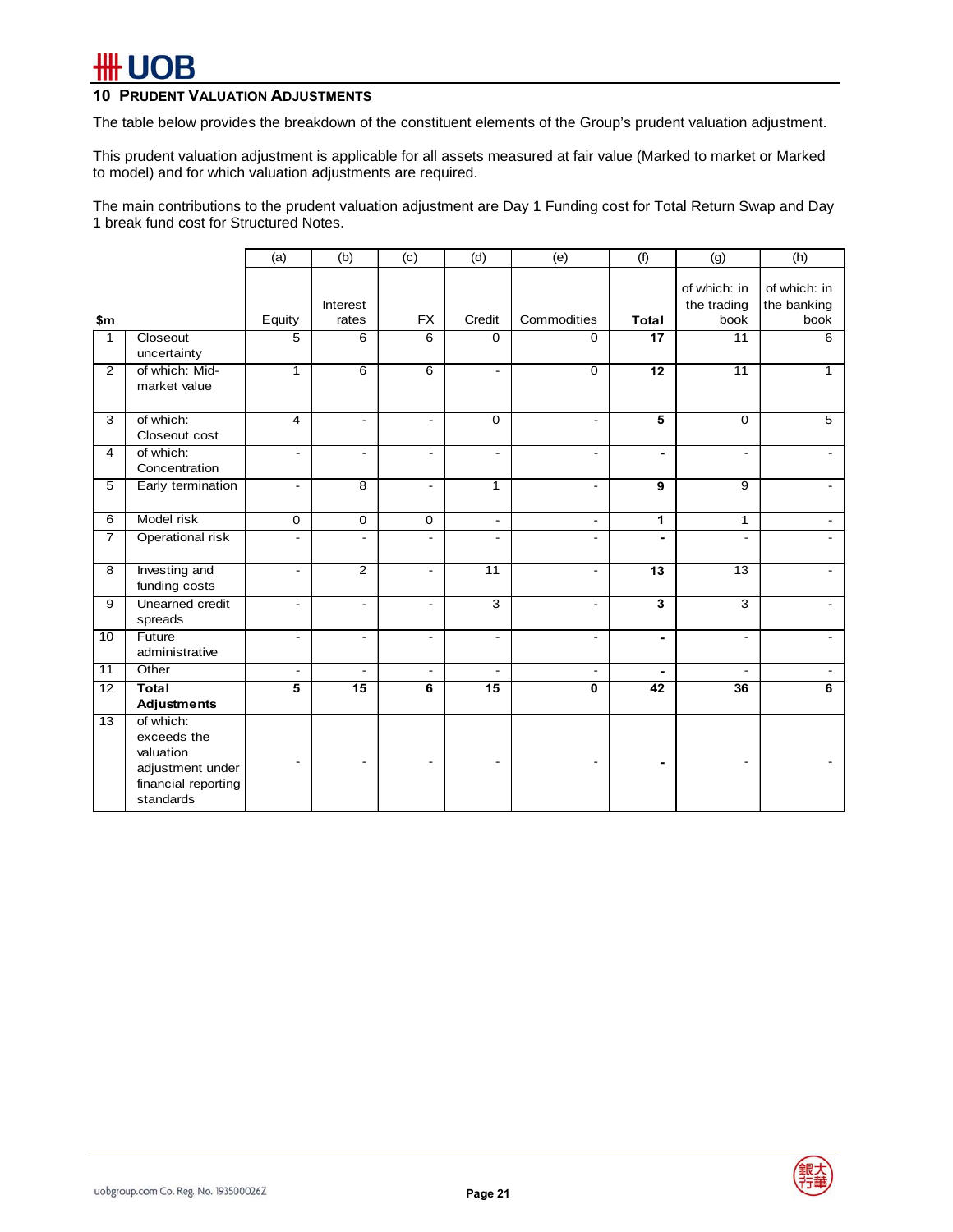## 10 PRUDENT VALUATION ADJUSTMENTS

The table below provides the breakdown of the constituent elements of the Group's prudent valuation adjustment.

This prudent valuation adjustment is applicable for all assets measured at fair value (Marked to market or Marked to model) and for which valuation adjustments are required.

The main contributions to the prudent valuation adjustment are Day 1 Funding cost for Total Return Swap and Day 1 break fund cost for Structured Notes.

| | | (a) | (b) | (c) | (d) | (e) | (f) | (g) | (h) |
|---|---|---|---|---|---|---|---|---|---|
| **$m** | | Equity | Interest rates | FX | Credit | Commodities | **Total** | of which: in the trading book | of which: in the banking book |
| 1 | Closeout uncertainty | 5 | 6 | 6 | 0 | 0 | **17** | 11 | 6 |
| 2 | of which: Mid-market value | 1 | 6 | 6 | - | 0 | **12** | 11 | 1 |
| 3 | of which: Closeout cost | 4 | - | - | 0 | - | **5** | 0 | 5 |
| 4 | of which: Concentration | - | - | - | - | - | **-** | - | - |
| 5 | Early termination | - | 8 | - | 1 | - | **9** | 9 | - |
| 6 | Model risk | 0 | 0 | 0 | - | - | **1** | 1 | - |
| 7 | Operational risk | - | - | - | - | - | **-** | - | - |
| 8 | Investing and funding costs | - | 2 | - | 11 | - | **13** | 13 | - |
| 9 | Unearned credit spreads | - | - | - | 3 | - | **3** | 3 | - |
| 10 | Future administrative | - | - | - | - | - | **-** | - | - |
| 11 | Other | - | - | - | - | - | **-** | - | - |
| 12 | **Total Adjustments** | **5** | **15** | **6** | **15** | **0** | **42** | **36** | **6** |
| 13 | of which: exceeds the valuation adjustment under financial reporting standards | - | - | - | - | - | **-** | - | - |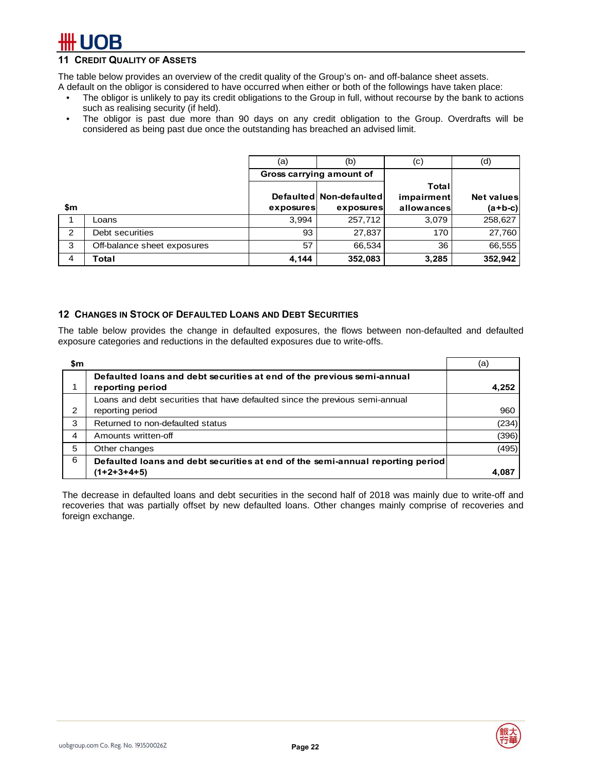## 11 Credit Quality of Assets

The table below provides an overview of the credit quality of the Group's on- and off-balance sheet assets.
A default on the obligor is considered to have occurred when either or both of the followings have taken place:

- The obligor is unlikely to pay its credit obligations to the Group in full, without recourse by the bank to actions such as realising security (if held).
- The obligor is past due more than 90 days on any credit obligation to the Group. Overdrafts will be considered as being past due once the outstanding has breached an advised limit.

| | | (a) | (b) | (c) | (d) |
|---|---|---|---|---|---|
| | | **Gross carrying amount of** | | | |
| **$m** | | **Defaulted exposures** | **Non-defaulted exposures** | **Total impairment allowances** | **Net values (a+b-c)** |
| 1 | Loans | 3,994 | 257,712 | 3,079 | 258,627 |
| 2 | Debt securities | 93 | 27,837 | 170 | 27,760 |
| 3 | Off-balance sheet exposures | 57 | 66,534 | 36 | 66,555 |
| 4 | **Total** | **4,144** | **352,083** | **3,285** | **352,942** |

## 12 Changes in Stock of Defaulted Loans and Debt Securities

The table below provides the change in defaulted exposures, the flows between non-defaulted and defaulted exposure categories and reductions in the defaulted exposures due to write-offs.

| **$m** | | (a) |
|---|---|---|
| 1 | **Defaulted loans and debt securities at end of the previous semi-annual reporting period** | **4,252** |
| 2 | Loans and debt securities that have defaulted since the previous semi-annual reporting period | 960 |
| 3 | Returned to non-defaulted status | (234) |
| 4 | Amounts written-off | (396) |
| 5 | Other changes | (495) |
| 6 | **Defaulted loans and debt securities at end of the semi-annual reporting period (1+2+3+4+5)** | **4,087** |

The decrease in defaulted loans and debt securities in the second half of 2018 was mainly due to write-off and recoveries that was partially offset by new defaulted loans. Other changes mainly comprise of recoveries and foreign exchange.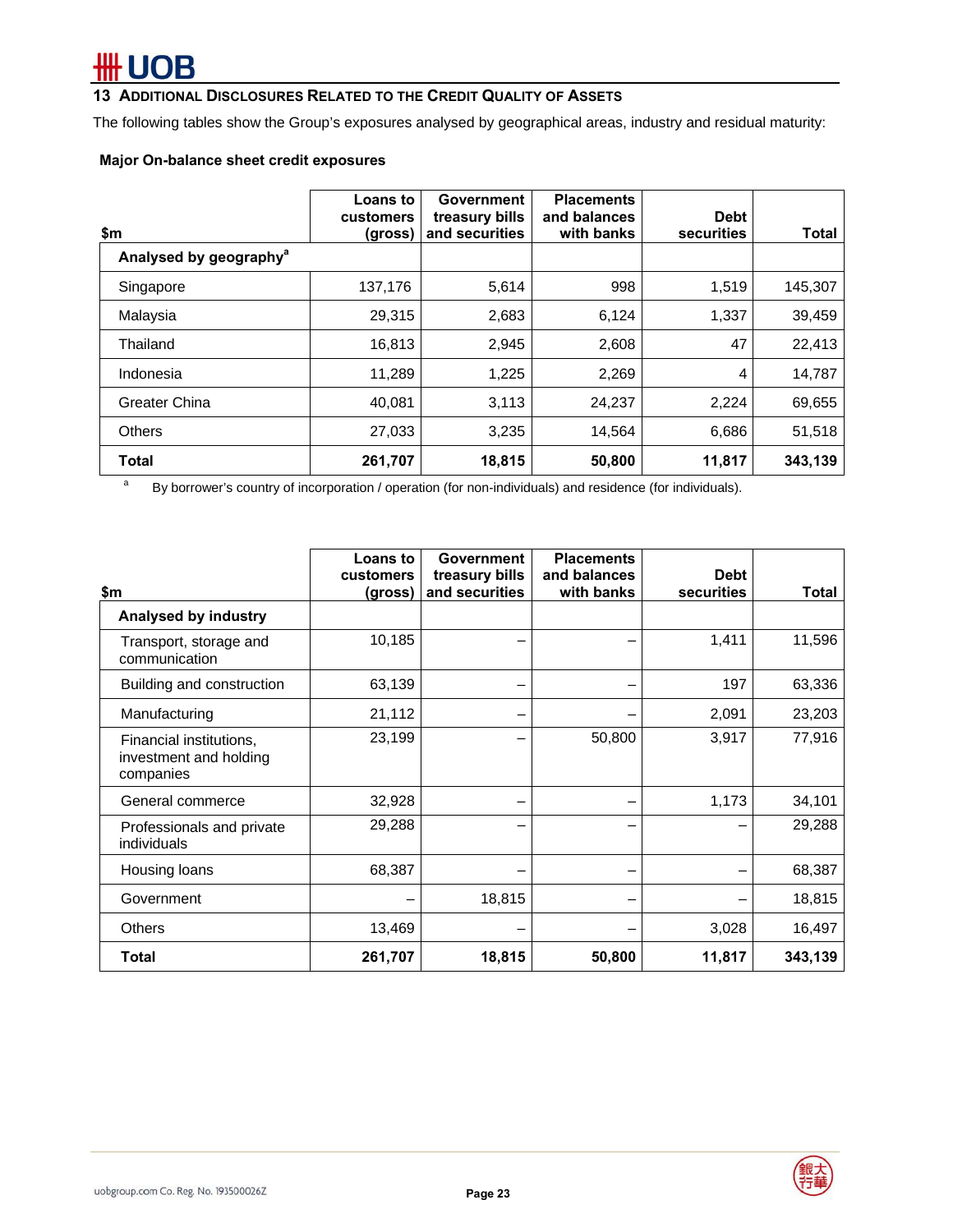## 13 Additional Disclosures Related to the Credit Quality of Assets

The following tables show the Group's exposures analysed by geographical areas, industry and residual maturity:

### Major On-balance sheet credit exposures

| $m | Loans to customers (gross) | Government treasury bills and securities | Placements and balances with banks | Debt securities | Total |
|---|---|---|---|---|---|
| **Analysed by geography**[a] | | | | | |
| Singapore | 137,176 | 5,614 | 998 | 1,519 | 145,307 |
| Malaysia | 29,315 | 2,683 | 6,124 | 1,337 | 39,459 |
| Thailand | 16,813 | 2,945 | 2,608 | 47 | 22,413 |
| Indonesia | 11,289 | 1,225 | 2,269 | 4 | 14,787 |
| Greater China | 40,081 | 3,113 | 24,237 | 2,224 | 69,655 |
| Others | 27,033 | 3,235 | 14,564 | 6,686 | 51,518 |
| **Total** | **261,707** | **18,815** | **50,800** | **11,817** | **343,139** |

[a] By borrower's country of incorporation / operation (for non-individuals) and residence (for individuals).

| $m | Loans to customers (gross) | Government treasury bills and securities | Placements and balances with banks | Debt securities | Total |
|---|---|---|---|---|---|
| **Analysed by industry** | | | | | |
| Transport, storage and communication | 10,185 | – | – | 1,411 | 11,596 |
| Building and construction | 63,139 | – | – | 197 | 63,336 |
| Manufacturing | 21,112 | – | – | 2,091 | 23,203 |
| Financial institutions, investment and holding companies | 23,199 | – | 50,800 | 3,917 | 77,916 |
| General commerce | 32,928 | – | – | 1,173 | 34,101 |
| Professionals and private individuals | 29,288 | – | – | – | 29,288 |
| Housing loans | 68,387 | – | – | – | 68,387 |
| Government | – | 18,815 | – | – | 18,815 |
| Others | 13,469 | – | – | 3,028 | 16,497 |
| **Total** | **261,707** | **18,815** | **50,800** | **11,817** | **343,139** |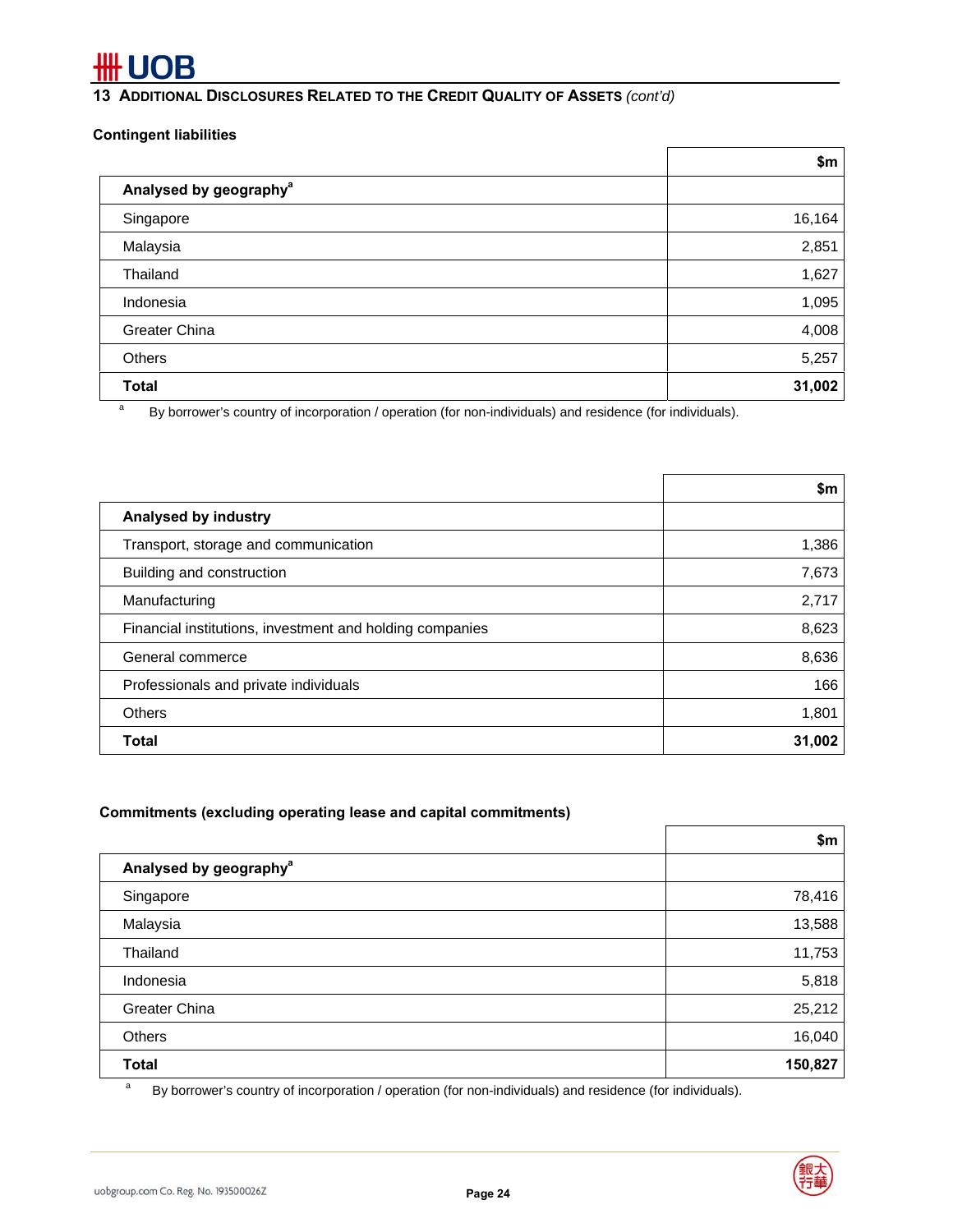## 13 Additional Disclosures Related to the Credit Quality of Assets *(cont'd)*

### Contingent liabilities

| | $m |
|---|---|
| **Analysed by geography**[a] | |
| Singapore | 16,164 |
| Malaysia | 2,851 |
| Thailand | 1,627 |
| Indonesia | 1,095 |
| Greater China | 4,008 |
| Others | 5,257 |
| **Total** | **31,002** |

[a] By borrower's country of incorporation / operation (for non-individuals) and residence (for individuals).

| | $m |
|---|---|
| **Analysed by industry** | |
| Transport, storage and communication | 1,386 |
| Building and construction | 7,673 |
| Manufacturing | 2,717 |
| Financial institutions, investment and holding companies | 8,623 |
| General commerce | 8,636 |
| Professionals and private individuals | 166 |
| Others | 1,801 |
| **Total** | **31,002** |

### Commitments (excluding operating lease and capital commitments)

| | $m |
|---|---|
| **Analysed by geography**[a] | |
| Singapore | 78,416 |
| Malaysia | 13,588 |
| Thailand | 11,753 |
| Indonesia | 5,818 |
| Greater China | 25,212 |
| Others | 16,040 |
| **Total** | **150,827** |

[a] By borrower's country of incorporation / operation (for non-individuals) and residence (for individuals).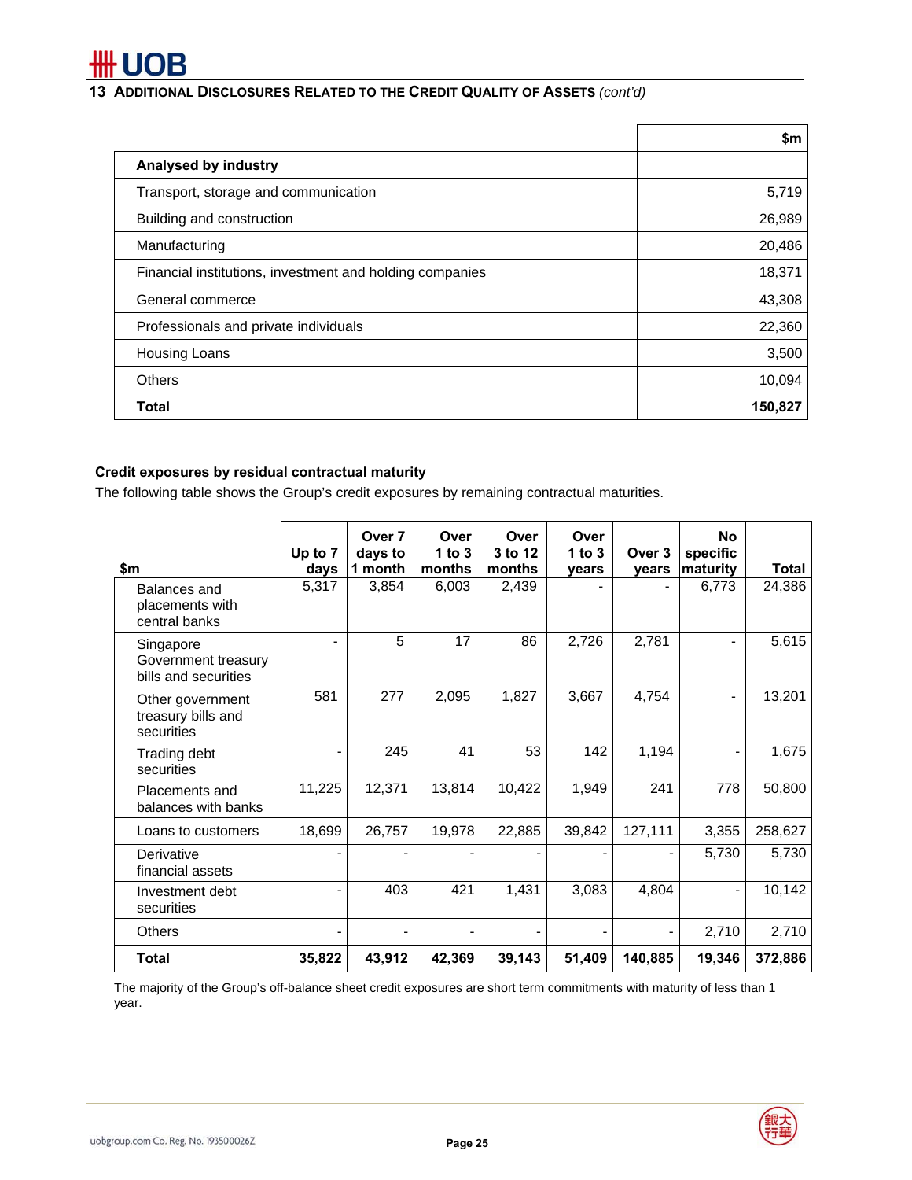## 13 ADDITIONAL DISCLOSURES RELATED TO THE CREDIT QUALITY OF ASSETS *(cont'd)*

| | $m |
|---|---:|
| **Analysed by industry** | |
| Transport, storage and communication | 5,719 |
| Building and construction | 26,989 |
| Manufacturing | 20,486 |
| Financial institutions, investment and holding companies | 18,371 |
| General commerce | 43,308 |
| Professionals and private individuals | 22,360 |
| Housing Loans | 3,500 |
| Others | 10,094 |
| **Total** | **150,827** |

**Credit exposures by residual contractual maturity**

The following table shows the Group's credit exposures by remaining contractual maturities.

| $m | Up to 7 days | Over 7 days to 1 month | Over 1 to 3 months | Over 3 to 12 months | Over 1 to 3 years | Over 3 years | No specific maturity | Total |
|---|---:|---:|---:|---:|---:|---:|---:|---:|
| Balances and placements with central banks | 5,317 | 3,854 | 6,003 | 2,439 | - | - | 6,773 | 24,386 |
| Singapore Government treasury bills and securities | - | 5 | 17 | 86 | 2,726 | 2,781 | - | 5,615 |
| Other government treasury bills and securities | 581 | 277 | 2,095 | 1,827 | 3,667 | 4,754 | - | 13,201 |
| Trading debt securities | - | 245 | 41 | 53 | 142 | 1,194 | - | 1,675 |
| Placements and balances with banks | 11,225 | 12,371 | 13,814 | 10,422 | 1,949 | 241 | 778 | 50,800 |
| Loans to customers | 18,699 | 26,757 | 19,978 | 22,885 | 39,842 | 127,111 | 3,355 | 258,627 |
| Derivative financial assets | - | - | - | - | - | - | 5,730 | 5,730 |
| Investment debt securities | - | 403 | 421 | 1,431 | 3,083 | 4,804 | - | 10,142 |
| Others | - | - | - | - | - | - | 2,710 | 2,710 |
| **Total** | **35,822** | **43,912** | **42,369** | **39,143** | **51,409** | **140,885** | **19,346** | **372,886** |

The majority of the Group's off-balance sheet credit exposures are short term commitments with maturity of less than 1 year.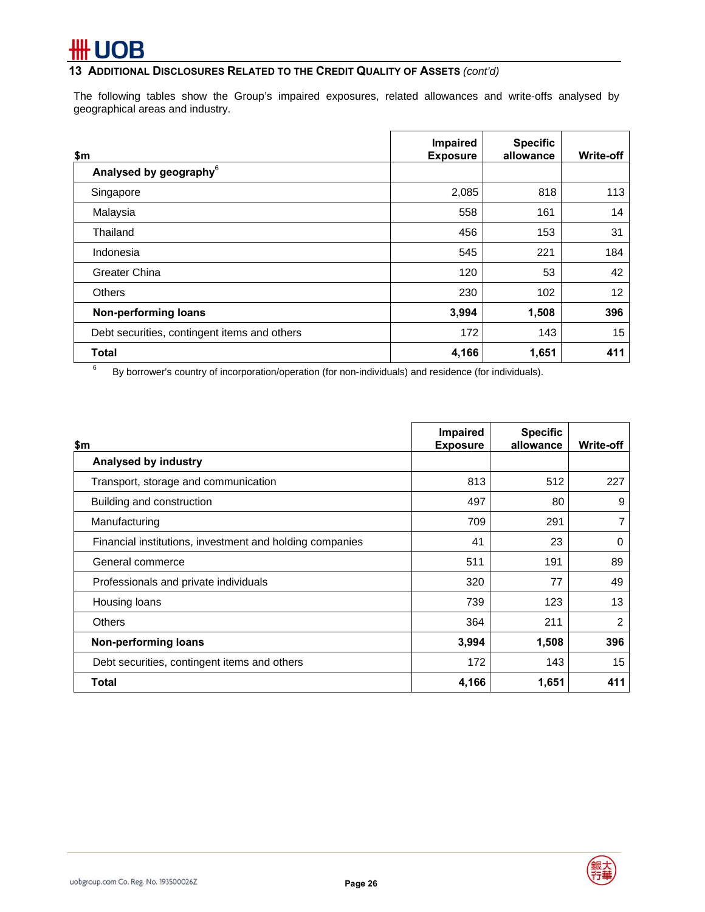## 13 ADDITIONAL DISCLOSURES RELATED TO THE CREDIT QUALITY OF ASSETS *(cont'd)*

The following tables show the Group's impaired exposures, related allowances and write-offs analysed by geographical areas and industry.

| $m | Impaired Exposure | Specific allowance | Write-off |
|---|---|---|---|
| **Analysed by geography**[6] | | | |
| Singapore | 2,085 | 818 | 113 |
| Malaysia | 558 | 161 | 14 |
| Thailand | 456 | 153 | 31 |
| Indonesia | 545 | 221 | 184 |
| Greater China | 120 | 53 | 42 |
| Others | 230 | 102 | 12 |
| **Non-performing loans** | **3,994** | **1,508** | **396** |
| Debt securities, contingent items and others | 172 | 143 | 15 |
| **Total** | **4,166** | **1,651** | **411** |

[6] By borrower's country of incorporation/operation (for non-individuals) and residence (for individuals).

| $m | Impaired Exposure | Specific allowance | Write-off |
|---|---|---|---|
| **Analysed by industry** | | | |
| Transport, storage and communication | 813 | 512 | 227 |
| Building and construction | 497 | 80 | 9 |
| Manufacturing | 709 | 291 | 7 |
| Financial institutions, investment and holding companies | 41 | 23 | 0 |
| General commerce | 511 | 191 | 89 |
| Professionals and private individuals | 320 | 77 | 49 |
| Housing loans | 739 | 123 | 13 |
| Others | 364 | 211 | 2 |
| **Non-performing loans** | **3,994** | **1,508** | **396** |
| Debt securities, contingent items and others | 172 | 143 | 15 |
| **Total** | **4,166** | **1,651** | **411** |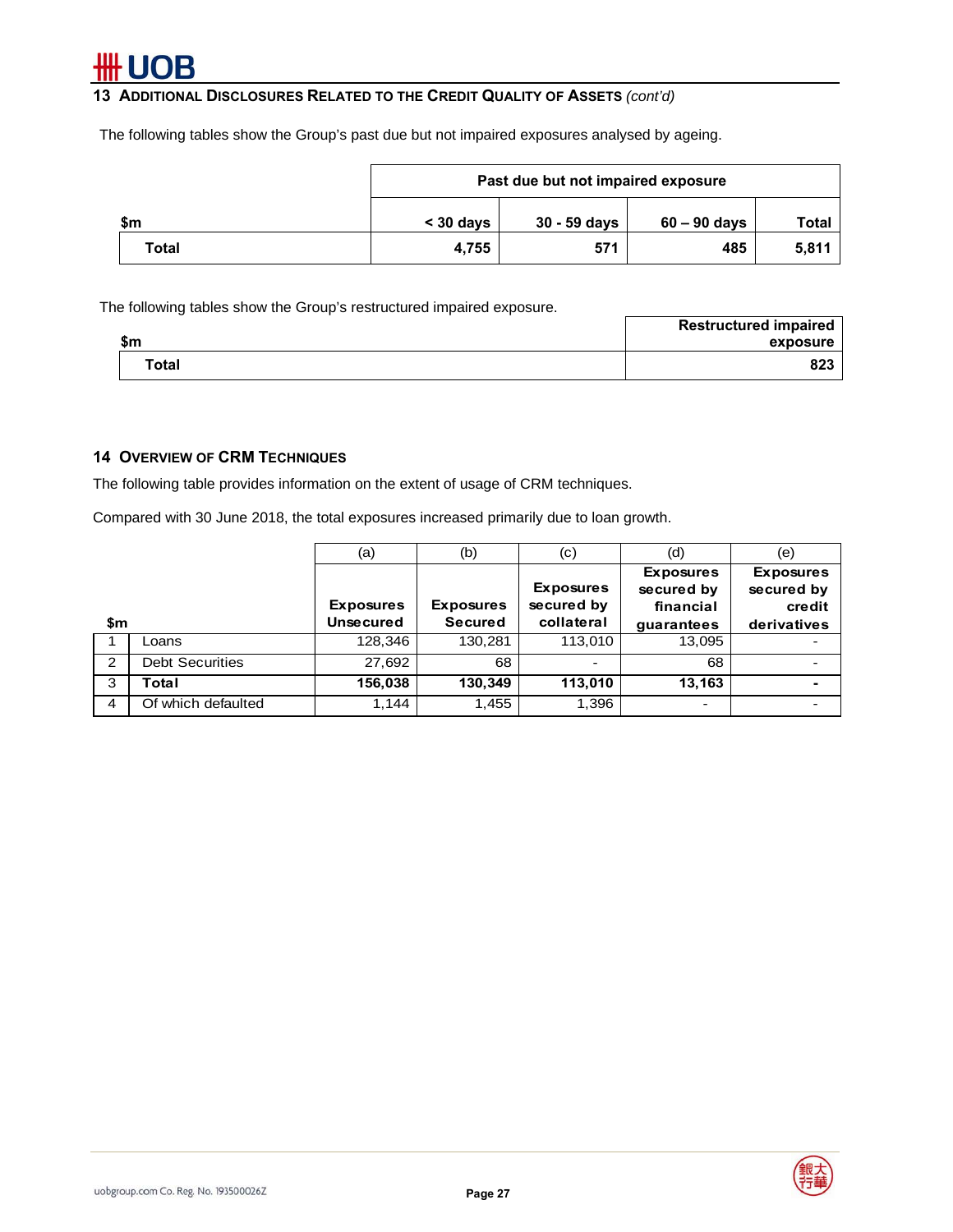## 13 ADDITIONAL DISCLOSURES RELATED TO THE CREDIT QUALITY OF ASSETS *(cont'd)*

The following tables show the Group's past due but not impaired exposures analysed by ageing.

| | Past due but not impaired exposure | | | |
|---|---|---|---|---|
| $m | < 30 days | 30 - 59 days | 60 – 90 days | Total |
| **Total** | **4,755** | **571** | **485** | **5,811** |

The following tables show the Group's restructured impaired exposure.

| $m | Restructured impaired exposure |
|---|---|
| **Total** | **823** |

## 14 OVERVIEW OF CRM TECHNIQUES

The following table provides information on the extent of usage of CRM techniques.

Compared with 30 June 2018, the total exposures increased primarily due to loan growth.

| | | (a) | (b) | (c) | (d) | (e) |
|---|---|---|---|---|---|---|
| $m | | Exposures Unsecured | Exposures Secured | Exposures secured by collateral | Exposures secured by financial guarantees | Exposures secured by credit derivatives |
| 1 | Loans | 128,346 | 130,281 | 113,010 | 13,095 | - |
| 2 | Debt Securities | 27,692 | 68 | - | 68 | - |
| 3 | **Total** | **156,038** | **130,349** | **113,010** | **13,163** | **-** |
| 4 | Of which defaulted | 1,144 | 1,455 | 1,396 | - | - |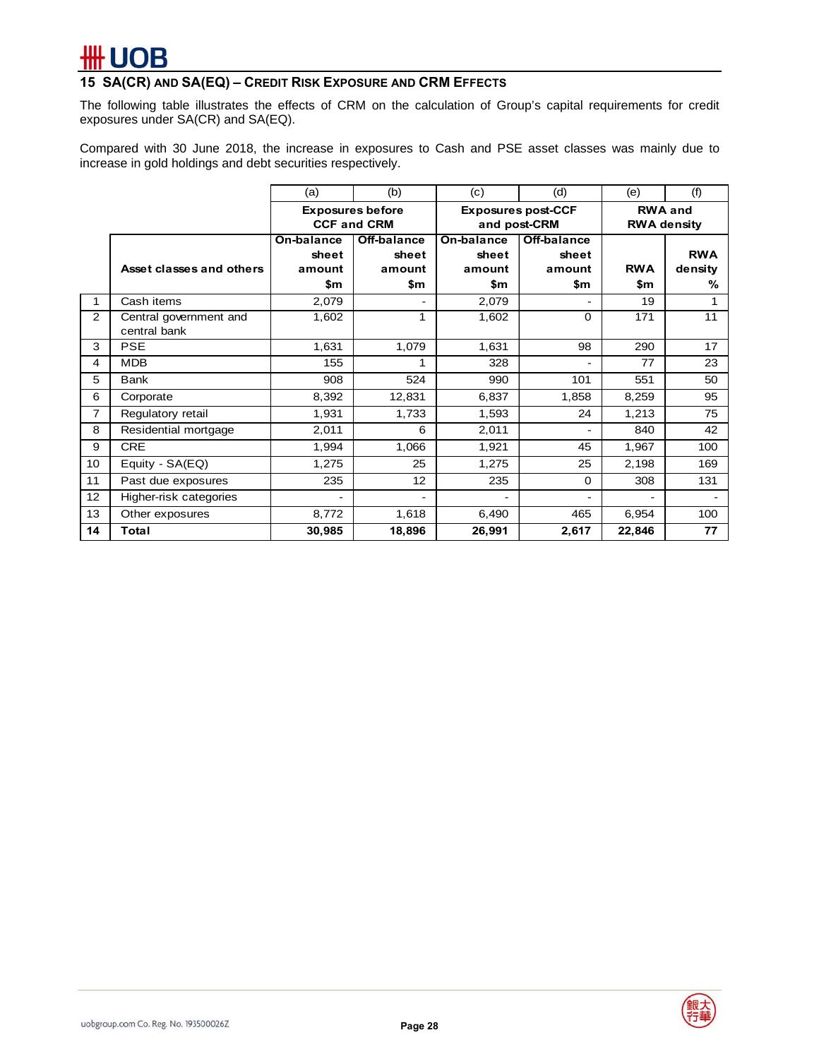## 15 SA(CR) AND SA(EQ) – CREDIT RISK EXPOSURE AND CRM EFFECTS

The following table illustrates the effects of CRM on the calculation of Group's capital requirements for credit exposures under SA(CR) and SA(EQ).

Compared with 30 June 2018, the increase in exposures to Cash and PSE asset classes was mainly due to increase in gold holdings and debt securities respectively.

| | | (a) | (b) | (c) | (d) | (e) | (f) |
|---|---|---|---|---|---|---|---|
| | | Exposures before CCF and CRM | | Exposures post-CCF and post-CRM | | RWA and RWA density | |
| | Asset classes and others | On-balance sheet amount $m | Off-balance sheet amount $m | On-balance sheet amount $m | Off-balance sheet amount $m | RWA $m | RWA density % |
| 1 | Cash items | 2,079 | - | 2,079 | - | 19 | 1 |
| 2 | Central government and central bank | 1,602 | 1 | 1,602 | 0 | 171 | 11 |
| 3 | PSE | 1,631 | 1,079 | 1,631 | 98 | 290 | 17 |
| 4 | MDB | 155 | 1 | 328 | - | 77 | 23 |
| 5 | Bank | 908 | 524 | 990 | 101 | 551 | 50 |
| 6 | Corporate | 8,392 | 12,831 | 6,837 | 1,858 | 8,259 | 95 |
| 7 | Regulatory retail | 1,931 | 1,733 | 1,593 | 24 | 1,213 | 75 |
| 8 | Residential mortgage | 2,011 | 6 | 2,011 | - | 840 | 42 |
| 9 | CRE | 1,994 | 1,066 | 1,921 | 45 | 1,967 | 100 |
| 10 | Equity - SA(EQ) | 1,275 | 25 | 1,275 | 25 | 2,198 | 169 |
| 11 | Past due exposures | 235 | 12 | 235 | 0 | 308 | 131 |
| 12 | Higher-risk categories | - | - | - | - | - | - |
| 13 | Other exposures | 8,772 | 1,618 | 6,490 | 465 | 6,954 | 100 |
| **14** | **Total** | **30,985** | **18,896** | **26,991** | **2,617** | **22,846** | **77** |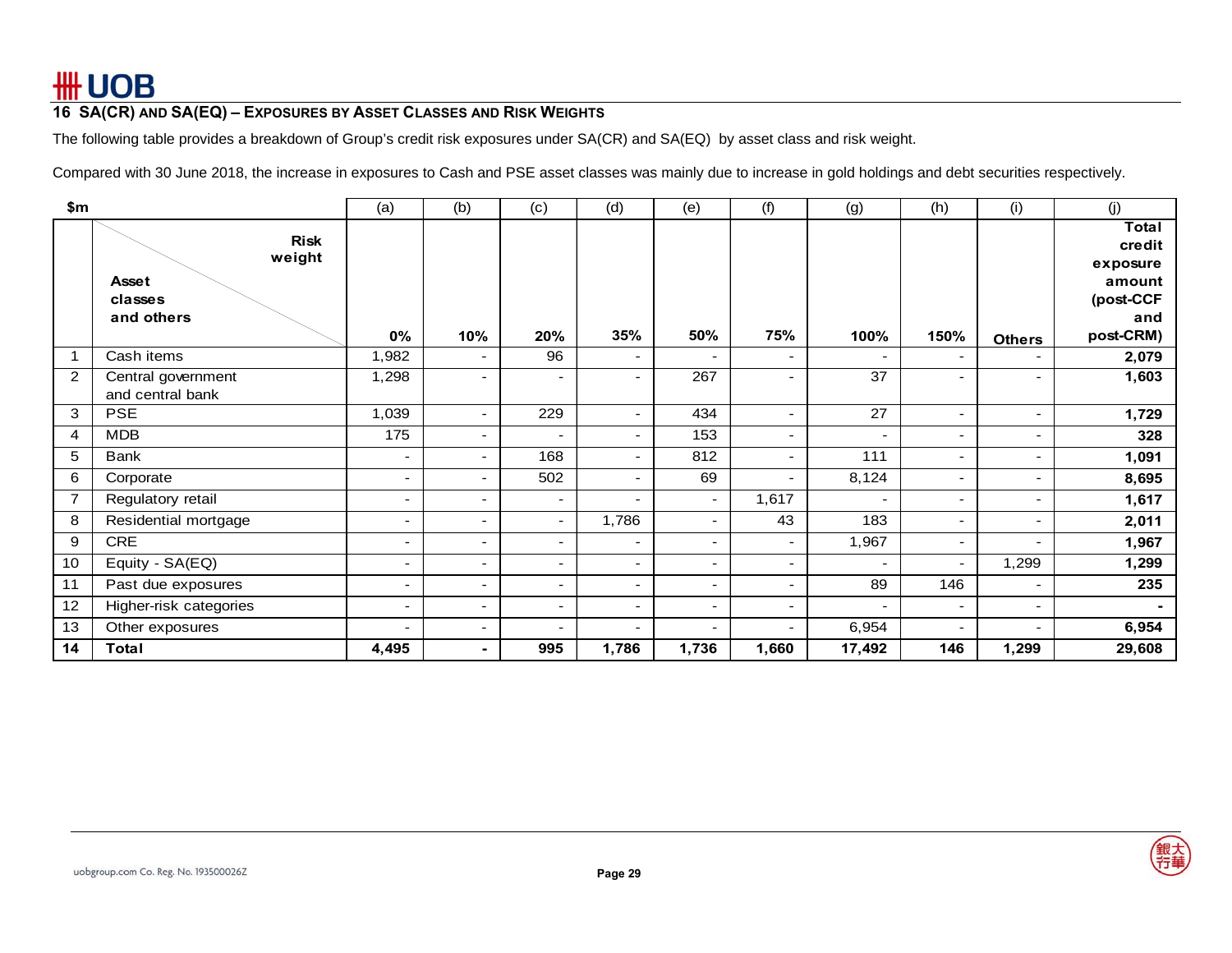## 16 SA(CR) AND SA(EQ) – EXPOSURES BY ASSET CLASSES AND RISK WEIGHTS

The following table provides a breakdown of Group's credit risk exposures under SA(CR) and SA(EQ) by asset class and risk weight.

Compared with 30 June 2018, the increase in exposures to Cash and PSE asset classes was mainly due to increase in gold holdings and debt securities respectively.

| $m | | (a) | (b) | (c) | (d) | (e) | (f) | (g) | (h) | (i) | (j) |
|---|---|---|---|---|---|---|---|---|---|---|---|
| | **Asset classes and others** / **Risk weight** | **0%** | **10%** | **20%** | **35%** | **50%** | **75%** | **100%** | **150%** | **Others** | **Total credit exposure amount (post-CCF and post-CRM)** |
| 1 | Cash items | 1,982 | - | 96 | - | - | - | - | - | - | **2,079** |
| 2 | Central government and central bank | 1,298 | - | - | - | 267 | - | 37 | - | - | **1,603** |
| 3 | PSE | 1,039 | - | 229 | - | 434 | - | 27 | - | - | **1,729** |
| 4 | MDB | 175 | - | - | - | 153 | - | - | - | - | **328** |
| 5 | Bank | - | - | 168 | - | 812 | - | 111 | - | - | **1,091** |
| 6 | Corporate | - | - | 502 | - | 69 | - | 8,124 | - | - | **8,695** |
| 7 | Regulatory retail | - | - | - | - | - | 1,617 | - | - | - | **1,617** |
| 8 | Residential mortgage | - | - | - | 1,786 | - | 43 | 183 | - | - | **2,011** |
| 9 | CRE | - | - | - | - | - | - | 1,967 | - | - | **1,967** |
| 10 | Equity - SA(EQ) | - | - | - | - | - | - | - | - | 1,299 | **1,299** |
| 11 | Past due exposures | - | - | - | - | - | - | 89 | 146 | - | **235** |
| 12 | Higher-risk categories | - | - | - | - | - | - | - | - | - | **-** |
| 13 | Other exposures | - | - | - | - | - | - | 6,954 | - | - | **6,954** |
| **14** | **Total** | **4,495** | **-** | **995** | **1,786** | **1,736** | **1,660** | **17,492** | **146** | **1,299** | **29,608** |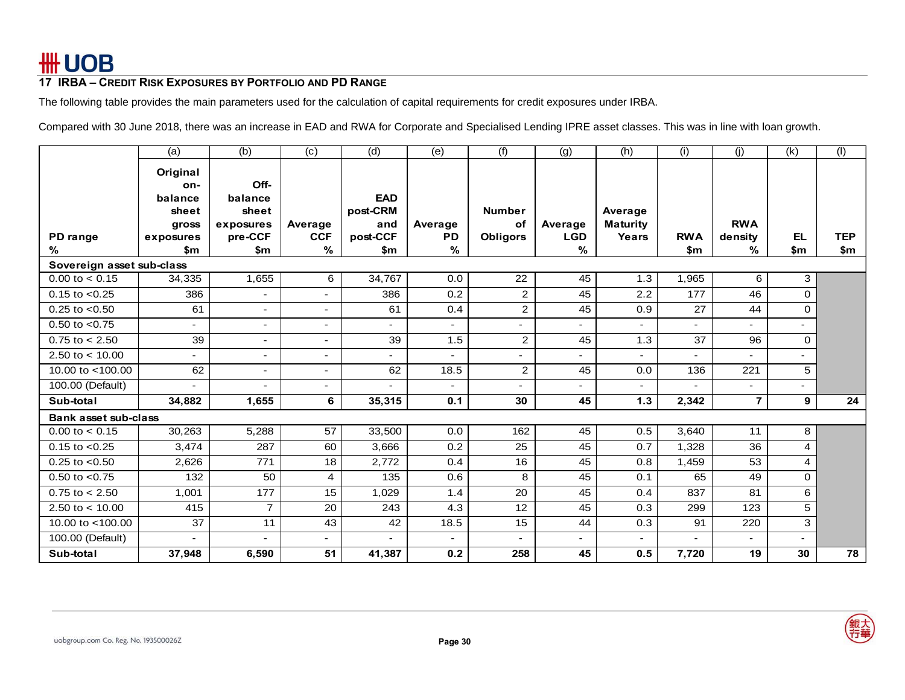## 17 IRBA – Credit Risk Exposures by Portfolio and PD Range

The following table provides the main parameters used for the calculation of capital requirements for credit exposures under IRBA.

Compared with 30 June 2018, there was an increase in EAD and RWA for Corporate and Specialised Lending IPRE asset classes. This was in line with loan growth.

| | (a) | (b) | (c) | (d) | (e) | (f) | (g) | (h) | (i) | (j) | (k) | (l) |
|---|---|---|---|---|---|---|---|---|---|---|---|---|
| PD range % | Original on-balance sheet gross exposures $m | Off-balance sheet exposures pre-CCF $m | Average CCF % | EAD post-CRM and post-CCF $m | Average PD % | Number of Obligors | Average LGD % | Average Maturity Years | RWA $m | RWA density % | EL $m | TEP $m |
| **Sovereign asset sub-class** | | | | | | | | | | | | |
| 0.00 to < 0.15 | 34,335 | 1,655 | 6 | 34,767 | 0.0 | 22 | 45 | 1.3 | 1,965 | 6 | 3 | |
| 0.15 to <0.25 | 386 | - | - | 386 | 0.2 | 2 | 45 | 2.2 | 177 | 46 | 0 | |
| 0.25 to <0.50 | 61 | - | - | 61 | 0.4 | 2 | 45 | 0.9 | 27 | 44 | 0 | |
| 0.50 to <0.75 | - | - | - | - | - | - | - | - | - | - | - | |
| 0.75 to < 2.50 | 39 | - | - | 39 | 1.5 | 2 | 45 | 1.3 | 37 | 96 | 0 | |
| 2.50 to < 10.00 | - | - | - | - | - | - | - | - | - | - | - | |
| 10.00 to <100.00 | 62 | - | - | 62 | 18.5 | 2 | 45 | 0.0 | 136 | 221 | 5 | |
| 100.00 (Default) | - | - | - | - | - | - | - | - | - | - | - | |
| **Sub-total** | **34,882** | **1,655** | **6** | **35,315** | **0.1** | **30** | **45** | **1.3** | **2,342** | **7** | **9** | **24** |
| **Bank asset sub-class** | | | | | | | | | | | | |
| 0.00 to < 0.15 | 30,263 | 5,288 | 57 | 33,500 | 0.0 | 162 | 45 | 0.5 | 3,640 | 11 | 8 | |
| 0.15 to <0.25 | 3,474 | 287 | 60 | 3,666 | 0.2 | 25 | 45 | 0.7 | 1,328 | 36 | 4 | |
| 0.25 to <0.50 | 2,626 | 771 | 18 | 2,772 | 0.4 | 16 | 45 | 0.8 | 1,459 | 53 | 4 | |
| 0.50 to <0.75 | 132 | 50 | 4 | 135 | 0.6 | 8 | 45 | 0.1 | 65 | 49 | 0 | |
| 0.75 to < 2.50 | 1,001 | 177 | 15 | 1,029 | 1.4 | 20 | 45 | 0.4 | 837 | 81 | 6 | |
| 2.50 to < 10.00 | 415 | 7 | 20 | 243 | 4.3 | 12 | 45 | 0.3 | 299 | 123 | 5 | |
| 10.00 to <100.00 | 37 | 11 | 43 | 42 | 18.5 | 15 | 44 | 0.3 | 91 | 220 | 3 | |
| 100.00 (Default) | - | - | - | - | - | - | - | - | - | - | - | |
| **Sub-total** | **37,948** | **6,590** | **51** | **41,387** | **0.2** | **258** | **45** | **0.5** | **7,720** | **19** | **30** | **78** |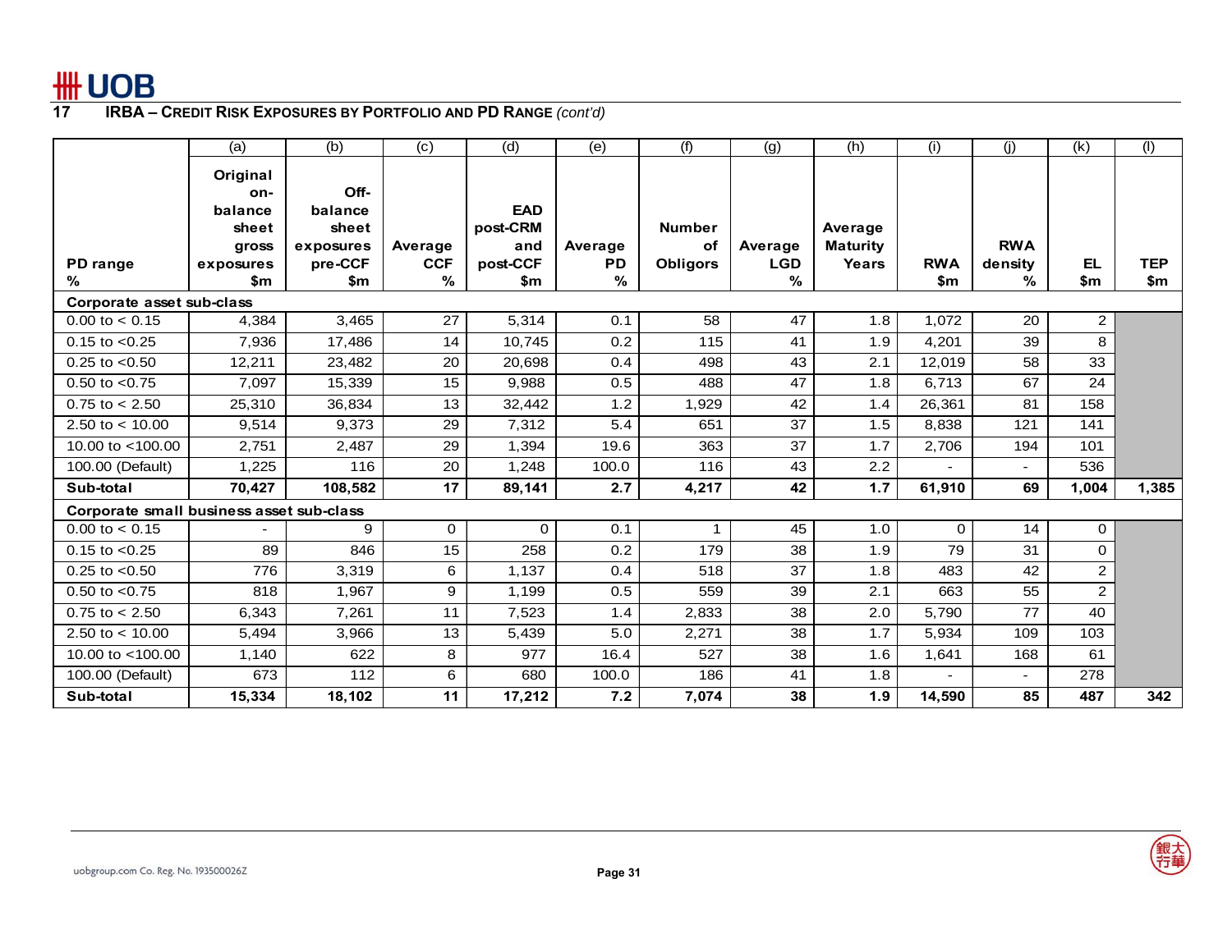## 17 IRBA – Credit Risk Exposures by Portfolio and PD Range *(cont'd)*

| | (a) | (b) | (c) | (d) | (e) | (f) | (g) | (h) | (i) | (j) | (k) | (l) |
|---|---|---|---|---|---|---|---|---|---|---|---|---|
| PD range % | Original on-balance sheet gross exposures $m | Off-balance sheet exposures pre-CCF $m | Average CCF % | EAD post-CRM and post-CCF $m | Average PD % | Number of Obligors | Average LGD % | Average Maturity Years | RWA $m | RWA density % | EL $m | TEP $m |
| **Corporate asset sub-class** | | | | | | | | | | | | |
| 0.00 to < 0.15 | 4,384 | 3,465 | 27 | 5,314 | 0.1 | 58 | 47 | 1.8 | 1,072 | 20 | 2 | |
| 0.15 to <0.25 | 7,936 | 17,486 | 14 | 10,745 | 0.2 | 115 | 41 | 1.9 | 4,201 | 39 | 8 | |
| 0.25 to <0.50 | 12,211 | 23,482 | 20 | 20,698 | 0.4 | 498 | 43 | 2.1 | 12,019 | 58 | 33 | |
| 0.50 to <0.75 | 7,097 | 15,339 | 15 | 9,988 | 0.5 | 488 | 47 | 1.8 | 6,713 | 67 | 24 | |
| 0.75 to < 2.50 | 25,310 | 36,834 | 13 | 32,442 | 1.2 | 1,929 | 42 | 1.4 | 26,361 | 81 | 158 | |
| 2.50 to < 10.00 | 9,514 | 9,373 | 29 | 7,312 | 5.4 | 651 | 37 | 1.5 | 8,838 | 121 | 141 | |
| 10.00 to <100.00 | 2,751 | 2,487 | 29 | 1,394 | 19.6 | 363 | 37 | 1.7 | 2,706 | 194 | 101 | |
| 100.00 (Default) | 1,225 | 116 | 20 | 1,248 | 100.0 | 116 | 43 | 2.2 | - | - | 536 | |
| **Sub-total** | **70,427** | **108,582** | **17** | **89,141** | **2.7** | **4,217** | **42** | **1.7** | **61,910** | **69** | **1,004** | **1,385** |
| **Corporate small business asset sub-class** | | | | | | | | | | | | |
| 0.00 to < 0.15 | - | 9 | 0 | 0 | 0.1 | 1 | 45 | 1.0 | 0 | 14 | 0 | |
| 0.15 to <0.25 | 89 | 846 | 15 | 258 | 0.2 | 179 | 38 | 1.9 | 79 | 31 | 0 | |
| 0.25 to <0.50 | 776 | 3,319 | 6 | 1,137 | 0.4 | 518 | 37 | 1.8 | 483 | 42 | 2 | |
| 0.50 to <0.75 | 818 | 1,967 | 9 | 1,199 | 0.5 | 559 | 39 | 2.1 | 663 | 55 | 2 | |
| 0.75 to < 2.50 | 6,343 | 7,261 | 11 | 7,523 | 1.4 | 2,833 | 38 | 2.0 | 5,790 | 77 | 40 | |
| 2.50 to < 10.00 | 5,494 | 3,966 | 13 | 5,439 | 5.0 | 2,271 | 38 | 1.7 | 5,934 | 109 | 103 | |
| 10.00 to <100.00 | 1,140 | 622 | 8 | 977 | 16.4 | 527 | 38 | 1.6 | 1,641 | 168 | 61 | |
| 100.00 (Default) | 673 | 112 | 6 | 680 | 100.0 | 186 | 41 | 1.8 | - | - | 278 | |
| **Sub-total** | **15,334** | **18,102** | **11** | **17,212** | **7.2** | **7,074** | **38** | **1.9** | **14,590** | **85** | **487** | **342** |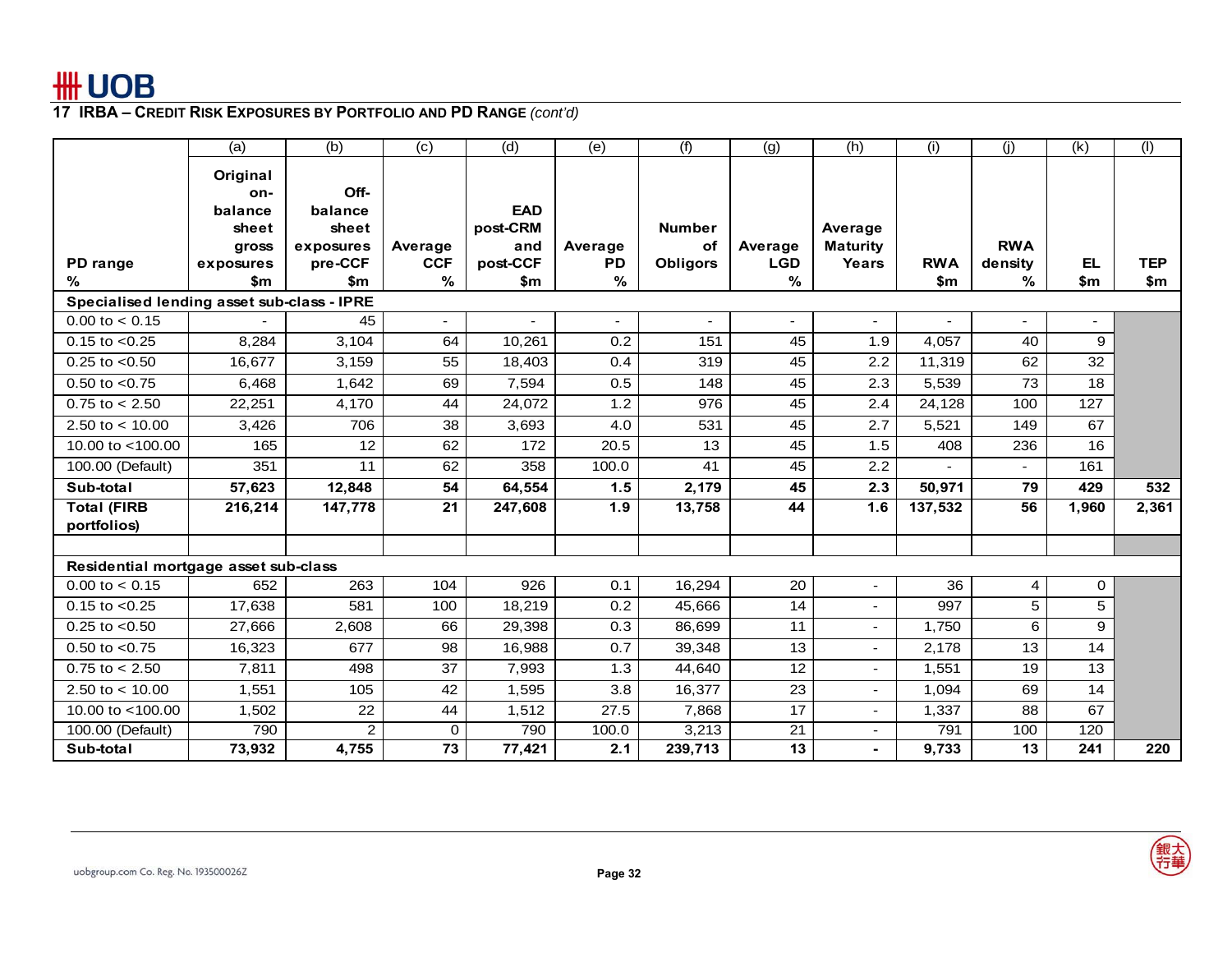## 17 IRBA – Credit Risk Exposures by Portfolio and PD Range *(cont'd)*

| | (a) | (b) | (c) | (d) | (e) | (f) | (g) | (h) | (i) | (j) | (k) | (l) |
|---|---|---|---|---|---|---|---|---|---|---|---|---|
| PD range % | Original on-balance sheet gross exposures $m | Off-balance sheet exposures pre-CCF $m | Average CCF % | EAD post-CRM and post-CCF $m | Average PD % | Number of Obligors | Average LGD % | Average Maturity Years | RWA $m | RWA density % | EL $m | TEP $m |
| **Specialised lending asset sub-class - IPRE** | | | | | | | | | | | | |
| 0.00 to < 0.15 | - | 45 | - | - | - | - | - | - | - | - | - | |
| 0.15 to <0.25 | 8,284 | 3,104 | 64 | 10,261 | 0.2 | 151 | 45 | 1.9 | 4,057 | 40 | 9 | |
| 0.25 to <0.50 | 16,677 | 3,159 | 55 | 18,403 | 0.4 | 319 | 45 | 2.2 | 11,319 | 62 | 32 | |
| 0.50 to <0.75 | 6,468 | 1,642 | 69 | 7,594 | 0.5 | 148 | 45 | 2.3 | 5,539 | 73 | 18 | |
| 0.75 to < 2.50 | 22,251 | 4,170 | 44 | 24,072 | 1.2 | 976 | 45 | 2.4 | 24,128 | 100 | 127 | |
| 2.50 to < 10.00 | 3,426 | 706 | 38 | 3,693 | 4.0 | 531 | 45 | 2.7 | 5,521 | 149 | 67 | |
| 10.00 to <100.00 | 165 | 12 | 62 | 172 | 20.5 | 13 | 45 | 1.5 | 408 | 236 | 16 | |
| 100.00 (Default) | 351 | 11 | 62 | 358 | 100.0 | 41 | 45 | 2.2 | - | - | 161 | |
| **Sub-total** | **57,623** | **12,848** | **54** | **64,554** | **1.5** | **2,179** | **45** | **2.3** | **50,971** | **79** | **429** | **532** |
| **Total (FIRB portfolios)** | **216,214** | **147,778** | **21** | **247,608** | **1.9** | **13,758** | **44** | **1.6** | **137,532** | **56** | **1,960** | **2,361** |
| | | | | | | | | | | | | |
| **Residential mortgage asset sub-class** | | | | | | | | | | | | |
| 0.00 to < 0.15 | 652 | 263 | 104 | 926 | 0.1 | 16,294 | 20 | - | 36 | 4 | 0 | |
| 0.15 to <0.25 | 17,638 | 581 | 100 | 18,219 | 0.2 | 45,666 | 14 | - | 997 | 5 | 5 | |
| 0.25 to <0.50 | 27,666 | 2,608 | 66 | 29,398 | 0.3 | 86,699 | 11 | - | 1,750 | 6 | 9 | |
| 0.50 to <0.75 | 16,323 | 677 | 98 | 16,988 | 0.7 | 39,348 | 13 | - | 2,178 | 13 | 14 | |
| 0.75 to < 2.50 | 7,811 | 498 | 37 | 7,993 | 1.3 | 44,640 | 12 | - | 1,551 | 19 | 13 | |
| 2.50 to < 10.00 | 1,551 | 105 | 42 | 1,595 | 3.8 | 16,377 | 23 | - | 1,094 | 69 | 14 | |
| 10.00 to <100.00 | 1,502 | 22 | 44 | 1,512 | 27.5 | 7,868 | 17 | - | 1,337 | 88 | 67 | |
| 100.00 (Default) | 790 | 2 | 0 | 790 | 100.0 | 3,213 | 21 | - | 791 | 100 | 120 | |
| **Sub-total** | **73,932** | **4,755** | **73** | **77,421** | **2.1** | **239,713** | **13** | **-** | **9,733** | **13** | **241** | **220** |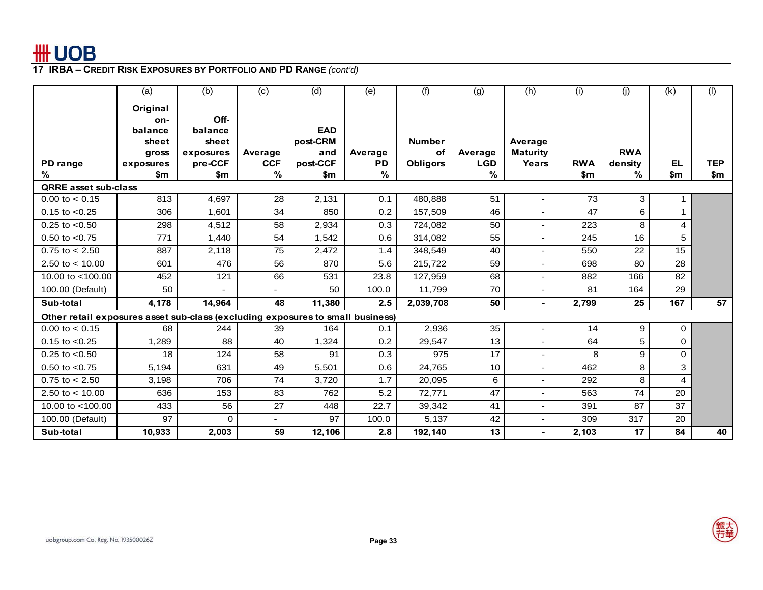## 17 IRBA – Credit Risk Exposures by Portfolio and PD Range *(cont'd)*

| | (a) | (b) | (c) | (d) | (e) | (f) | (g) | (h) | (i) | (j) | (k) | (l) |
|---|---|---|---|---|---|---|---|---|---|---|---|---|
| PD range % | Original on-balance sheet gross exposures $m | Off-balance sheet exposures pre-CCF $m | Average CCF % | EAD post-CRM and post-CCF $m | Average PD % | Number of Obligors | Average LGD % | Average Maturity Years | RWA $m | RWA density % | EL $m | TEP $m |
| **QRRE asset sub-class** | | | | | | | | | | | | |
| 0.00 to < 0.15 | 813 | 4,697 | 28 | 2,131 | 0.1 | 480,888 | 51 | - | 73 | 3 | 1 | |
| 0.15 to <0.25 | 306 | 1,601 | 34 | 850 | 0.2 | 157,509 | 46 | - | 47 | 6 | 1 | |
| 0.25 to <0.50 | 298 | 4,512 | 58 | 2,934 | 0.3 | 724,082 | 50 | - | 223 | 8 | 4 | |
| 0.50 to <0.75 | 771 | 1,440 | 54 | 1,542 | 0.6 | 314,082 | 55 | - | 245 | 16 | 5 | |
| 0.75 to < 2.50 | 887 | 2,118 | 75 | 2,472 | 1.4 | 348,549 | 40 | - | 550 | 22 | 15 | |
| 2.50 to < 10.00 | 601 | 476 | 56 | 870 | 5.6 | 215,722 | 59 | - | 698 | 80 | 28 | |
| 10.00 to <100.00 | 452 | 121 | 66 | 531 | 23.8 | 127,959 | 68 | - | 882 | 166 | 82 | |
| 100.00 (Default) | 50 | - | - | 50 | 100.0 | 11,799 | 70 | - | 81 | 164 | 29 | |
| **Sub-total** | **4,178** | **14,964** | **48** | **11,380** | **2.5** | **2,039,708** | **50** | **-** | **2,799** | **25** | **167** | **57** |
| **Other retail exposures asset sub-class (excluding exposures to small business)** | | | | | | | | | | | | |
| 0.00 to < 0.15 | 68 | 244 | 39 | 164 | 0.1 | 2,936 | 35 | - | 14 | 9 | 0 | |
| 0.15 to <0.25 | 1,289 | 88 | 40 | 1,324 | 0.2 | 29,547 | 13 | - | 64 | 5 | 0 | |
| 0.25 to <0.50 | 18 | 124 | 58 | 91 | 0.3 | 975 | 17 | - | 8 | 9 | 0 | |
| 0.50 to <0.75 | 5,194 | 631 | 49 | 5,501 | 0.6 | 24,765 | 10 | - | 462 | 8 | 3 | |
| 0.75 to < 2.50 | 3,198 | 706 | 74 | 3,720 | 1.7 | 20,095 | 6 | - | 292 | 8 | 4 | |
| 2.50 to < 10.00 | 636 | 153 | 83 | 762 | 5.2 | 72,771 | 47 | - | 563 | 74 | 20 | |
| 10.00 to <100.00 | 433 | 56 | 27 | 448 | 22.7 | 39,342 | 41 | - | 391 | 87 | 37 | |
| 100.00 (Default) | 97 | 0 | - | 97 | 100.0 | 5,137 | 42 | - | 309 | 317 | 20 | |
| **Sub-total** | **10,933** | **2,003** | **59** | **12,106** | **2.8** | **192,140** | **13** | **-** | **2,103** | **17** | **84** | **40** |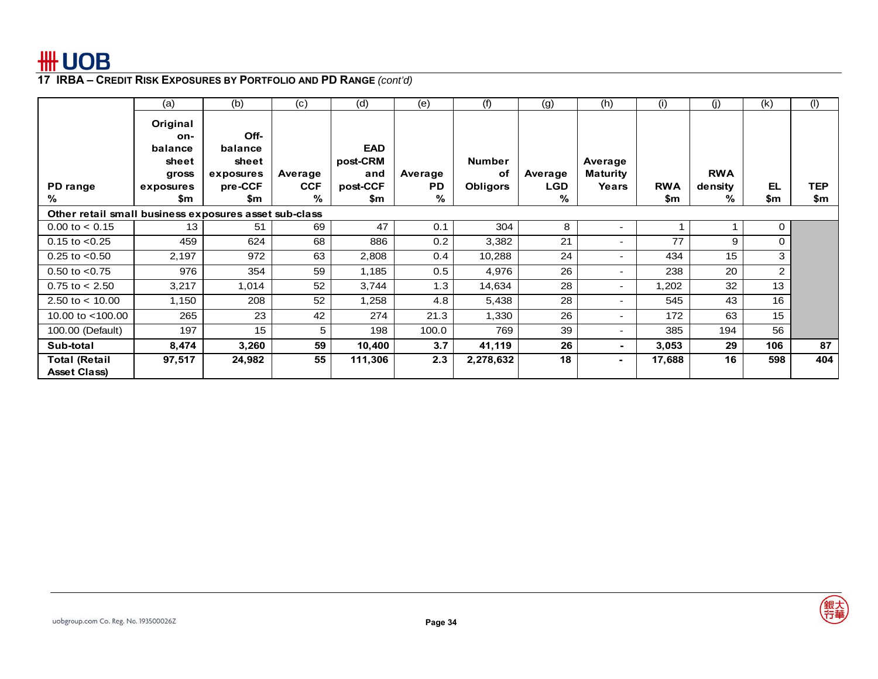## 17 IRBA – Credit Risk Exposures by Portfolio and PD Range *(cont'd)*

| | (a) | (b) | (c) | (d) | (e) | (f) | (g) | (h) | (i) | (j) | (k) | (l) |
|---|---|---|---|---|---|---|---|---|---|---|---|---|
| **PD range %** | **Original on-balance sheet gross exposures $m** | **Off-balance sheet exposures pre-CCF $m** | **Average CCF %** | **EAD post-CRM and post-CCF $m** | **Average PD %** | **Number of Obligors** | **Average LGD %** | **Average Maturity Years** | **RWA $m** | **RWA density %** | **EL $m** | **TEP $m** |
| **Other retail small business exposures asset sub-class** | | | | | | | | | | | | |
| 0.00 to < 0.15 | 13 | 51 | 69 | 47 | 0.1 | 304 | 8 | - | 1 | 1 | 0 | |
| 0.15 to <0.25 | 459 | 624 | 68 | 886 | 0.2 | 3,382 | 21 | - | 77 | 9 | 0 | |
| 0.25 to <0.50 | 2,197 | 972 | 63 | 2,808 | 0.4 | 10,288 | 24 | - | 434 | 15 | 3 | |
| 0.50 to <0.75 | 976 | 354 | 59 | 1,185 | 0.5 | 4,976 | 26 | - | 238 | 20 | 2 | |
| 0.75 to < 2.50 | 3,217 | 1,014 | 52 | 3,744 | 1.3 | 14,634 | 28 | - | 1,202 | 32 | 13 | |
| 2.50 to < 10.00 | 1,150 | 208 | 52 | 1,258 | 4.8 | 5,438 | 28 | - | 545 | 43 | 16 | |
| 10.00 to <100.00 | 265 | 23 | 42 | 274 | 21.3 | 1,330 | 26 | - | 172 | 63 | 15 | |
| 100.00 (Default) | 197 | 15 | 5 | 198 | 100.0 | 769 | 39 | - | 385 | 194 | 56 | |
| **Sub-total** | **8,474** | **3,260** | **59** | **10,400** | **3.7** | **41,119** | **26** | **-** | **3,053** | **29** | **106** | **87** |
| **Total (Retail Asset Class)** | **97,517** | **24,982** | **55** | **111,306** | **2.3** | **2,278,632** | **18** | **-** | **17,688** | **16** | **598** | **404** |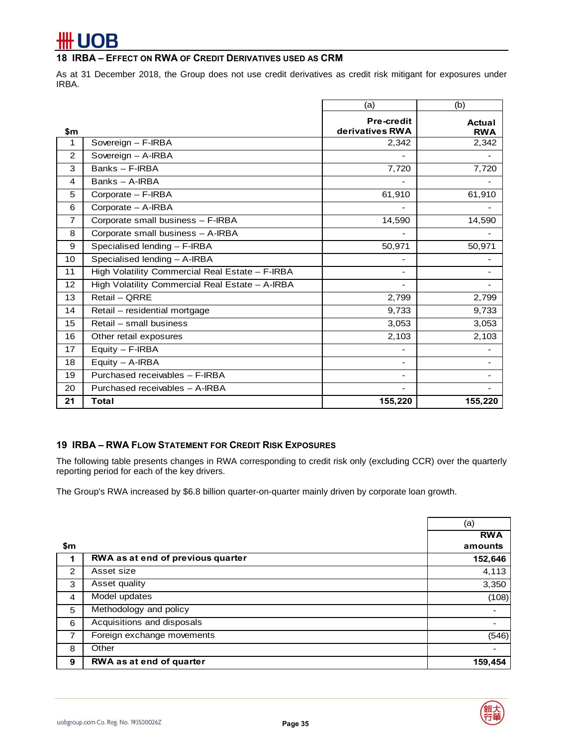## 18 IRBA – Effect on RWA of Credit Derivatives used as CRM

As at 31 December 2018, the Group does not use credit derivatives as credit risk mitigant for exposures under IRBA.

| $m | | (a) Pre-credit derivatives RWA | (b) Actual RWA |
|---|---|---|---|
| 1 | Sovereign – F-IRBA | 2,342 | 2,342 |
| 2 | Sovereign – A-IRBA | - | - |
| 3 | Banks – F-IRBA | 7,720 | 7,720 |
| 4 | Banks – A-IRBA | - | - |
| 5 | Corporate – F-IRBA | 61,910 | 61,910 |
| 6 | Corporate – A-IRBA | - | - |
| 7 | Corporate small business – F-IRBA | 14,590 | 14,590 |
| 8 | Corporate small business – A-IRBA | - | - |
| 9 | Specialised lending – F-IRBA | 50,971 | 50,971 |
| 10 | Specialised lending – A-IRBA | - | - |
| 11 | High Volatility Commercial Real Estate – F-IRBA | - | - |
| 12 | High Volatility Commercial Real Estate – A-IRBA | - | - |
| 13 | Retail – QRRE | 2,799 | 2,799 |
| 14 | Retail – residential mortgage | 9,733 | 9,733 |
| 15 | Retail – small business | 3,053 | 3,053 |
| 16 | Other retail exposures | 2,103 | 2,103 |
| 17 | Equity – F-IRBA | - | - |
| 18 | Equity – A-IRBA | - | - |
| 19 | Purchased receivables – F-IRBA | - | - |
| 20 | Purchased receivables – A-IRBA | - | - |
| **21** | **Total** | **155,220** | **155,220** |

## 19 IRBA – RWA Flow Statement for Credit Risk Exposures

The following table presents changes in RWA corresponding to credit risk only (excluding CCR) over the quarterly reporting period for each of the key drivers.

The Group's RWA increased by $6.8 billion quarter-on-quarter mainly driven by corporate loan growth.

| $m | | (a) RWA amounts |
|---|---|---|
| **1** | **RWA as at end of previous quarter** | **152,646** |
| 2 | Asset size | 4,113 |
| 3 | Asset quality | 3,350 |
| 4 | Model updates | (108) |
| 5 | Methodology and policy | - |
| 6 | Acquisitions and disposals | - |
| 7 | Foreign exchange movements | (546) |
| 8 | Other | - |
| **9** | **RWA as at end of quarter** | **159,454** |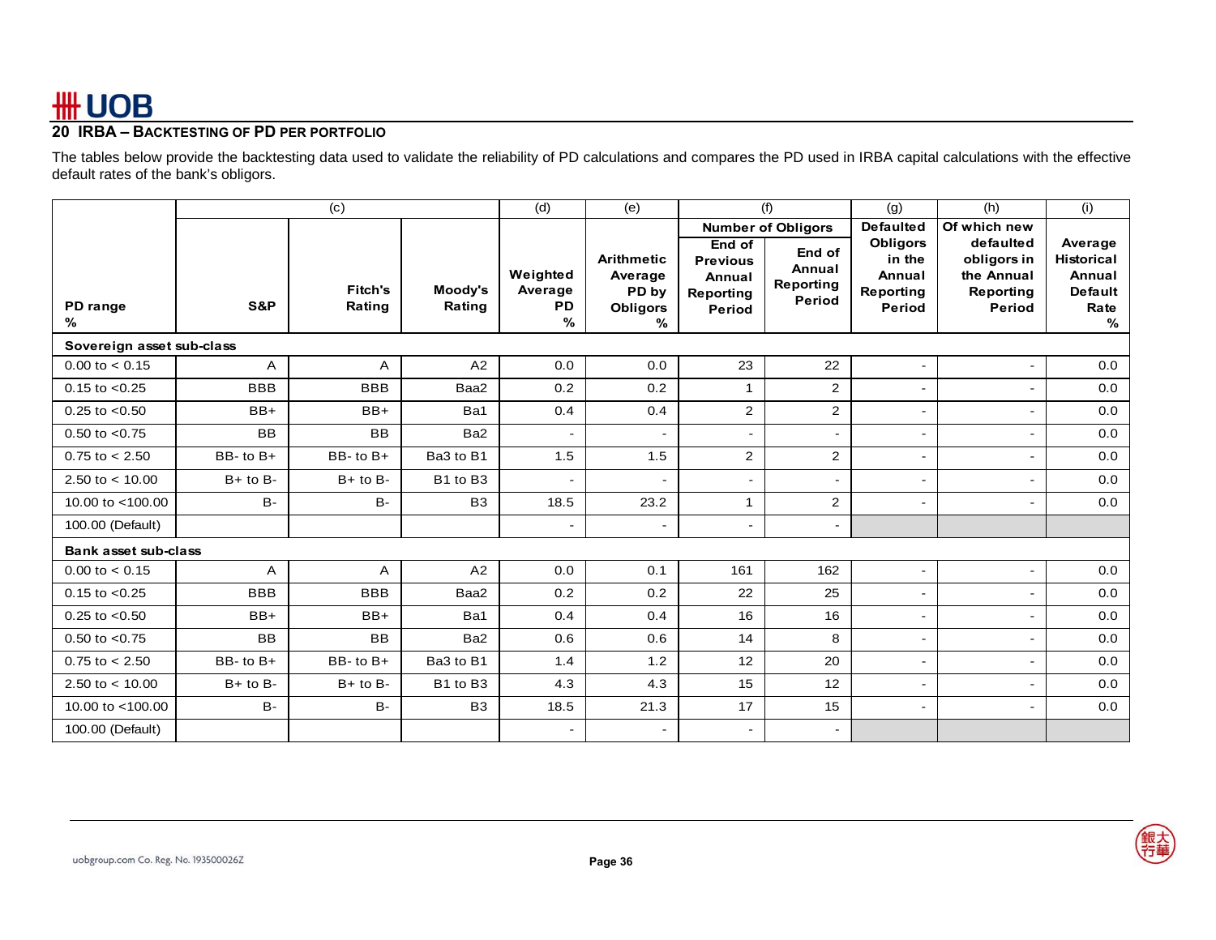## 20 IRBA – BACKTESTING OF PD PER PORTFOLIO

The tables below provide the backtesting data used to validate the reliability of PD calculations and compares the PD used in IRBA capital calculations with the effective default rates of the bank's obligors.

| | (c) | | | (d) | (e) | (f) | | (g) | (h) | (i) |
|---|---|---|---|---|---|---|---|---|---|---|
| | | | | | | Number of Obligors | | | | |
| PD range % | S&P | Fitch's Rating | Moody's Rating | Weighted Average PD % | Arithmetic Average PD by Obligors % | End of Previous Annual Reporting Period | End of Annual Reporting Period | Defaulted Obligors in the Annual Reporting Period | Of which new defaulted obligors in the Annual Reporting Period | Average Historical Annual Default Rate % |
| **Sovereign asset sub-class** | | | | | | | | | | |
| 0.00 to < 0.15 | A | A | A2 | 0.0 | 0.0 | 23 | 22 | - | - | 0.0 |
| 0.15 to <0.25 | BBB | BBB | Baa2 | 0.2 | 0.2 | 1 | 2 | - | - | 0.0 |
| 0.25 to <0.50 | BB+ | BB+ | Ba1 | 0.4 | 0.4 | 2 | 2 | - | - | 0.0 |
| 0.50 to <0.75 | BB | BB | Ba2 | - | - | - | - | - | - | 0.0 |
| 0.75 to < 2.50 | BB- to B+ | BB- to B+ | Ba3 to B1 | 1.5 | 1.5 | 2 | 2 | - | - | 0.0 |
| 2.50 to < 10.00 | B+ to B- | B+ to B- | B1 to B3 | - | - | - | - | - | - | 0.0 |
| 10.00 to <100.00 | B- | B- | B3 | 18.5 | 23.2 | 1 | 2 | - | - | 0.0 |
| 100.00 (Default) | | | | - | - | - | - | | | |
| **Bank asset sub-class** | | | | | | | | | | |
| 0.00 to < 0.15 | A | A | A2 | 0.0 | 0.1 | 161 | 162 | - | - | 0.0 |
| 0.15 to <0.25 | BBB | BBB | Baa2 | 0.2 | 0.2 | 22 | 25 | - | - | 0.0 |
| 0.25 to <0.50 | BB+ | BB+ | Ba1 | 0.4 | 0.4 | 16 | 16 | - | - | 0.0 |
| 0.50 to <0.75 | BB | BB | Ba2 | 0.6 | 0.6 | 14 | 8 | - | - | 0.0 |
| 0.75 to < 2.50 | BB- to B+ | BB- to B+ | Ba3 to B1 | 1.4 | 1.2 | 12 | 20 | - | - | 0.0 |
| 2.50 to < 10.00 | B+ to B- | B+ to B- | B1 to B3 | 4.3 | 4.3 | 15 | 12 | - | - | 0.0 |
| 10.00 to <100.00 | B- | B- | B3 | 18.5 | 21.3 | 17 | 15 | - | - | 0.0 |
| 100.00 (Default) | | | | - | - | - | - | | | |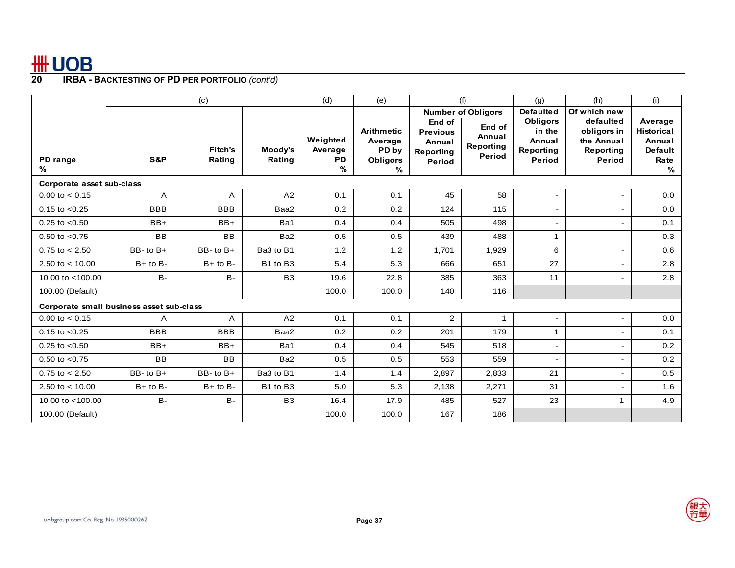## 20 IRBA - BACKTESTING OF PD PER PORTFOLIO *(cont'd)*

| | (c) | | | (d) | (e) | (f) | | (g) | (h) | (i) |
|---|---|---|---|---|---|---|---|---|---|---|
| | | | | | | Number of Obligors | | | | |
| PD range % | S&P | Fitch's Rating | Moody's Rating | Weighted Average PD % | Arithmetic Average PD by Obligors % | End of Previous Annual Reporting Period | End of Annual Reporting Period | Defaulted Obligors in the Annual Reporting Period | Of which new defaulted obligors in the Annual Reporting Period | Average Historical Annual Default Rate % |
| **Corporate asset sub-class** | | | | | | | | | | |
| 0.00 to < 0.15 | A | A | A2 | 0.1 | 0.1 | 45 | 58 | - | - | 0.0 |
| 0.15 to <0.25 | BBB | BBB | Baa2 | 0.2 | 0.2 | 124 | 115 | - | - | 0.0 |
| 0.25 to <0.50 | BB+ | BB+ | Ba1 | 0.4 | 0.4 | 505 | 498 | - | - | 0.1 |
| 0.50 to <0.75 | BB | BB | Ba2 | 0.5 | 0.5 | 439 | 488 | 1 | - | 0.3 |
| 0.75 to < 2.50 | BB- to B+ | BB- to B+ | Ba3 to B1 | 1.2 | 1.2 | 1,701 | 1,929 | 6 | - | 0.6 |
| 2.50 to < 10.00 | B+ to B- | B+ to B- | B1 to B3 | 5.4 | 5.3 | 666 | 651 | 27 | - | 2.8 |
| 10.00 to <100.00 | B- | B- | B3 | 19.6 | 22.8 | 385 | 363 | 11 | - | 2.8 |
| 100.00 (Default) | | | | 100.0 | 100.0 | 140 | 116 | | | |
| **Corporate small business asset sub-class** | | | | | | | | | | |
| 0.00 to < 0.15 | A | A | A2 | 0.1 | 0.1 | 2 | 1 | - | - | 0.0 |
| 0.15 to <0.25 | BBB | BBB | Baa2 | 0.2 | 0.2 | 201 | 179 | 1 | - | 0.1 |
| 0.25 to <0.50 | BB+ | BB+ | Ba1 | 0.4 | 0.4 | 545 | 518 | - | - | 0.2 |
| 0.50 to <0.75 | BB | BB | Ba2 | 0.5 | 0.5 | 553 | 559 | - | - | 0.2 |
| 0.75 to < 2.50 | BB- to B+ | BB- to B+ | Ba3 to B1 | 1.4 | 1.4 | 2,897 | 2,833 | 21 | - | 0.5 |
| 2.50 to < 10.00 | B+ to B- | B+ to B- | B1 to B3 | 5.0 | 5.3 | 2,138 | 2,271 | 31 | - | 1.6 |
| 10.00 to <100.00 | B- | B- | B3 | 16.4 | 17.9 | 485 | 527 | 23 | 1 | 4.9 |
| 100.00 (Default) | | | | 100.0 | 100.0 | 167 | 186 | | | |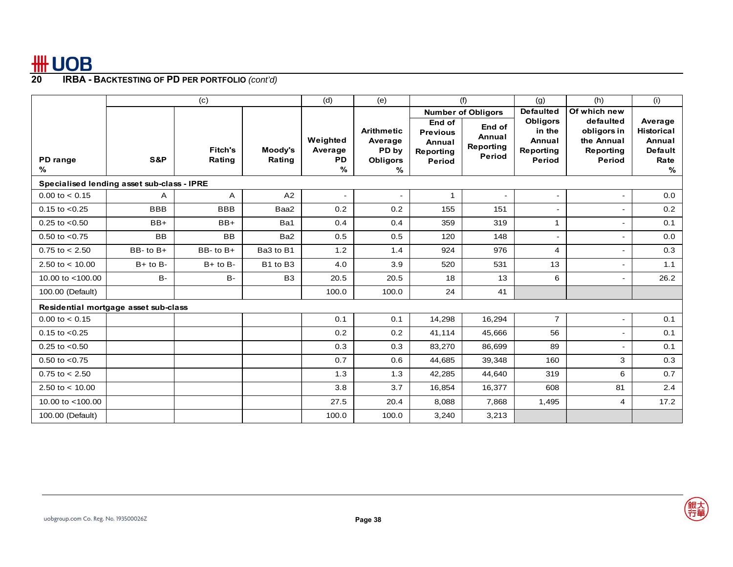## 20 IRBA - BACKTESTING OF PD PER PORTFOLIO *(cont'd)*

| | (c) | | | (d) | (e) | (f) | | (g) | (h) | (i) |
|---|---|---|---|---|---|---|---|---|---|---|
| | | | | | | Number of Obligors | | | | |
| PD range % | S&P | Fitch's Rating | Moody's Rating | Weighted Average PD % | Arithmetic Average PD by Obligors % | End of Previous Annual Reporting Period | End of Annual Reporting Period | Defaulted Obligors in the Annual Reporting Period | Of which new defaulted obligors in the Annual Reporting Period | Average Historical Annual Default Rate % |
| **Specialised lending asset sub-class - IPRE** | | | | | | | | | | |
| 0.00 to < 0.15 | A | A | A2 | - | - | 1 | - | - | - | 0.0 |
| 0.15 to <0.25 | BBB | BBB | Baa2 | 0.2 | 0.2 | 155 | 151 | - | - | 0.2 |
| 0.25 to <0.50 | BB+ | BB+ | Ba1 | 0.4 | 0.4 | 359 | 319 | 1 | - | 0.1 |
| 0.50 to <0.75 | BB | BB | Ba2 | 0.5 | 0.5 | 120 | 148 | - | - | 0.0 |
| 0.75 to < 2.50 | BB- to B+ | BB- to B+ | Ba3 to B1 | 1.2 | 1.4 | 924 | 976 | 4 | - | 0.3 |
| 2.50 to < 10.00 | B+ to B- | B+ to B- | B1 to B3 | 4.0 | 3.9 | 520 | 531 | 13 | - | 1.1 |
| 10.00 to <100.00 | B- | B- | B3 | 20.5 | 20.5 | 18 | 13 | 6 | - | 26.2 |
| 100.00 (Default) | | | | 100.0 | 100.0 | 24 | 41 | | | |
| **Residential mortgage asset sub-class** | | | | | | | | | | |
| 0.00 to < 0.15 | | | | 0.1 | 0.1 | 14,298 | 16,294 | 7 | - | 0.1 |
| 0.15 to <0.25 | | | | 0.2 | 0.2 | 41,114 | 45,666 | 56 | - | 0.1 |
| 0.25 to <0.50 | | | | 0.3 | 0.3 | 83,270 | 86,699 | 89 | - | 0.1 |
| 0.50 to <0.75 | | | | 0.7 | 0.6 | 44,685 | 39,348 | 160 | 3 | 0.3 |
| 0.75 to < 2.50 | | | | 1.3 | 1.3 | 42,285 | 44,640 | 319 | 6 | 0.7 |
| 2.50 to < 10.00 | | | | 3.8 | 3.7 | 16,854 | 16,377 | 608 | 81 | 2.4 |
| 10.00 to <100.00 | | | | 27.5 | 20.4 | 8,088 | 7,868 | 1,495 | 4 | 17.2 |
| 100.00 (Default) | | | | 100.0 | 100.0 | 3,240 | 3,213 | | | |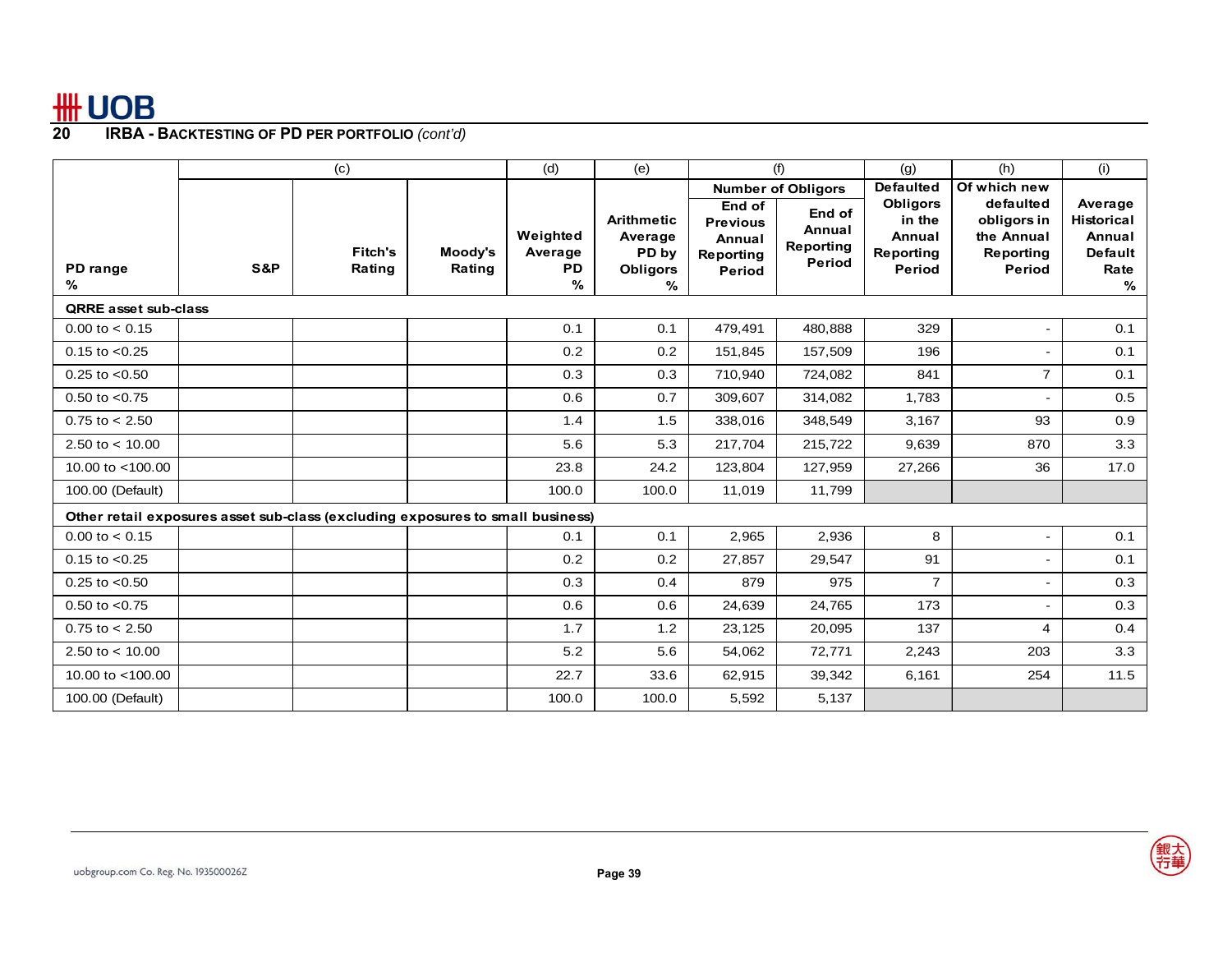## 20 IRBA - BACKTESTING OF PD PER PORTFOLIO *(cont'd)*

| PD range % | (c) S&P | Fitch's Rating | Moody's Rating | (d) Weighted Average PD % | (e) Arithmetic Average PD by Obligors % | (f) Number of Obligors: End of Previous Annual Reporting Period | (f) Number of Obligors: End of Annual Reporting Period | (g) Defaulted Obligors in the Annual Reporting Period | (h) Of which new defaulted obligors in the Annual Reporting Period | (i) Average Historical Annual Default Rate % |
|---|---|---|---|---|---|---|---|---|---|---|
| **QRRE asset sub-class** | | | | | | | | | | |
| 0.00 to < 0.15 | | | | 0.1 | 0.1 | 479,491 | 480,888 | 329 | - | 0.1 |
| 0.15 to <0.25 | | | | 0.2 | 0.2 | 151,845 | 157,509 | 196 | - | 0.1 |
| 0.25 to <0.50 | | | | 0.3 | 0.3 | 710,940 | 724,082 | 841 | 7 | 0.1 |
| 0.50 to <0.75 | | | | 0.6 | 0.7 | 309,607 | 314,082 | 1,783 | - | 0.5 |
| 0.75 to < 2.50 | | | | 1.4 | 1.5 | 338,016 | 348,549 | 3,167 | 93 | 0.9 |
| 2.50 to < 10.00 | | | | 5.6 | 5.3 | 217,704 | 215,722 | 9,639 | 870 | 3.3 |
| 10.00 to <100.00 | | | | 23.8 | 24.2 | 123,804 | 127,959 | 27,266 | 36 | 17.0 |
| 100.00 (Default) | | | | 100.0 | 100.0 | 11,019 | 11,799 | | | |
| **Other retail exposures asset sub-class (excluding exposures to small business)** | | | | | | | | | | |
| 0.00 to < 0.15 | | | | 0.1 | 0.1 | 2,965 | 2,936 | 8 | - | 0.1 |
| 0.15 to <0.25 | | | | 0.2 | 0.2 | 27,857 | 29,547 | 91 | - | 0.1 |
| 0.25 to <0.50 | | | | 0.3 | 0.4 | 879 | 975 | 7 | - | 0.3 |
| 0.50 to <0.75 | | | | 0.6 | 0.6 | 24,639 | 24,765 | 173 | - | 0.3 |
| 0.75 to < 2.50 | | | | 1.7 | 1.2 | 23,125 | 20,095 | 137 | 4 | 0.4 |
| 2.50 to < 10.00 | | | | 5.2 | 5.6 | 54,062 | 72,771 | 2,243 | 203 | 3.3 |
| 10.00 to <100.00 | | | | 22.7 | 33.6 | 62,915 | 39,342 | 6,161 | 254 | 11.5 |
| 100.00 (Default) | | | | 100.0 | 100.0 | 5,592 | 5,137 | | | |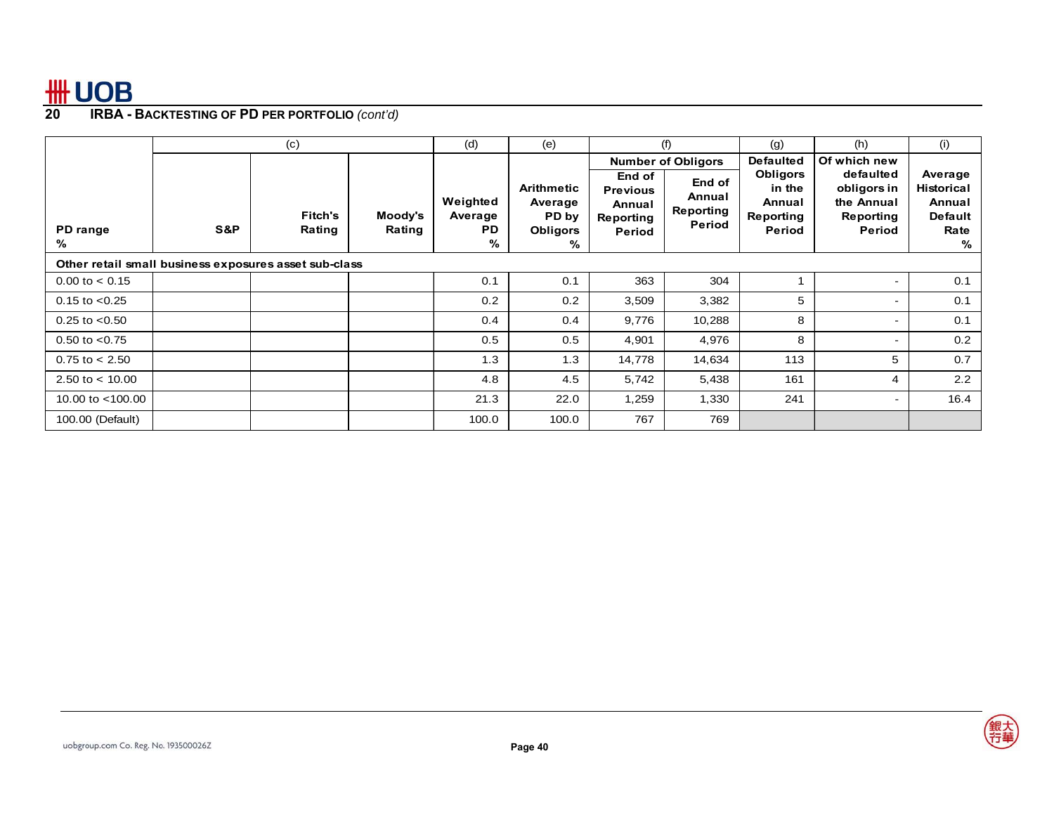## 20 IRBA - BACKTESTING OF PD PER PORTFOLIO *(cont'd)*

| | (c) | | | (d) | (e) | (f) | | (g) | (h) | (i) |
|---|---|---|---|---|---|---|---|---|---|---|
| | | | | | | Number of Obligors | | | | |
| PD range % | S&P | Fitch's Rating | Moody's Rating | Weighted Average PD % | Arithmetic Average PD by Obligors % | End of Previous Annual Reporting Period | End of Annual Reporting Period | Defaulted Obligors in the Annual Reporting Period | Of which new defaulted obligors in the Annual Reporting Period | Average Historical Annual Default Rate % |
| **Other retail small business exposures asset sub-class** | | | | | | | | | | |
| 0.00 to < 0.15 | | | | 0.1 | 0.1 | 363 | 304 | 1 | - | 0.1 |
| 0.15 to <0.25 | | | | 0.2 | 0.2 | 3,509 | 3,382 | 5 | - | 0.1 |
| 0.25 to <0.50 | | | | 0.4 | 0.4 | 9,776 | 10,288 | 8 | - | 0.1 |
| 0.50 to <0.75 | | | | 0.5 | 0.5 | 4,901 | 4,976 | 8 | - | 0.2 |
| 0.75 to < 2.50 | | | | 1.3 | 1.3 | 14,778 | 14,634 | 113 | 5 | 0.7 |
| 2.50 to < 10.00 | | | | 4.8 | 4.5 | 5,742 | 5,438 | 161 | 4 | 2.2 |
| 10.00 to <100.00 | | | | 21.3 | 22.0 | 1,259 | 1,330 | 241 | - | 16.4 |
| 100.00 (Default) | | | | 100.0 | 100.0 | 767 | 769 | | | |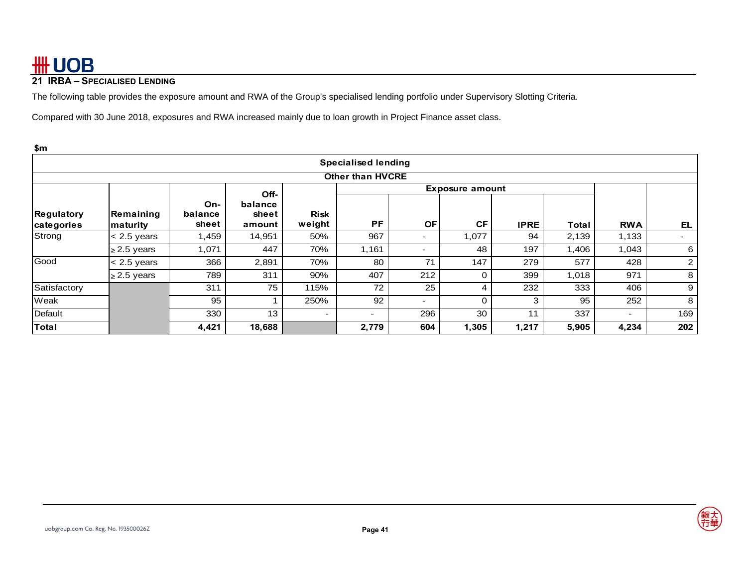## 21 IRBA – SPECIALISED LENDING

The following table provides the exposure amount and RWA of the Group's specialised lending portfolio under Supervisory Slotting Criteria.

Compared with 30 June 2018, exposures and RWA increased mainly due to loan growth in Project Finance asset class.

$m

| Specialised lending | | | | | | | | | | | | |
|---|---|---|---|---|---|---|---|---|---|---|---|---|
| Other than HVCRE | | | | | | | | | | | | |
| | | | | | Exposure amount | | | | | | | |
| Regulatory categories | Remaining maturity | On-balance sheet | Off-balance sheet amount | Risk weight | PF | OF | CF | IPRE | Total | RWA | EL |
| Strong | < 2.5 years | 1,459 | 14,951 | 50% | 967 | - | 1,077 | 94 | 2,139 | 1,133 | - |
| | ≥ 2.5 years | 1,071 | 447 | 70% | 1,161 | - | 48 | 197 | 1,406 | 1,043 | 6 |
| Good | < 2.5 years | 366 | 2,891 | 70% | 80 | 71 | 147 | 279 | 577 | 428 | 2 |
| | ≥ 2.5 years | 789 | 311 | 90% | 407 | 212 | 0 | 399 | 1,018 | 971 | 8 |
| Satisfactory | | 311 | 75 | 115% | 72 | 25 | 4 | 232 | 333 | 406 | 9 |
| Weak | | 95 | 1 | 250% | 92 | - | 0 | 3 | 95 | 252 | 8 |
| Default | | 330 | 13 | - | - | 296 | 30 | 11 | 337 | - | 169 |
| **Total** | | **4,421** | **18,688** | | **2,779** | **604** | **1,305** | **1,217** | **5,905** | **4,234** | **202** |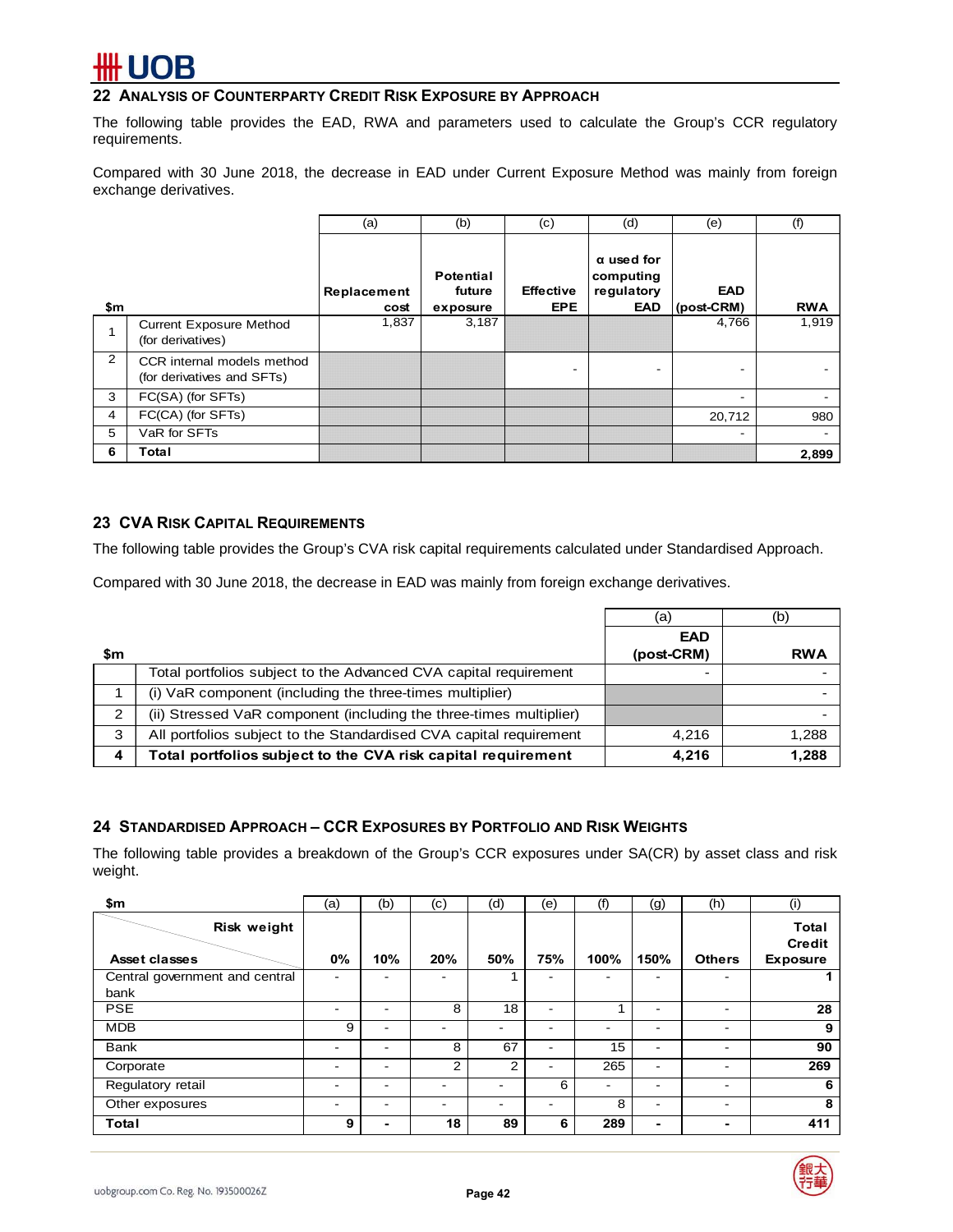## 22 ANALYSIS OF COUNTERPARTY CREDIT RISK EXPOSURE BY APPROACH

The following table provides the EAD, RWA and parameters used to calculate the Group's CCR regulatory requirements.

Compared with 30 June 2018, the decrease in EAD under Current Exposure Method was mainly from foreign exchange derivatives.

| | | (a) | (b) | (c) | (d) | (e) | (f) |
|---|---|---|---|---|---|---|---|
| **$m** | | **Replacement cost** | **Potential future exposure** | **Effective EPE** | **α used for computing regulatory EAD** | **EAD (post-CRM)** | **RWA** |
| 1 | Current Exposure Method (for derivatives) | 1,837 | 3,187 | | | 4,766 | 1,919 |
| 2 | CCR internal models method (for derivatives and SFTs) | | | - | - | - | - |
| 3 | FC(SA) (for SFTs) | | | | | - | - |
| 4 | FC(CA) (for SFTs) | | | | | 20,712 | 980 |
| 5 | VaR for SFTs | | | | | - | - |
| **6** | **Total** | | | | | | **2,899** |

## 23 CVA RISK CAPITAL REQUIREMENTS

The following table provides the Group's CVA risk capital requirements calculated under Standardised Approach.

Compared with 30 June 2018, the decrease in EAD was mainly from foreign exchange derivatives.

| | | (a) | (b) |
|---|---|---|---|
| **$m** | | **EAD (post-CRM)** | **RWA** |
| | Total portfolios subject to the Advanced CVA capital requirement | - | - |
| 1 | (i) VaR component (including the three-times multiplier) | | - |
| 2 | (ii) Stressed VaR component (including the three-times multiplier) | | - |
| 3 | All portfolios subject to the Standardised CVA capital requirement | 4,216 | 1,288 |
| **4** | **Total portfolios subject to the CVA risk capital requirement** | **4,216** | **1,288** |

## 24 STANDARDISED APPROACH – CCR EXPOSURES BY PORTFOLIO AND RISK WEIGHTS

The following table provides a breakdown of the Group's CCR exposures under SA(CR) by asset class and risk weight.

| $m | (a) | (b) | (c) | (d) | (e) | (f) | (g) | (h) | (i) |
|---|---|---|---|---|---|---|---|---|---|
| **Asset classes / Risk weight** | **0%** | **10%** | **20%** | **50%** | **75%** | **100%** | **150%** | **Others** | **Total Credit Exposure** |
| Central government and central bank | - | - | - | 1 | - | - | - | - | **1** |
| PSE | - | - | 8 | 18 | - | 1 | - | - | **28** |
| MDB | 9 | - | - | - | - | - | - | - | **9** |
| Bank | - | - | 8 | 67 | - | 15 | - | - | **90** |
| Corporate | - | - | 2 | 2 | - | 265 | - | - | **269** |
| Regulatory retail | - | - | - | - | 6 | - | - | - | **6** |
| Other exposures | - | - | - | - | - | 8 | - | - | **8** |
| **Total** | **9** | **-** | **18** | **89** | **6** | **289** | **-** | **-** | **411** |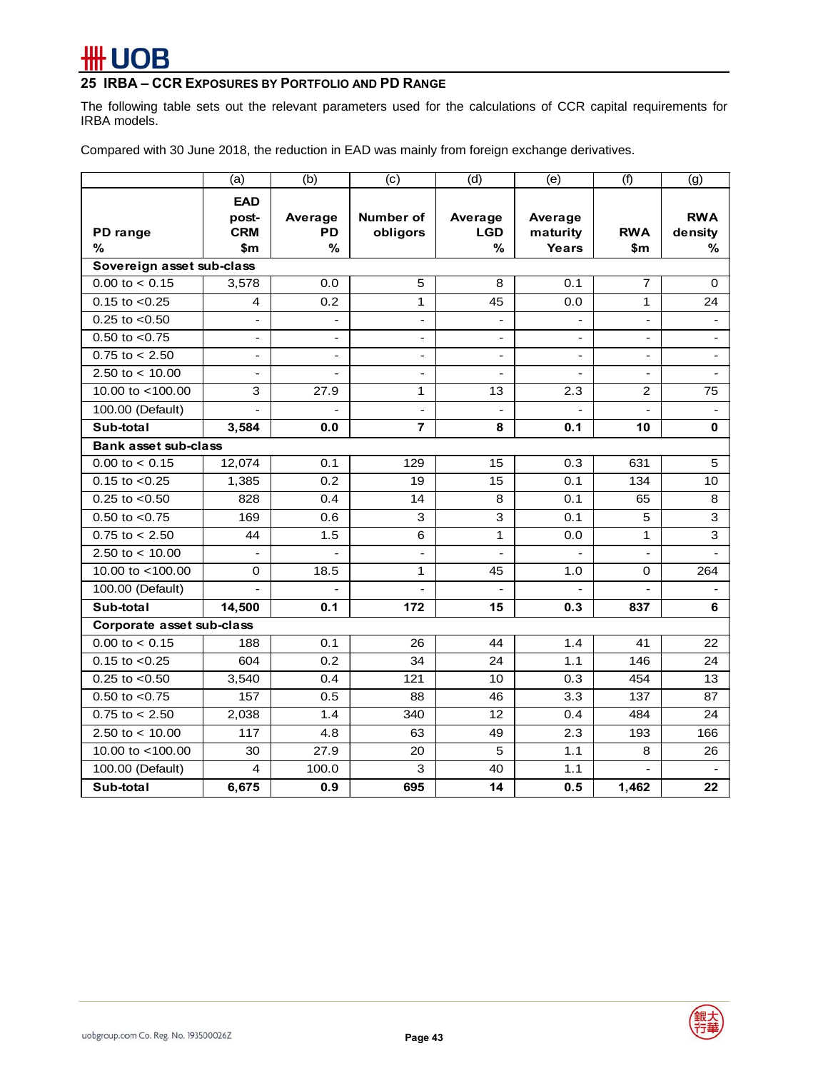## 25 IRBA – CCR EXPOSURES BY PORTFOLIO AND PD RANGE

The following table sets out the relevant parameters used for the calculations of CCR capital requirements for IRBA models.

Compared with 30 June 2018, the reduction in EAD was mainly from foreign exchange derivatives.

| | (a) | (b) | (c) | (d) | (e) | (f) | (g) |
|---|---|---|---|---|---|---|---|
| **PD range %** | **EAD post-CRM $m** | **Average PD %** | **Number of obligors** | **Average LGD %** | **Average maturity Years** | **RWA $m** | **RWA density %** |
| **Sovereign asset sub-class** | | | | | | | |
| 0.00 to < 0.15 | 3,578 | 0.0 | 5 | 8 | 0.1 | 7 | 0 |
| 0.15 to <0.25 | 4 | 0.2 | 1 | 45 | 0.0 | 1 | 24 |
| 0.25 to <0.50 | - | - | - | - | - | - | - |
| 0.50 to <0.75 | - | - | - | - | - | - | - |
| 0.75 to < 2.50 | - | - | - | - | - | - | - |
| 2.50 to < 10.00 | - | - | - | - | - | - | - |
| 10.00 to <100.00 | 3 | 27.9 | 1 | 13 | 2.3 | 2 | 75 |
| 100.00 (Default) | - | - | - | - | - | - | - |
| **Sub-total** | **3,584** | **0.0** | **7** | **8** | **0.1** | **10** | **0** |
| **Bank asset sub-class** | | | | | | | |
| 0.00 to < 0.15 | 12,074 | 0.1 | 129 | 15 | 0.3 | 631 | 5 |
| 0.15 to <0.25 | 1,385 | 0.2 | 19 | 15 | 0.1 | 134 | 10 |
| 0.25 to <0.50 | 828 | 0.4 | 14 | 8 | 0.1 | 65 | 8 |
| 0.50 to <0.75 | 169 | 0.6 | 3 | 3 | 0.1 | 5 | 3 |
| 0.75 to < 2.50 | 44 | 1.5 | 6 | 1 | 0.0 | 1 | 3 |
| 2.50 to < 10.00 | - | - | - | - | - | - | - |
| 10.00 to <100.00 | 0 | 18.5 | 1 | 45 | 1.0 | 0 | 264 |
| 100.00 (Default) | - | - | - | - | - | - | - |
| **Sub-total** | **14,500** | **0.1** | **172** | **15** | **0.3** | **837** | **6** |
| **Corporate asset sub-class** | | | | | | | |
| 0.00 to < 0.15 | 188 | 0.1 | 26 | 44 | 1.4 | 41 | 22 |
| 0.15 to <0.25 | 604 | 0.2 | 34 | 24 | 1.1 | 146 | 24 |
| 0.25 to <0.50 | 3,540 | 0.4 | 121 | 10 | 0.3 | 454 | 13 |
| 0.50 to <0.75 | 157 | 0.5 | 88 | 46 | 3.3 | 137 | 87 |
| 0.75 to < 2.50 | 2,038 | 1.4 | 340 | 12 | 0.4 | 484 | 24 |
| 2.50 to < 10.00 | 117 | 4.8 | 63 | 49 | 2.3 | 193 | 166 |
| 10.00 to <100.00 | 30 | 27.9 | 20 | 5 | 1.1 | 8 | 26 |
| 100.00 (Default) | 4 | 100.0 | 3 | 40 | 1.1 | - | - |
| **Sub-total** | **6,675** | **0.9** | **695** | **14** | **0.5** | **1,462** | **22** |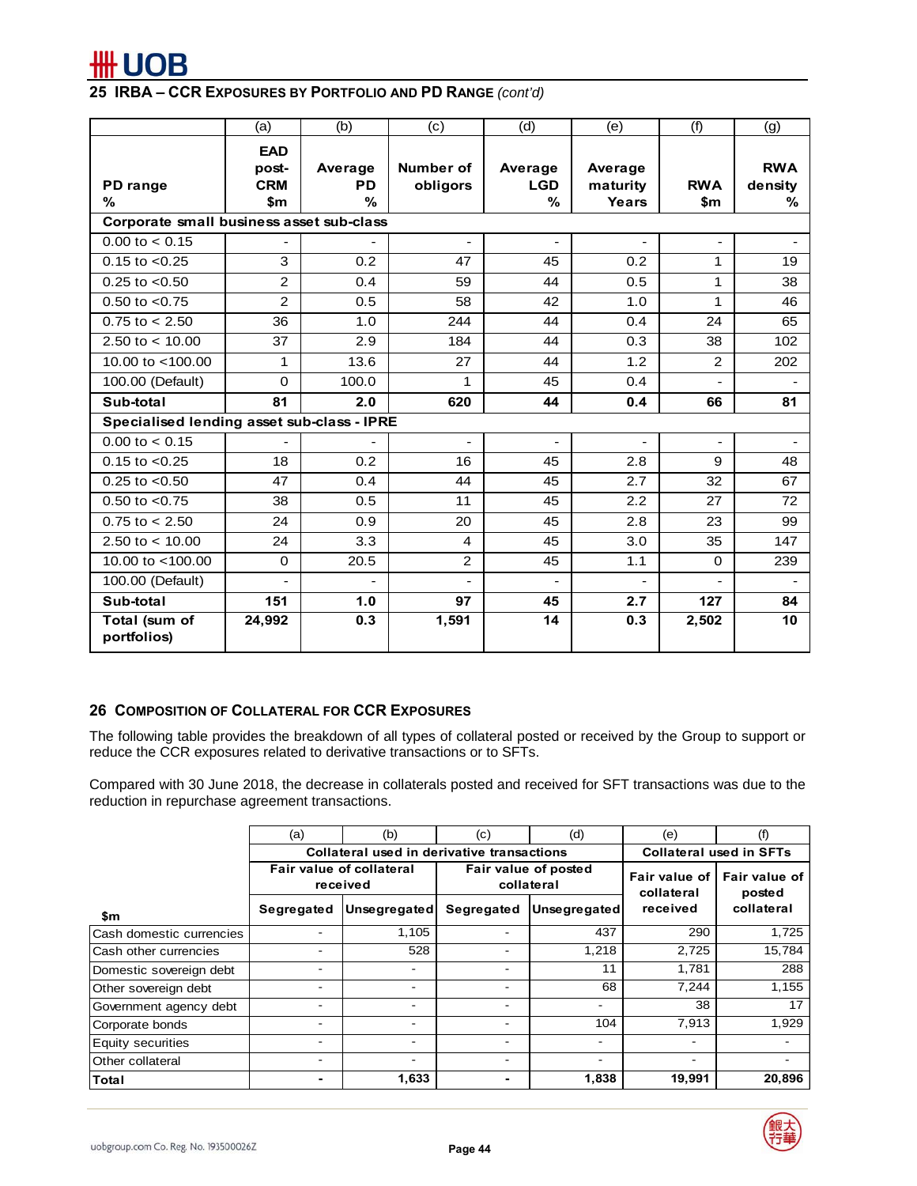## 25 IRBA – CCR Exposures by Portfolio and PD Range *(cont'd)*

| | (a) | (b) | (c) | (d) | (e) | (f) | (g) |
|---|---|---|---|---|---|---|---|
| **PD range %** | **EAD post-CRM $m** | **Average PD %** | **Number of obligors** | **Average LGD %** | **Average maturity Years** | **RWA $m** | **RWA density %** |
| **Corporate small business asset sub-class** | | | | | | | |
| 0.00 to < 0.15 | - | - | - | - | - | - | - |
| 0.15 to <0.25 | 3 | 0.2 | 47 | 45 | 0.2 | 1 | 19 |
| 0.25 to <0.50 | 2 | 0.4 | 59 | 44 | 0.5 | 1 | 38 |
| 0.50 to <0.75 | 2 | 0.5 | 58 | 42 | 1.0 | 1 | 46 |
| 0.75 to < 2.50 | 36 | 1.0 | 244 | 44 | 0.4 | 24 | 65 |
| 2.50 to < 10.00 | 37 | 2.9 | 184 | 44 | 0.3 | 38 | 102 |
| 10.00 to <100.00 | 1 | 13.6 | 27 | 44 | 1.2 | 2 | 202 |
| 100.00 (Default) | 0 | 100.0 | 1 | 45 | 0.4 | - | - |
| **Sub-total** | **81** | **2.0** | **620** | **44** | **0.4** | **66** | **81** |
| **Specialised lending asset sub-class - IPRE** | | | | | | | |
| 0.00 to < 0.15 | - | - | - | - | - | - | - |
| 0.15 to <0.25 | 18 | 0.2 | 16 | 45 | 2.8 | 9 | 48 |
| 0.25 to <0.50 | 47 | 0.4 | 44 | 45 | 2.7 | 32 | 67 |
| 0.50 to <0.75 | 38 | 0.5 | 11 | 45 | 2.2 | 27 | 72 |
| 0.75 to < 2.50 | 24 | 0.9 | 20 | 45 | 2.8 | 23 | 99 |
| 2.50 to < 10.00 | 24 | 3.3 | 4 | 45 | 3.0 | 35 | 147 |
| 10.00 to <100.00 | 0 | 20.5 | 2 | 45 | 1.1 | 0 | 239 |
| 100.00 (Default) | - | - | - | - | - | - | - |
| **Sub-total** | **151** | **1.0** | **97** | **45** | **2.7** | **127** | **84** |
| **Total (sum of portfolios)** | **24,992** | **0.3** | **1,591** | **14** | **0.3** | **2,502** | **10** |

## 26 Composition of Collateral for CCR Exposures

The following table provides the breakdown of all types of collateral posted or received by the Group to support or reduce the CCR exposures related to derivative transactions or to SFTs.

Compared with 30 June 2018, the decrease in collaterals posted and received for SFT transactions was due to the reduction in repurchase agreement transactions.

| | (a) | (b) | (c) | (d) | (e) | (f) |
|---|---|---|---|---|---|---|
| | **Collateral used in derivative transactions** | | | | **Collateral used in SFTs** | |
| | **Fair value of collateral received** | | **Fair value of posted collateral** | | **Fair value of collateral received** | **Fair value of posted collateral** |
| **$m** | **Segregated** | **Unsegregated** | **Segregated** | **Unsegregated** | | |
| Cash domestic currencies | - | 1,105 | - | 437 | 290 | 1,725 |
| Cash other currencies | - | 528 | - | 1,218 | 2,725 | 15,784 |
| Domestic sovereign debt | - | - | - | 11 | 1,781 | 288 |
| Other sovereign debt | - | - | - | 68 | 7,244 | 1,155 |
| Government agency debt | - | - | - | - | 38 | 17 |
| Corporate bonds | - | - | - | 104 | 7,913 | 1,929 |
| Equity securities | - | - | - | - | - | - |
| Other collateral | - | - | - | - | - | - |
| **Total** | **-** | **1,633** | **-** | **1,838** | **19,991** | **20,896** |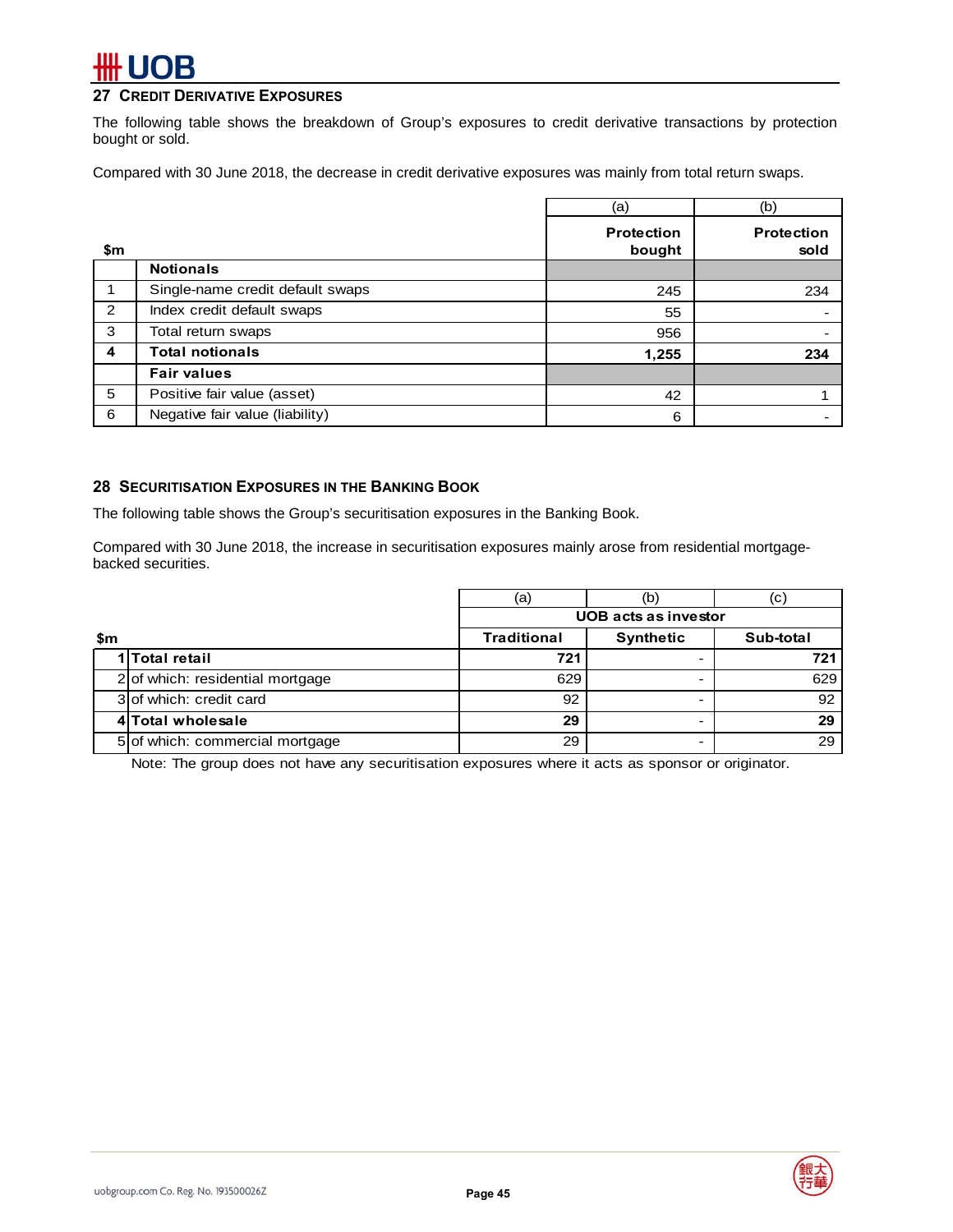## 27 Credit Derivative Exposures

The following table shows the breakdown of Group's exposures to credit derivative transactions by protection bought or sold.

Compared with 30 June 2018, the decrease in credit derivative exposures was mainly from total return swaps.

| | | (a) | (b) |
|---|---|---|---|
| **$m** | | **Protection bought** | **Protection sold** |
| | **Notionals** | | |
| 1 | Single-name credit default swaps | 245 | 234 |
| 2 | Index credit default swaps | 55 | - |
| 3 | Total return swaps | 956 | - |
| **4** | **Total notionals** | **1,255** | **234** |
| | **Fair values** | | |
| 5 | Positive fair value (asset) | 42 | 1 |
| 6 | Negative fair value (liability) | 6 | - |

## 28 Securitisation Exposures in the Banking Book

The following table shows the Group's securitisation exposures in the Banking Book.

Compared with 30 June 2018, the increase in securitisation exposures mainly arose from residential mortgage-backed securities.

| | | (a) | (b) | (c) |
|---|---|---|---|---|
| | | **UOB acts as investor** | | |
| **$m** | | **Traditional** | **Synthetic** | **Sub-total** |
| 1 | **Total retail** | **721** | - | **721** |
| 2 | of which: residential mortgage | 629 | - | 629 |
| 3 | of which: credit card | 92 | - | 92 |
| 4 | **Total wholesale** | **29** | - | **29** |
| 5 | of which: commercial mortgage | 29 | - | 29 |

Note: The group does not have any securitisation exposures where it acts as sponsor or originator.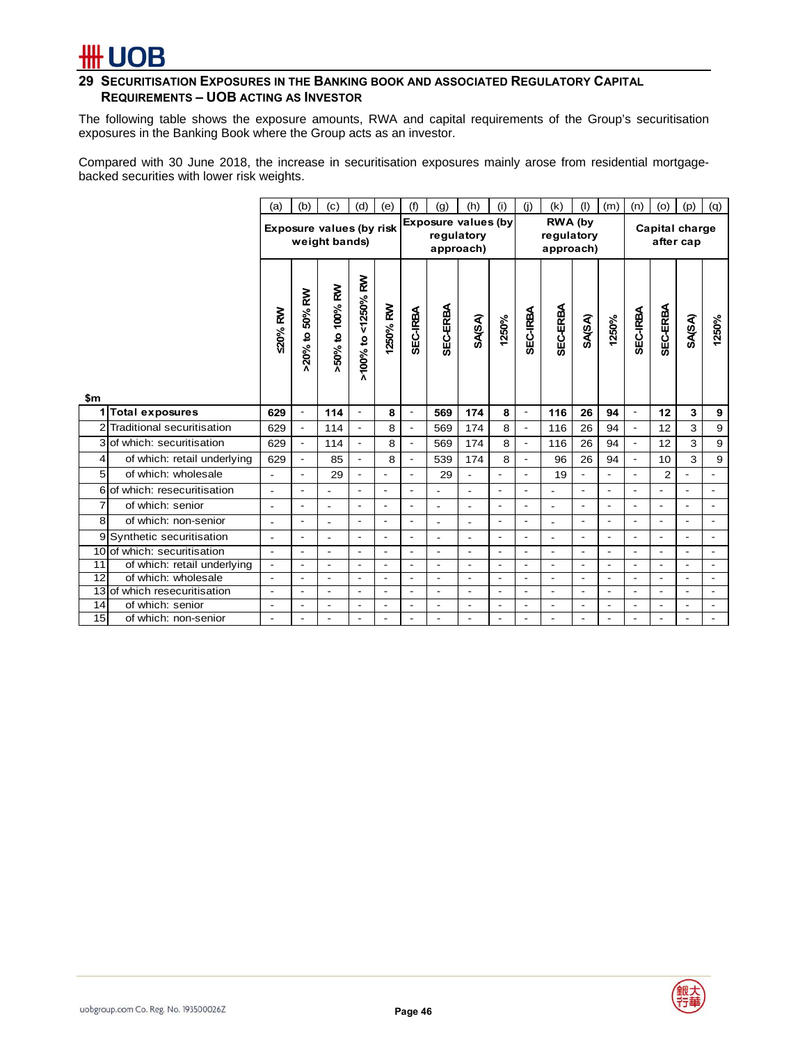## 29 SECURITISATION EXPOSURES IN THE BANKING BOOK AND ASSOCIATED REGULATORY CAPITAL REQUIREMENTS – UOB ACTING AS INVESTOR

The following table shows the exposure amounts, RWA and capital requirements of the Group's securitisation exposures in the Banking Book where the Group acts as an investor.

Compared with 30 June 2018, the increase in securitisation exposures mainly arose from residential mortgage-backed securities with lower risk weights.

| | | (a) | (b) | (c) | (d) | (e) | (f) | (g) | (h) | (i) | (j) | (k) | (l) | (m) | (n) | (o) | (p) | (q) |
|---|---|---|---|---|---|---|---|---|---|---|---|---|---|---|---|---|---|---|
| | | Exposure values (by risk weight bands) | | | | | Exposure values (by regulatory approach) | | | | RWA (by regulatory approach) | | | | Capital charge after cap | | | |
| $m | | ≤20% RW | >20% to 50% RW | >50% to 100% RW | >100% to <1250% RW | 1250% RW | SEC-IRBA | SEC-ERBA | SA(SA) | 1250% | SEC-IRBA | SEC-ERBA | SA(SA) | 1250% | SEC-IRBA | SEC-ERBA | SA(SA) | 1250% |
| 1 | **Total exposures** | **629** | - | **114** | - | **8** | - | **569** | **174** | **8** | - | **116** | **26** | **94** | - | **12** | **3** | **9** |
| 2 | Traditional securitisation | 629 | - | 114 | - | 8 | - | 569 | 174 | 8 | - | 116 | 26 | 94 | - | 12 | 3 | 9 |
| 3 | of which: securitisation | 629 | - | 114 | - | 8 | - | 569 | 174 | 8 | - | 116 | 26 | 94 | - | 12 | 3 | 9 |
| 4 | of which: retail underlying | 629 | - | 85 | - | 8 | - | 539 | 174 | 8 | - | 96 | 26 | 94 | - | 10 | 3 | 9 |
| 5 | of which: wholesale | - | - | 29 | - | - | - | 29 | - | - | - | 19 | - | - | - | 2 | - | - |
| 6 | of which: resecuritisation | - | - | - | - | - | - | - | - | - | - | - | - | - | - | - | - | - |
| 7 | of which: senior | - | - | - | - | - | - | - | - | - | - | - | - | - | - | - | - | - |
| 8 | of which: non-senior | - | - | - | - | - | - | - | - | - | - | - | - | - | - | - | - | - |
| 9 | Synthetic securitisation | - | - | - | - | - | - | - | - | - | - | - | - | - | - | - | - | - |
| 10 | of which: securitisation | - | - | - | - | - | - | - | - | - | - | - | - | - | - | - | - | - |
| 11 | of which: retail underlying | - | - | - | - | - | - | - | - | - | - | - | - | - | - | - | - | - |
| 12 | of which: wholesale | - | - | - | - | - | - | - | - | - | - | - | - | - | - | - | - | - |
| 13 | of which resecuritisation | - | - | - | - | - | - | - | - | - | - | - | - | - | - | - | - | - |
| 14 | of which: senior | - | - | - | - | - | - | - | - | - | - | - | - | - | - | - | - | - |
| 15 | of which: non-senior | - | - | - | - | - | - | - | - | - | - | - | - | - | - | - | - | - |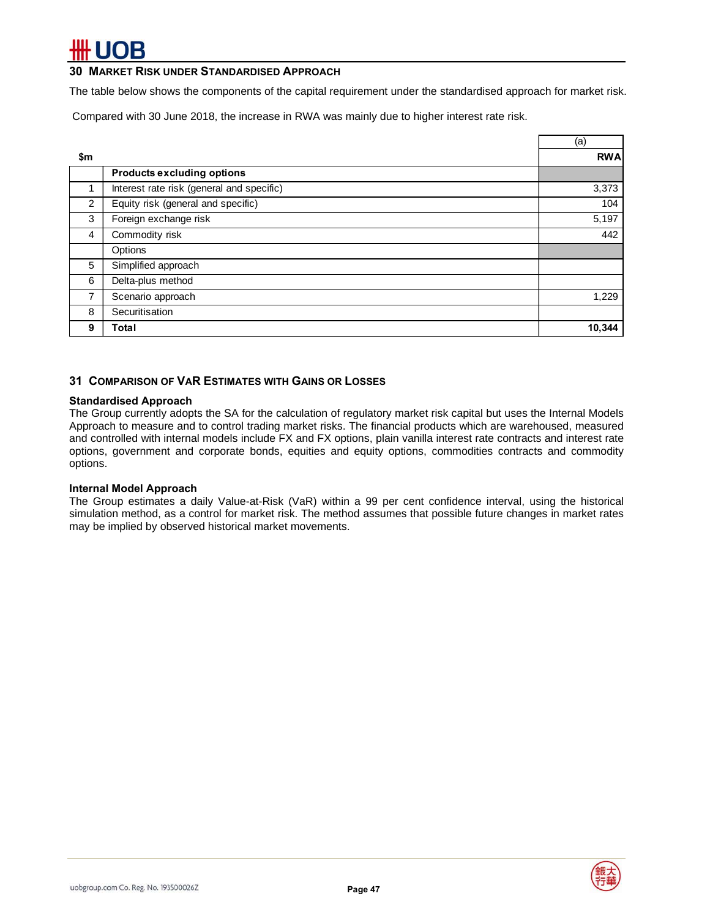## 30 Market Risk under Standardised Approach

The table below shows the components of the capital requirement under the standardised approach for market risk.

Compared with 30 June 2018, the increase in RWA was mainly due to higher interest rate risk.

| $m | | (a) RWA |
|---|---|---|
| | **Products excluding options** | |
| 1 | Interest rate risk (general and specific) | 3,373 |
| 2 | Equity risk (general and specific) | 104 |
| 3 | Foreign exchange risk | 5,197 |
| 4 | Commodity risk | 442 |
| | Options | |
| 5 | Simplified approach | |
| 6 | Delta-plus method | |
| 7 | Scenario approach | 1,229 |
| 8 | Securitisation | |
| **9** | **Total** | **10,344** |

## 31 Comparison of VaR Estimates with Gains or Losses

**Standardised Approach**

The Group currently adopts the SA for the calculation of regulatory market risk capital but uses the Internal Models Approach to measure and to control trading market risks. The financial products which are warehoused, measured and controlled with internal models include FX and FX options, plain vanilla interest rate contracts and interest rate options, government and corporate bonds, equities and equity options, commodities contracts and commodity options.

**Internal Model Approach**

The Group estimates a daily Value-at-Risk (VaR) within a 99 per cent confidence interval, using the historical simulation method, as a control for market risk. The method assumes that possible future changes in market rates may be implied by observed historical market movements.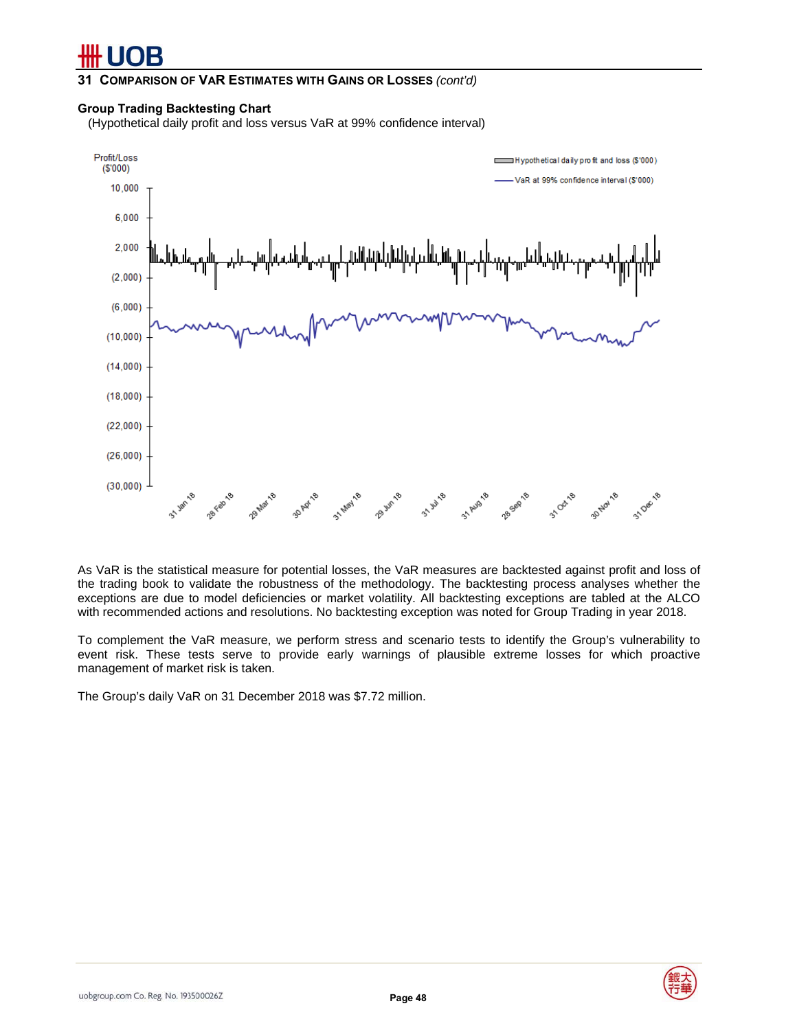## 31 Comparison of VaR Estimates with Gains or Losses *(cont'd)*

**Group Trading Backtesting Chart**

(Hypothetical daily profit and loss versus VaR at 99% confidence interval)

As VaR is the statistical measure for potential losses, the VaR measures are backtested against profit and loss of the trading book to validate the robustness of the methodology. The backtesting process analyses whether the exceptions are due to model deficiencies or market volatility. All backtesting exceptions are tabled at the ALCO with recommended actions and resolutions. No backtesting exception was noted for Group Trading in year 2018.

To complement the VaR measure, we perform stress and scenario tests to identify the Group's vulnerability to event risk. These tests serve to provide early warnings of plausible extreme losses for which proactive management of market risk is taken.

The Group's daily VaR on 31 December 2018 was $7.72 million.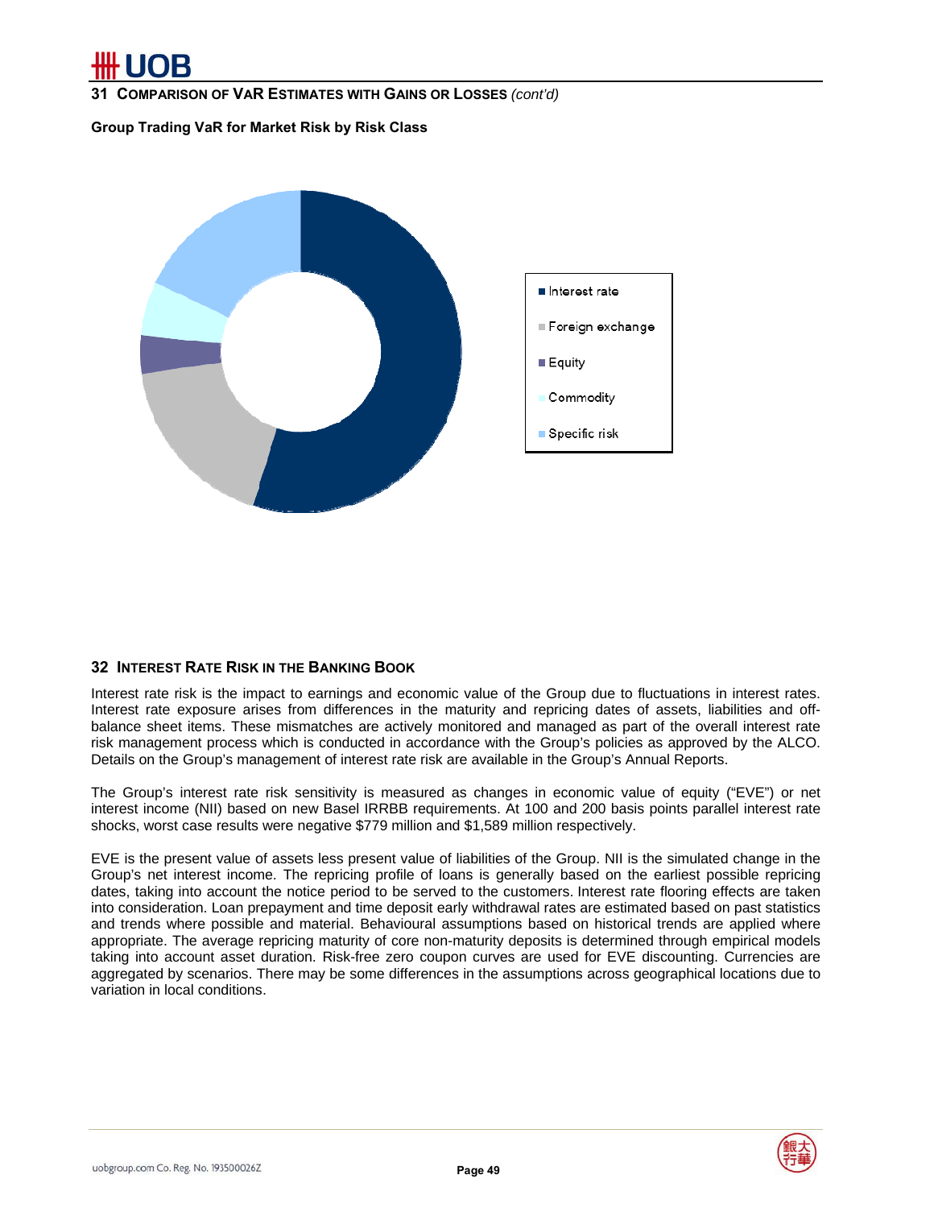## 31 COMPARISON OF VAR ESTIMATES WITH GAINS OR LOSSES *(cont'd)*

**Group Trading VaR for Market Risk by Risk Class**

- Interest rate
- Foreign exchange
- Equity
- Commodity
- Specific risk

## 32 INTEREST RATE RISK IN THE BANKING BOOK

Interest rate risk is the impact to earnings and economic value of the Group due to fluctuations in interest rates. Interest rate exposure arises from differences in the maturity and repricing dates of assets, liabilities and off-balance sheet items. These mismatches are actively monitored and managed as part of the overall interest rate risk management process which is conducted in accordance with the Group's policies as approved by the ALCO. Details on the Group's management of interest rate risk are available in the Group's Annual Reports.

The Group's interest rate risk sensitivity is measured as changes in economic value of equity ("EVE") or net interest income (NII) based on new Basel IRRBB requirements. At 100 and 200 basis points parallel interest rate shocks, worst case results were negative $779 million and $1,589 million respectively.

EVE is the present value of assets less present value of liabilities of the Group. NII is the simulated change in the Group's net interest income. The repricing profile of loans is generally based on the earliest possible repricing dates, taking into account the notice period to be served to the customers. Interest rate flooring effects are taken into consideration. Loan prepayment and time deposit early withdrawal rates are estimated based on past statistics and trends where possible and material. Behavioural assumptions based on historical trends are applied where appropriate. The average repricing maturity of core non-maturity deposits is determined through empirical models taking into account asset duration. Risk-free zero coupon curves are used for EVE discounting. Currencies are aggregated by scenarios. There may be some differences in the assumptions across geographical locations due to variation in local conditions.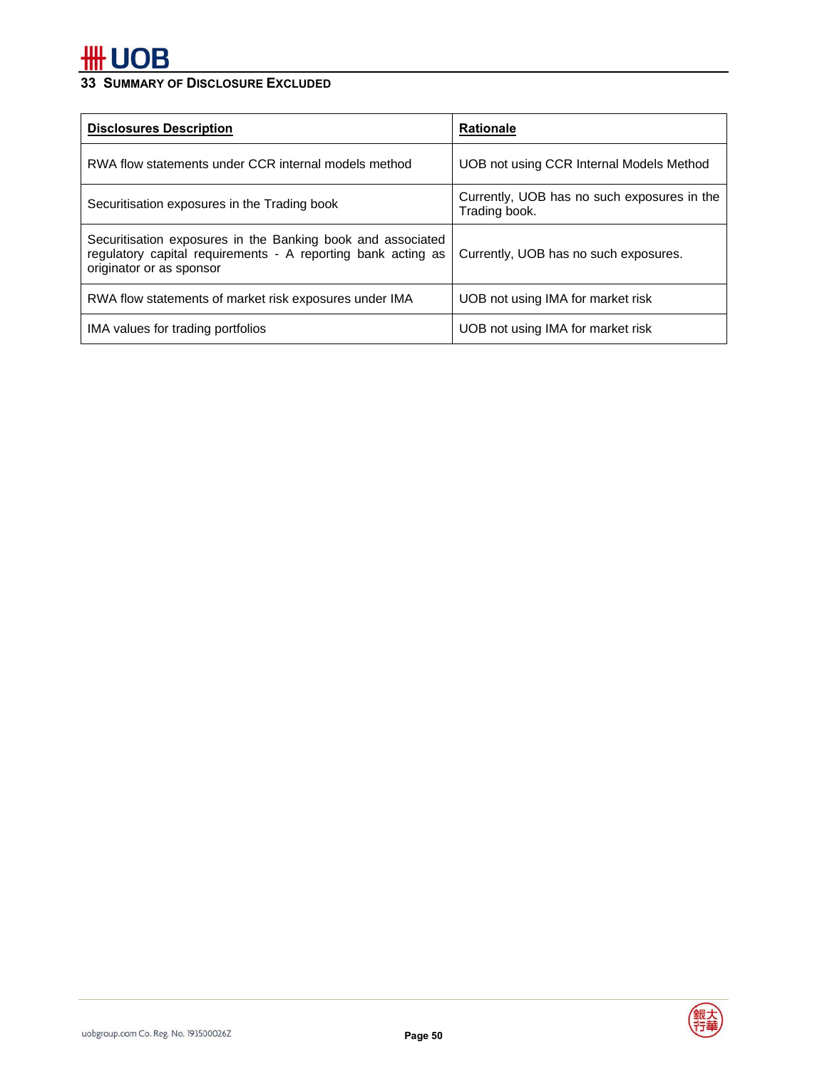## 33 SUMMARY OF DISCLOSURE EXCLUDED

| **Disclosures Description** | **Rationale** |
|---|---|
| RWA flow statements under CCR internal models method | UOB not using CCR Internal Models Method |
| Securitisation exposures in the Trading book | Currently, UOB has no such exposures in the Trading book. |
| Securitisation exposures in the Banking book and associated regulatory capital requirements - A reporting bank acting as originator or as sponsor | Currently, UOB has no such exposures. |
| RWA flow statements of market risk exposures under IMA | UOB not using IMA for market risk |
| IMA values for trading portfolios | UOB not using IMA for market risk |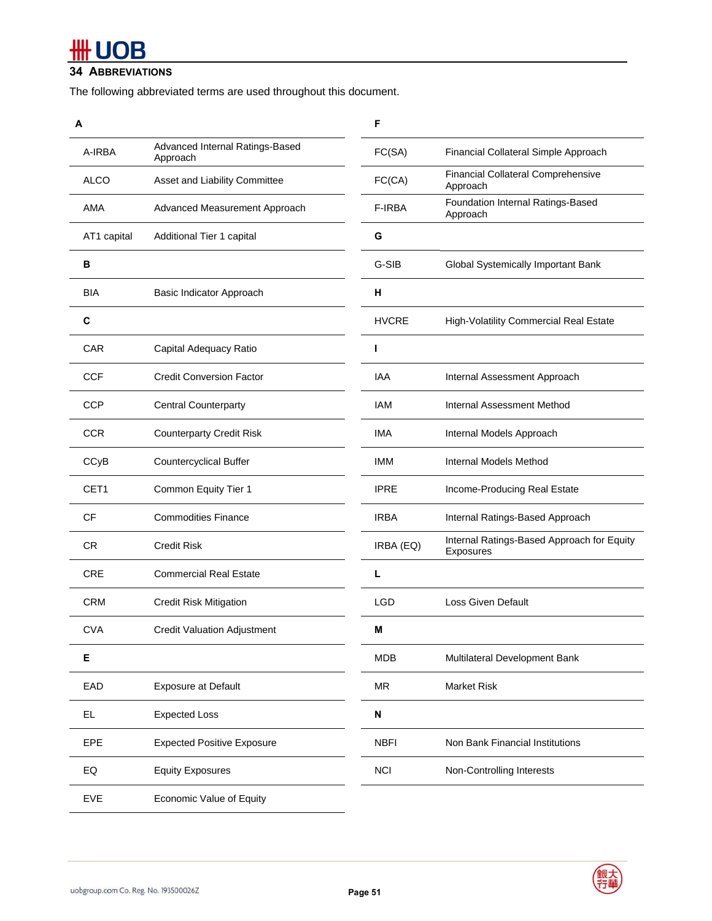## 34 ABBREVIATIONS

The following abbreviated terms are used throughout this document.

| Abbreviation | Term |
|---|---|
| **A** | |
| A-IRBA | Advanced Internal Ratings-Based Approach |
| ALCO | Asset and Liability Committee |
| AMA | Advanced Measurement Approach |
| AT1 capital | Additional Tier 1 capital |
| **B** | |
| BIA | Basic Indicator Approach |
| **C** | |
| CAR | Capital Adequacy Ratio |
| CCF | Credit Conversion Factor |
| CCP | Central Counterparty |
| CCR | Counterparty Credit Risk |
| CCyB | Countercyclical Buffer |
| CET1 | Common Equity Tier 1 |
| CF | Commodities Finance |
| CR | Credit Risk |
| CRE | Commercial Real Estate |
| CRM | Credit Risk Mitigation |
| CVA | Credit Valuation Adjustment |
| **E** | |
| EAD | Exposure at Default |
| EL | Expected Loss |
| EPE | Expected Positive Exposure |
| EQ | Equity Exposures |
| EVE | Economic Value of Equity |
| **F** | |
| FC(SA) | Financial Collateral Simple Approach |
| FC(CA) | Financial Collateral Comprehensive Approach |
| F-IRBA | Foundation Internal Ratings-Based Approach |
| **G** | |
| G-SIB | Global Systemically Important Bank |
| **H** | |
| HVCRE | High-Volatility Commercial Real Estate |
| **I** | |
| IAA | Internal Assessment Approach |
| IAM | Internal Assessment Method |
| IMA | Internal Models Approach |
| IMM | Internal Models Method |
| IPRE | Income-Producing Real Estate |
| IRBA | Internal Ratings-Based Approach |
| IRBA (EQ) | Internal Ratings-Based Approach for Equity Exposures |
| **L** | |
| LGD | Loss Given Default |
| **M** | |
| MDB | Multilateral Development Bank |
| MR | Market Risk |
| **N** | |
| NBFI | Non Bank Financial Institutions |
| NCI | Non-Controlling Interests |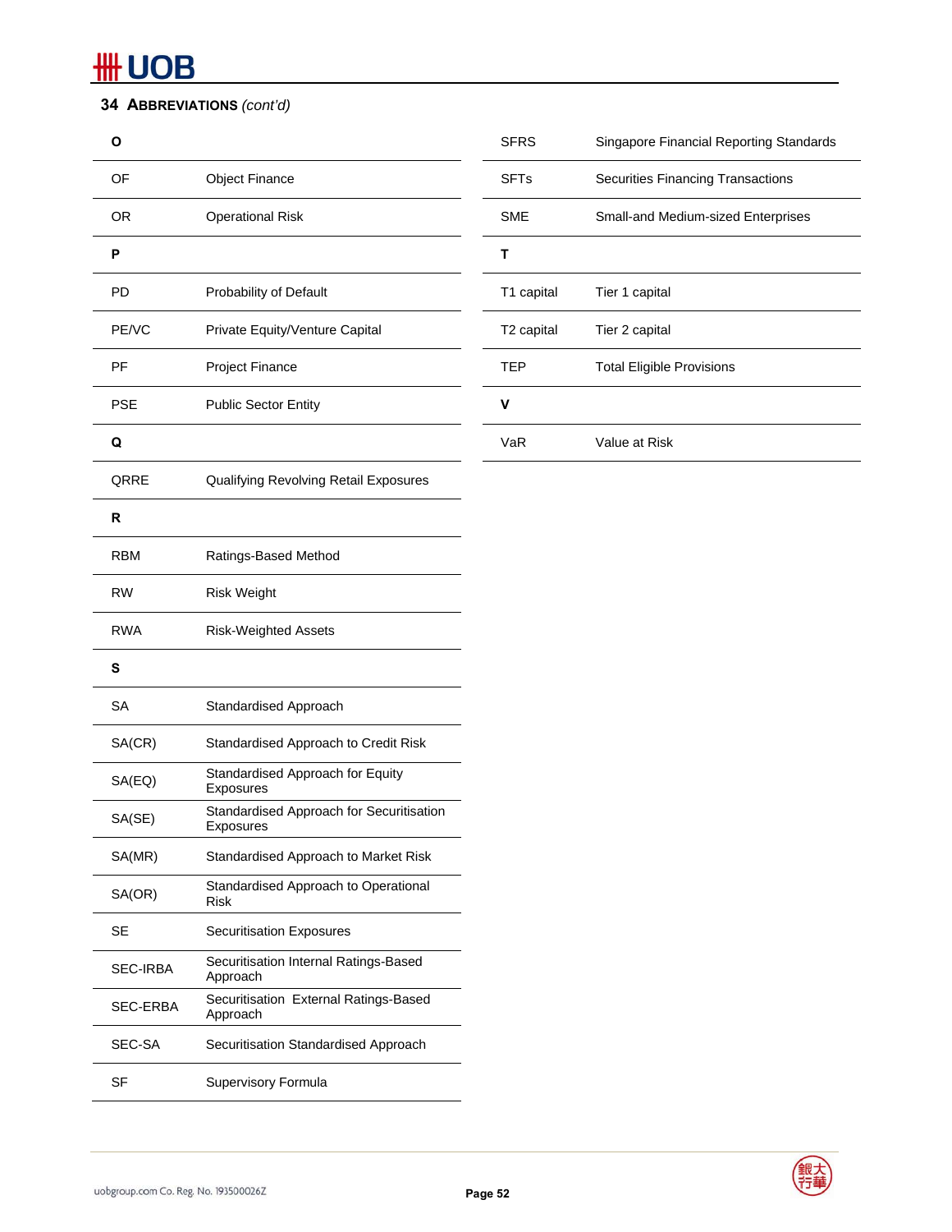## 34 ABBREVIATIONS *(cont'd)*

| | |
|---|---|
| **O** | |
| OF | Object Finance |
| OR | Operational Risk |
| **P** | |
| PD | Probability of Default |
| PE/VC | Private Equity/Venture Capital |
| PF | Project Finance |
| PSE | Public Sector Entity |
| **Q** | |
| QRRE | Qualifying Revolving Retail Exposures |
| **R** | |
| RBM | Ratings-Based Method |
| RW | Risk Weight |
| RWA | Risk-Weighted Assets |
| **S** | |
| SA | Standardised Approach |
| SA(CR) | Standardised Approach to Credit Risk |
| SA(EQ) | Standardised Approach for Equity Exposures |
| SA(SE) | Standardised Approach for Securitisation Exposures |
| SA(MR) | Standardised Approach to Market Risk |
| SA(OR) | Standardised Approach to Operational Risk |
| SE | Securitisation Exposures |
| SEC-IRBA | Securitisation Internal Ratings-Based Approach |
| SEC-ERBA | Securitisation External Ratings-Based Approach |
| SEC-SA | Securitisation Standardised Approach |
| SF | Supervisory Formula |
| SFRS | Singapore Financial Reporting Standards |
| SFTs | Securities Financing Transactions |
| SME | Small-and Medium-sized Enterprises |
| **T** | |
| T1 capital | Tier 1 capital |
| T2 capital | Tier 2 capital |
| TEP | Total Eligible Provisions |
| **V** | |
| VaR | Value at Risk |